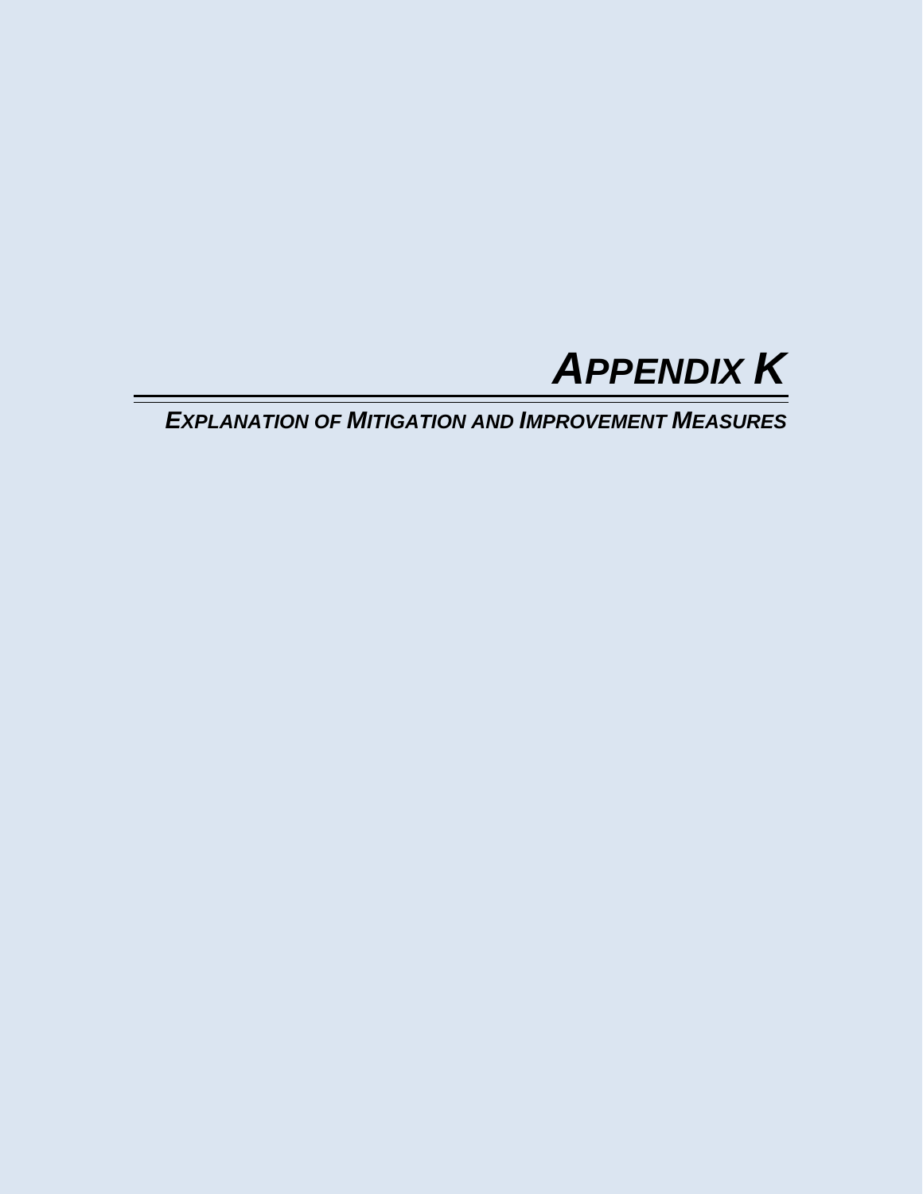# *APPENDIX K*

## *EXPLANATION OF MITIGATION AND IMPROVEMENT MEASURES*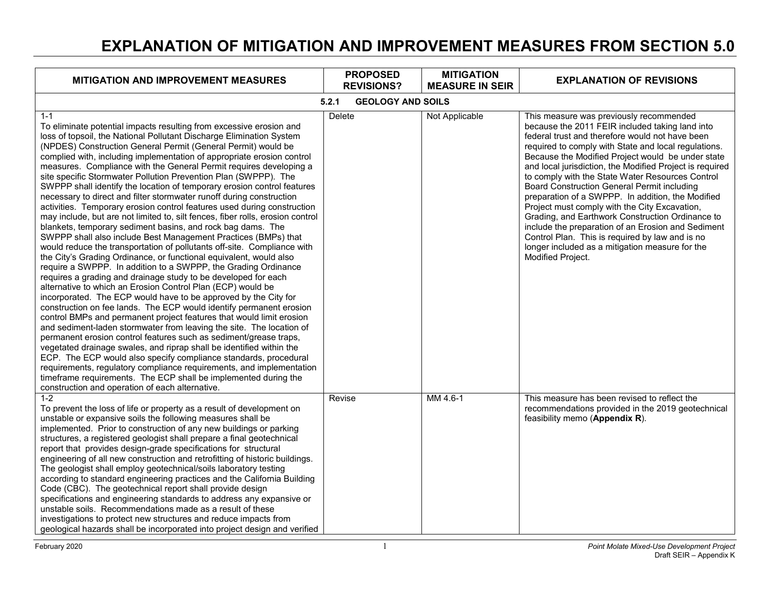# EXPLANATION OF MITIGATION AND IMPROVEMENT MEASURES FROM SECTION 5.0

| MITIGATION AND IMPROVEMENT MEASURES | PROPOSED REVISIONS? | MITIGATION MEASURE IN SEIR | EXPLANATION OF REVISIONS |
|---|---|---|---|
| **5.2.1 GEOLOGY AND SOILS** | | | |
| 1-1<br>To eliminate potential impacts resulting from excessive erosion and loss of topsoil, the National Pollutant Discharge Elimination System (NPDES) Construction General Permit (General Permit) would be complied with, including implementation of appropriate erosion control measures. Compliance with the General Permit requires developing a site specific Stormwater Pollution Prevention Plan (SWPPP). The SWPPP shall identify the location of temporary erosion control features necessary to direct and filter stormwater runoff during construction activities. Temporary erosion control features used during construction may include, but are not limited to, silt fences, fiber rolls, erosion control blankets, temporary sediment basins, and rock bag dams. The SWPPP shall also include Best Management Practices (BMPs) that would reduce the transportation of pollutants off-site. Compliance with the City's Grading Ordinance, or functional equivalent, would also require a SWPPP. In addition to a SWPPP, the Grading Ordinance requires a grading and drainage study to be developed for each alternative to which an Erosion Control Plan (ECP) would be incorporated. The ECP would have to be approved by the City for construction on fee lands. The ECP would identify permanent erosion control BMPs and permanent project features that would limit erosion and sediment-laden stormwater from leaving the site. The location of permanent erosion control features such as sediment/grease traps, vegetated drainage swales, and riprap shall be identified within the ECP. The ECP would also specify compliance standards, procedural requirements, regulatory compliance requirements, and implementation timeframe requirements. The ECP shall be implemented during the construction and operation of each alternative. | Delete | Not Applicable | This measure was previously recommended because the 2011 FEIR included taking land into federal trust and therefore would not have been required to comply with State and local regulations. Because the Modified Project would be under state and local jurisdiction, the Modified Project is required to comply with the State Water Resources Control Board Construction General Permit including preparation of a SWPPP. In addition, the Modified Project must comply with the City Excavation, Grading, and Earthwork Construction Ordinance to include the preparation of an Erosion and Sediment Control Plan. This is required by law and is no longer included as a mitigation measure for the Modified Project. |
| 1-2<br>To prevent the loss of life or property as a result of development on unstable or expansive soils the following measures shall be implemented. Prior to construction of any new buildings or parking structures, a registered geologist shall prepare a final geotechnical report that provides design-grade specifications for structural engineering of all new construction and retrofitting of historic buildings. The geologist shall employ geotechnical/soils laboratory testing according to standard engineering practices and the California Building Code (CBC). The geotechnical report shall provide design specifications and engineering standards to address any expansive or unstable soils. Recommendations made as a result of these investigations to protect new structures and reduce impacts from geological hazards shall be incorporated into project design and verified | Revise | MM 4.6-1 | This measure has been revised to reflect the recommendations provided in the 2019 geotechnical feasibility memo (**Appendix R**). |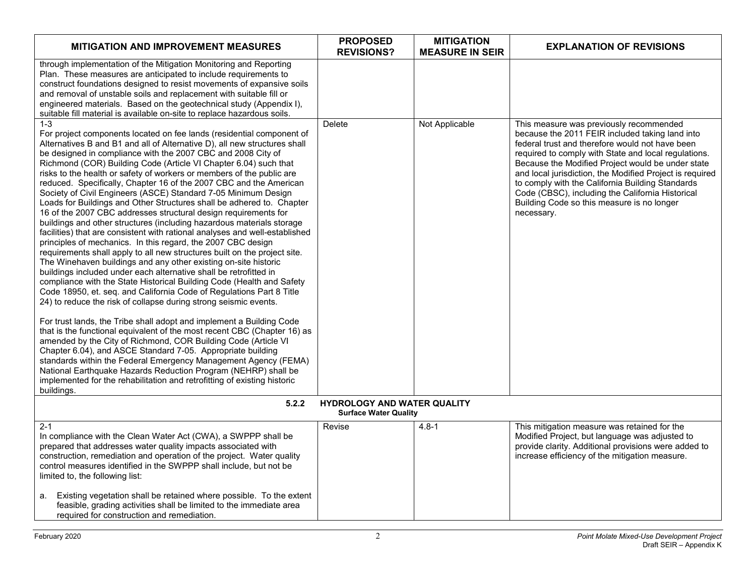| MITIGATION AND IMPROVEMENT MEASURES | PROPOSED REVISIONS? | MITIGATION MEASURE IN SEIR | EXPLANATION OF REVISIONS |
|---|---|---|---|
| through implementation of the Mitigation Monitoring and Reporting Plan. These measures are anticipated to include requirements to construct foundations designed to resist movements of expansive soils and removal of unstable soils and replacement with suitable fill or engineered materials. Based on the geotechnical study (Appendix I), suitable fill material is available on-site to replace hazardous soils. | | | |
| 1-3<br>For project components located on fee lands (residential component of Alternatives B and B1 and all of Alternative D), all new structures shall be designed in compliance with the 2007 CBC and 2008 City of Richmond (COR) Building Code (Article VI Chapter 6.04) such that risks to the health or safety of workers or members of the public are reduced. Specifically, Chapter 16 of the 2007 CBC and the American Society of Civil Engineers (ASCE) Standard 7-05 Minimum Design Loads for Buildings and Other Structures shall be adhered to. Chapter 16 of the 2007 CBC addresses structural design requirements for buildings and other structures (including hazardous materials storage facilities) that are consistent with rational analyses and well-established principles of mechanics. In this regard, the 2007 CBC design requirements shall apply to all new structures built on the project site. The Winehaven buildings and any other existing on-site historic buildings included under each alternative shall be retrofitted in compliance with the State Historical Building Code (Health and Safety Code 18950, et. seq. and California Code of Regulations Part 8 Title 24) to reduce the risk of collapse during strong seismic events.<br><br>For trust lands, the Tribe shall adopt and implement a Building Code that is the functional equivalent of the most recent CBC (Chapter 16) as amended by the City of Richmond, COR Building Code (Article VI Chapter 6.04), and ASCE Standard 7-05. Appropriate building standards within the Federal Emergency Management Agency (FEMA) National Earthquake Hazards Reduction Program (NEHRP) shall be implemented for the rehabilitation and retrofitting of existing historic buildings. | Delete | Not Applicable | This measure was previously recommended because the 2011 FEIR included taking land into federal trust and therefore would not have been required to comply with State and local regulations. Because the Modified Project would be under state and local jurisdiction, the Modified Project is required to comply with the California Building Standards Code (CBSC), including the California Historical Building Code so this measure is no longer necessary. |
| **5.2.2 HYDROLOGY AND WATER QUALITY**<br>**Surface Water Quality** | | | |
| 2-1<br>In compliance with the Clean Water Act (CWA), a SWPPP shall be prepared that addresses water quality impacts associated with construction, remediation and operation of the project. Water quality control measures identified in the SWPPP shall include, but not be limited to, the following list:<br><br>a. Existing vegetation shall be retained where possible. To the extent feasible, grading activities shall be limited to the immediate area required for construction and remediation. | Revise | 4.8-1 | This mitigation measure was retained for the Modified Project, but language was adjusted to provide clarity. Additional provisions were added to increase efficiency of the mitigation measure. |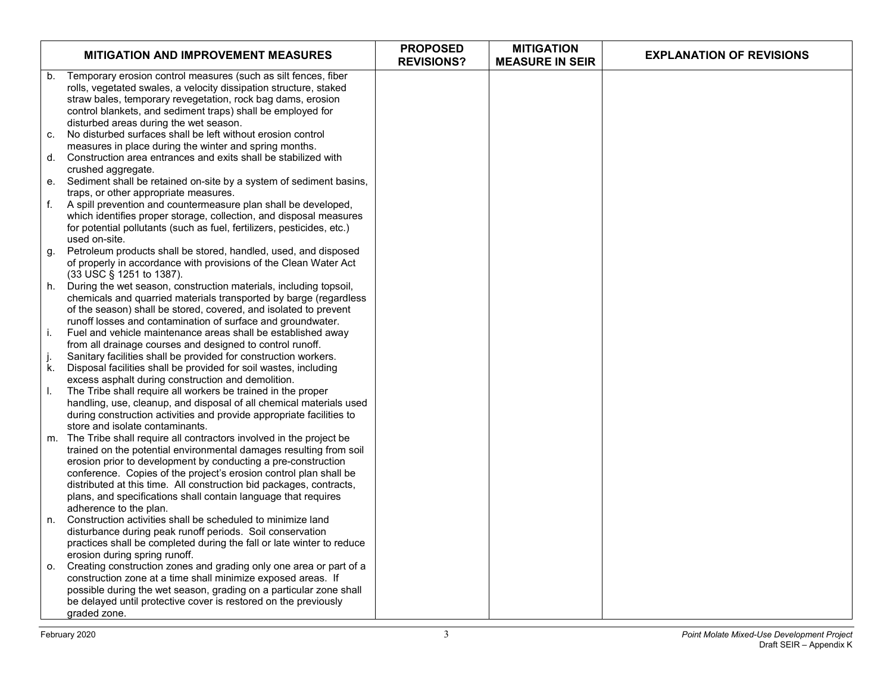| MITIGATION AND IMPROVEMENT MEASURES | PROPOSED REVISIONS? | MITIGATION MEASURE IN SEIR | EXPLANATION OF REVISIONS |
|---|---|---|---|
| b. Temporary erosion control measures (such as silt fences, fiber rolls, vegetated swales, a velocity dissipation structure, staked straw bales, temporary revegetation, rock bag dams, erosion control blankets, and sediment traps) shall be employed for disturbed areas during the wet season.<br>c. No disturbed surfaces shall be left without erosion control measures in place during the winter and spring months.<br>d. Construction area entrances and exits shall be stabilized with crushed aggregate.<br>e. Sediment shall be retained on-site by a system of sediment basins, traps, or other appropriate measures.<br>f. A spill prevention and countermeasure plan shall be developed, which identifies proper storage, collection, and disposal measures for potential pollutants (such as fuel, fertilizers, pesticides, etc.) used on-site.<br>g. Petroleum products shall be stored, handled, used, and disposed of properly in accordance with provisions of the Clean Water Act (33 USC § 1251 to 1387).<br>h. During the wet season, construction materials, including topsoil, chemicals and quarried materials transported by barge (regardless of the season) shall be stored, covered, and isolated to prevent runoff losses and contamination of surface and groundwater.<br>i. Fuel and vehicle maintenance areas shall be established away from all drainage courses and designed to control runoff.<br>j. Sanitary facilities shall be provided for construction workers.<br>k. Disposal facilities shall be provided for soil wastes, including excess asphalt during construction and demolition.<br>l. The Tribe shall require all workers be trained in the proper handling, use, cleanup, and disposal of all chemical materials used during construction activities and provide appropriate facilities to store and isolate contaminants.<br>m. The Tribe shall require all contractors involved in the project be trained on the potential environmental damages resulting from soil erosion prior to development by conducting a pre-construction conference. Copies of the project's erosion control plan shall be distributed at this time. All construction bid packages, contracts, plans, and specifications shall contain language that requires adherence to the plan.<br>n. Construction activities shall be scheduled to minimize land disturbance during peak runoff periods. Soil conservation practices shall be completed during the fall or late winter to reduce erosion during spring runoff.<br>o. Creating construction zones and grading only one area or part of a construction zone at a time shall minimize exposed areas. If possible during the wet season, grading on a particular zone shall be delayed until protective cover is restored on the previously graded zone. | | | |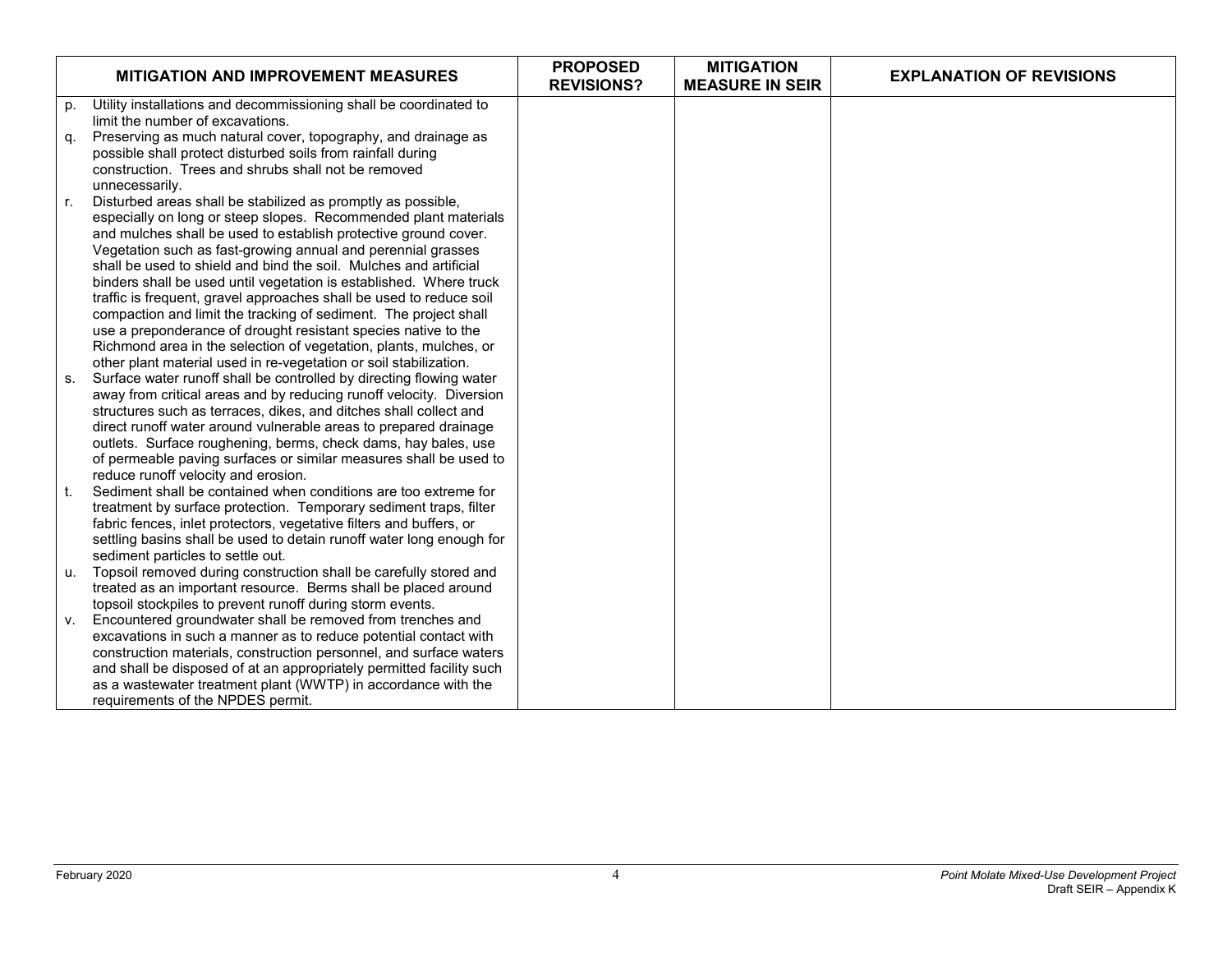| MITIGATION AND IMPROVEMENT MEASURES | PROPOSED REVISIONS? | MITIGATION MEASURE IN SEIR | EXPLANATION OF REVISIONS |
|---|---|---|---|
| p. Utility installations and decommissioning shall be coordinated to limit the number of excavations.<br>q. Preserving as much natural cover, topography, and drainage as possible shall protect disturbed soils from rainfall during construction. Trees and shrubs shall not be removed unnecessarily.<br>r. Disturbed areas shall be stabilized as promptly as possible, especially on long or steep slopes. Recommended plant materials and mulches shall be used to establish protective ground cover. Vegetation such as fast-growing annual and perennial grasses shall be used to shield and bind the soil. Mulches and artificial binders shall be used until vegetation is established. Where truck traffic is frequent, gravel approaches shall be used to reduce soil compaction and limit the tracking of sediment. The project shall use a preponderance of drought resistant species native to the Richmond area in the selection of vegetation, plants, mulches, or other plant material used in re-vegetation or soil stabilization.<br>s. Surface water runoff shall be controlled by directing flowing water away from critical areas and by reducing runoff velocity. Diversion structures such as terraces, dikes, and ditches shall collect and direct runoff water around vulnerable areas to prepared drainage outlets. Surface roughening, berms, check dams, hay bales, use of permeable paving surfaces or similar measures shall be used to reduce runoff velocity and erosion.<br>t. Sediment shall be contained when conditions are too extreme for treatment by surface protection. Temporary sediment traps, filter fabric fences, inlet protectors, vegetative filters and buffers, or settling basins shall be used to detain runoff water long enough for sediment particles to settle out.<br>u. Topsoil removed during construction shall be carefully stored and treated as an important resource. Berms shall be placed around topsoil stockpiles to prevent runoff during storm events.<br>v. Encountered groundwater shall be removed from trenches and excavations in such a manner as to reduce potential contact with construction materials, construction personnel, and surface waters and shall be disposed of at an appropriately permitted facility such as a wastewater treatment plant (WWTP) in accordance with the requirements of the NPDES permit. | | | |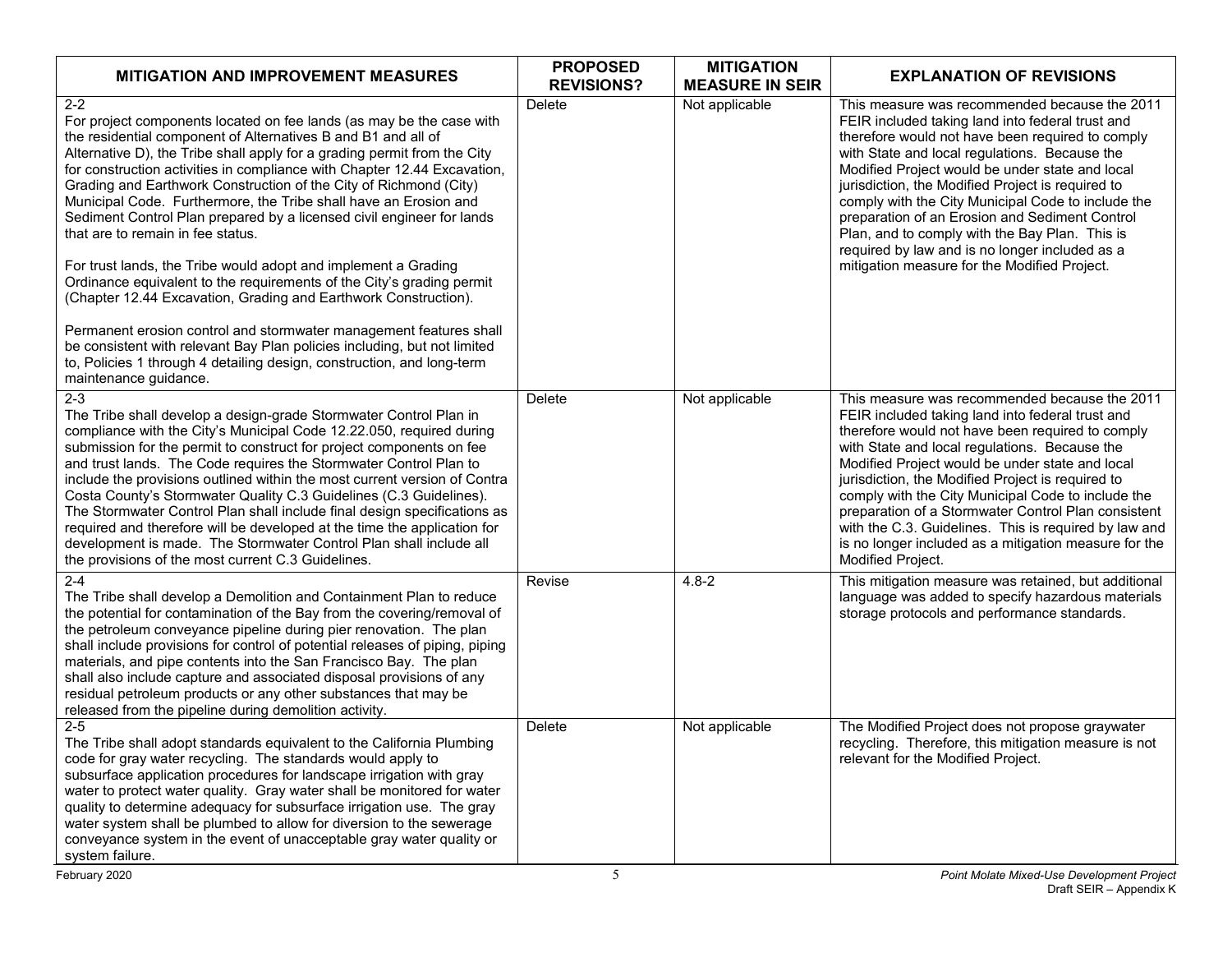| MITIGATION AND IMPROVEMENT MEASURES | PROPOSED REVISIONS? | MITIGATION MEASURE IN SEIR | EXPLANATION OF REVISIONS |
|---|---|---|---|
| 2-2<br>For project components located on fee lands (as may be the case with the residential component of Alternatives B and B1 and all of Alternative D), the Tribe shall apply for a grading permit from the City for construction activities in compliance with Chapter 12.44 Excavation, Grading and Earthwork Construction of the City of Richmond (City) Municipal Code. Furthermore, the Tribe shall have an Erosion and Sediment Control Plan prepared by a licensed civil engineer for lands that are to remain in fee status.<br><br>For trust lands, the Tribe would adopt and implement a Grading Ordinance equivalent to the requirements of the City's grading permit (Chapter 12.44 Excavation, Grading and Earthwork Construction).<br><br>Permanent erosion control and stormwater management features shall be consistent with relevant Bay Plan policies including, but not limited to, Policies 1 through 4 detailing design, construction, and long-term maintenance guidance. | Delete | Not applicable | This measure was recommended because the 2011 FEIR included taking land into federal trust and therefore would not have been required to comply with State and local regulations. Because the Modified Project would be under state and local jurisdiction, the Modified Project is required to comply with the City Municipal Code to include the preparation of an Erosion and Sediment Control Plan, and to comply with the Bay Plan. This is required by law and is no longer included as a mitigation measure for the Modified Project. |
| 2-3<br>The Tribe shall develop a design-grade Stormwater Control Plan in compliance with the City's Municipal Code 12.22.050, required during submission for the permit to construct for project components on fee and trust lands. The Code requires the Stormwater Control Plan to include the provisions outlined within the most current version of Contra Costa County's Stormwater Quality C.3 Guidelines (C.3 Guidelines). The Stormwater Control Plan shall include final design specifications as required and therefore will be developed at the time the application for development is made. The Stormwater Control Plan shall include all the provisions of the most current C.3 Guidelines. | Delete | Not applicable | This measure was recommended because the 2011 FEIR included taking land into federal trust and therefore would not have been required to comply with State and local regulations. Because the Modified Project would be under state and local jurisdiction, the Modified Project is required to comply with the City Municipal Code to include the preparation of a Stormwater Control Plan consistent with the C.3. Guidelines. This is required by law and is no longer included as a mitigation measure for the Modified Project. |
| 2-4<br>The Tribe shall develop a Demolition and Containment Plan to reduce the potential for contamination of the Bay from the covering/removal of the petroleum conveyance pipeline during pier renovation. The plan shall include provisions for control of potential releases of piping, piping materials, and pipe contents into the San Francisco Bay. The plan shall also include capture and associated disposal provisions of any residual petroleum products or any other substances that may be released from the pipeline during demolition activity. | Revise | 4.8-2 | This mitigation measure was retained, but additional language was added to specify hazardous materials storage protocols and performance standards. |
| 2-5<br>The Tribe shall adopt standards equivalent to the California Plumbing code for gray water recycling. The standards would apply to subsurface application procedures for landscape irrigation with gray water to protect water quality. Gray water shall be monitored for water quality to determine adequacy for subsurface irrigation use. The gray water system shall be plumbed to allow for diversion to the sewerage conveyance system in the event of unacceptable gray water quality or system failure. | Delete | Not applicable | The Modified Project does not propose graywater recycling. Therefore, this mitigation measure is not relevant for the Modified Project. |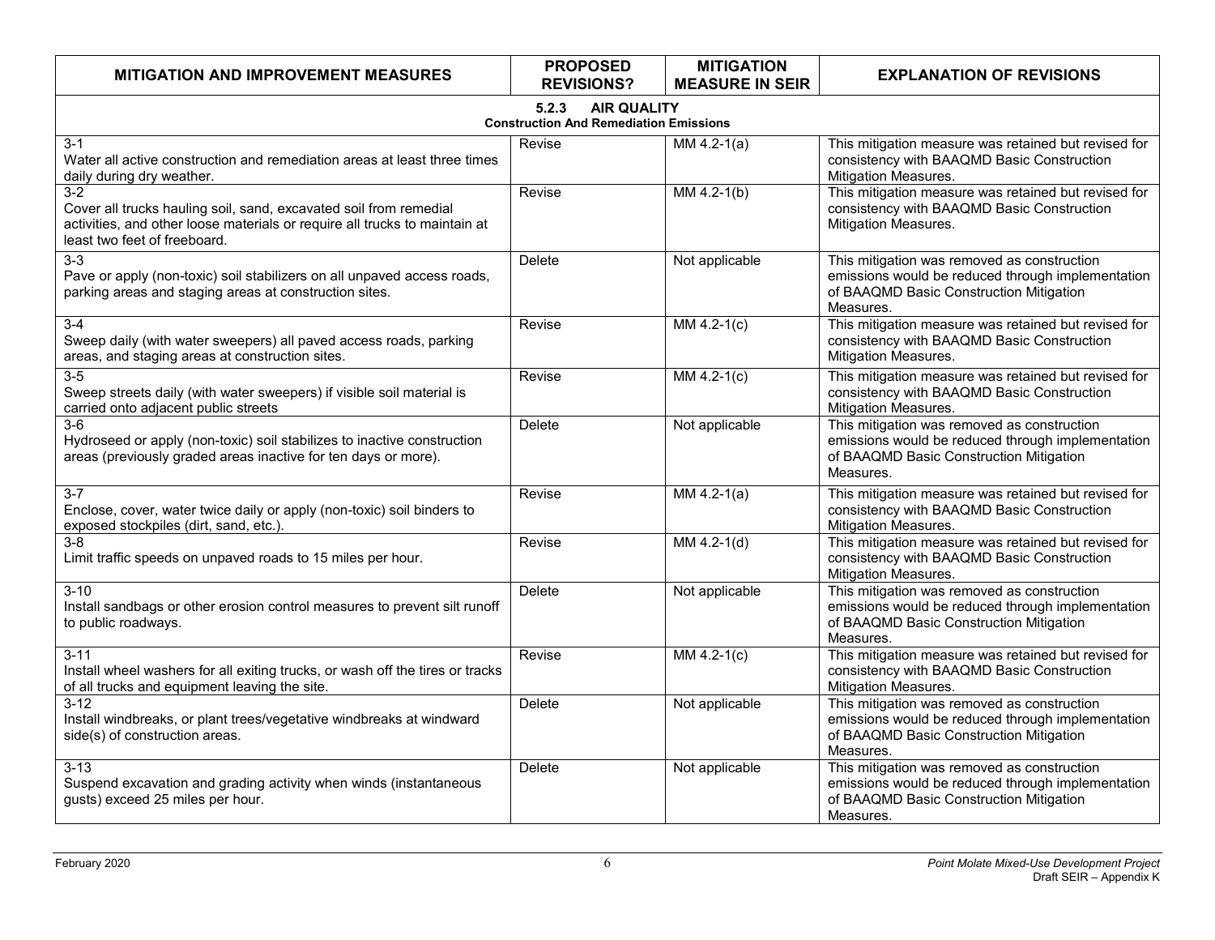| MITIGATION AND IMPROVEMENT MEASURES | PROPOSED REVISIONS? | MITIGATION MEASURE IN SEIR | EXPLANATION OF REVISIONS |
|---|---|---|---|
| **5.2.3 AIR QUALITY** **Construction And Remediation Emissions** | | | |
| 3-1 Water all active construction and remediation areas at least three times daily during dry weather. | Revise | MM 4.2-1(a) | This mitigation measure was retained but revised for consistency with BAAQMD Basic Construction Mitigation Measures. |
| 3-2 Cover all trucks hauling soil, sand, excavated soil from remedial activities, and other loose materials or require all trucks to maintain at least two feet of freeboard. | Revise | MM 4.2-1(b) | This mitigation measure was retained but revised for consistency with BAAQMD Basic Construction Mitigation Measures. |
| 3-3 Pave or apply (non-toxic) soil stabilizers on all unpaved access roads, parking areas and staging areas at construction sites. | Delete | Not applicable | This mitigation was removed as construction emissions would be reduced through implementation of BAAQMD Basic Construction Mitigation Measures. |
| 3-4 Sweep daily (with water sweepers) all paved access roads, parking areas, and staging areas at construction sites. | Revise | MM 4.2-1(c) | This mitigation measure was retained but revised for consistency with BAAQMD Basic Construction Mitigation Measures. |
| 3-5 Sweep streets daily (with water sweepers) if visible soil material is carried onto adjacent public streets | Revise | MM 4.2-1(c) | This mitigation measure was retained but revised for consistency with BAAQMD Basic Construction Mitigation Measures. |
| 3-6 Hydroseed or apply (non-toxic) soil stabilizes to inactive construction areas (previously graded areas inactive for ten days or more). | Delete | Not applicable | This mitigation was removed as construction emissions would be reduced through implementation of BAAQMD Basic Construction Mitigation Measures. |
| 3-7 Enclose, cover, water twice daily or apply (non-toxic) soil binders to exposed stockpiles (dirt, sand, etc.). | Revise | MM 4.2-1(a) | This mitigation measure was retained but revised for consistency with BAAQMD Basic Construction Mitigation Measures. |
| 3-8 Limit traffic speeds on unpaved roads to 15 miles per hour. | Revise | MM 4.2-1(d) | This mitigation measure was retained but revised for consistency with BAAQMD Basic Construction Mitigation Measures. |
| 3-10 Install sandbags or other erosion control measures to prevent silt runoff to public roadways. | Delete | Not applicable | This mitigation was removed as construction emissions would be reduced through implementation of BAAQMD Basic Construction Mitigation Measures. |
| 3-11 Install wheel washers for all exiting trucks, or wash off the tires or tracks of all trucks and equipment leaving the site. | Revise | MM 4.2-1(c) | This mitigation measure was retained but revised for consistency with BAAQMD Basic Construction Mitigation Measures. |
| 3-12 Install windbreaks, or plant trees/vegetative windbreaks at windward side(s) of construction areas. | Delete | Not applicable | This mitigation was removed as construction emissions would be reduced through implementation of BAAQMD Basic Construction Mitigation Measures. |
| 3-13 Suspend excavation and grading activity when winds (instantaneous gusts) exceed 25 miles per hour. | Delete | Not applicable | This mitigation was removed as construction emissions would be reduced through implementation of BAAQMD Basic Construction Mitigation Measures. |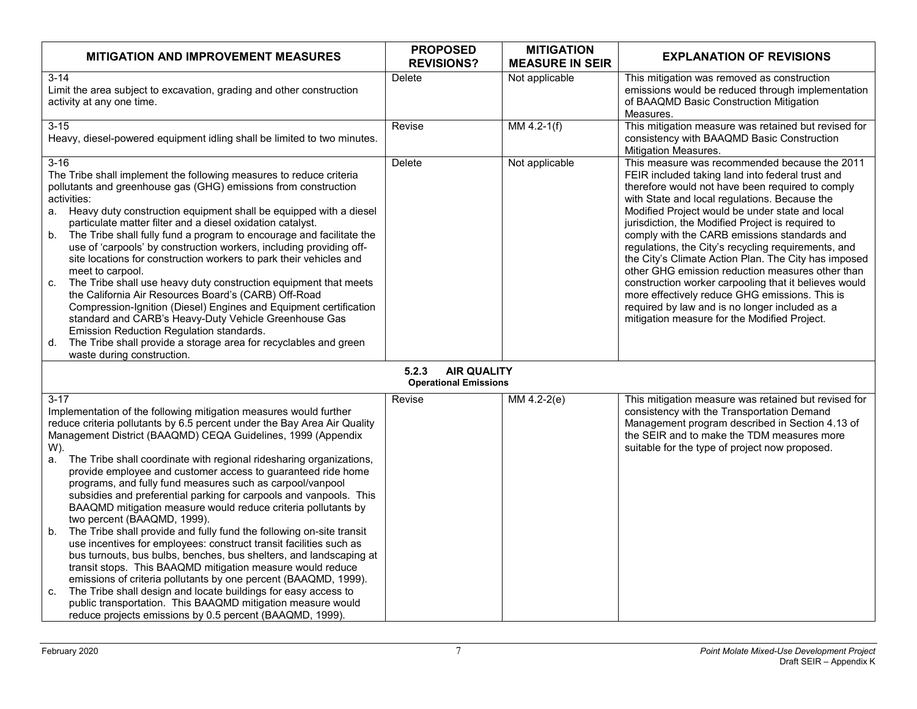| MITIGATION AND IMPROVEMENT MEASURES | PROPOSED REVISIONS? | MITIGATION MEASURE IN SEIR | EXPLANATION OF REVISIONS |
| --- | --- | --- | --- |
| 3-14<br>Limit the area subject to excavation, grading and other construction activity at any one time. | Delete | Not applicable | This mitigation was removed as construction emissions would be reduced through implementation of BAAQMD Basic Construction Mitigation Measures. |
| 3-15<br>Heavy, diesel-powered equipment idling shall be limited to two minutes. | Revise | MM 4.2-1(f) | This mitigation measure was retained but revised for consistency with BAAQMD Basic Construction Mitigation Measures. |
| 3-16<br>The Tribe shall implement the following measures to reduce criteria pollutants and greenhouse gas (GHG) emissions from construction activities:<br>a. Heavy duty construction equipment shall be equipped with a diesel particulate matter filter and a diesel oxidation catalyst.<br>b. The Tribe shall fully fund a program to encourage and facilitate the use of 'carpools' by construction workers, including providing off-site locations for construction workers to park their vehicles and meet to carpool.<br>c. The Tribe shall use heavy duty construction equipment that meets the California Air Resources Board's (CARB) Off-Road Compression-Ignition (Diesel) Engines and Equipment certification standard and CARB's Heavy-Duty Vehicle Greenhouse Gas Emission Reduction Regulation standards.<br>d. The Tribe shall provide a storage area for recyclables and green waste during construction. | Delete | Not applicable | This measure was recommended because the 2011 FEIR included taking land into federal trust and therefore would not have been required to comply with State and local regulations. Because the Modified Project would be under state and local jurisdiction, the Modified Project is required to comply with the CARB emissions standards and regulations, the City's recycling requirements, and the City's Climate Action Plan. The City has imposed other GHG emission reduction measures other than construction worker carpooling that it believes would more effectively reduce GHG emissions. This is required by law and is no longer included as a mitigation measure for the Modified Project. |
| **5.2.3 AIR QUALITY**<br>**Operational Emissions** | | | |
| 3-17<br>Implementation of the following mitigation measures would further reduce criteria pollutants by 6.5 percent under the Bay Area Air Quality Management District (BAAQMD) CEQA Guidelines, 1999 (Appendix W).<br>a. The Tribe shall coordinate with regional ridesharing organizations, provide employee and customer access to guaranteed ride home programs, and fully fund measures such as carpool/vanpool subsidies and preferential parking for carpools and vanpools. This BAAQMD mitigation measure would reduce criteria pollutants by two percent (BAAQMD, 1999).<br>b. The Tribe shall provide and fully fund the following on-site transit use incentives for employees: construct transit facilities such as bus turnouts, bus bulbs, benches, bus shelters, and landscaping at transit stops. This BAAQMD mitigation measure would reduce emissions of criteria pollutants by one percent (BAAQMD, 1999).<br>c. The Tribe shall design and locate buildings for easy access to public transportation. This BAAQMD mitigation measure would reduce projects emissions by 0.5 percent (BAAQMD, 1999). | Revise | MM 4.2-2(e) | This mitigation measure was retained but revised for consistency with the Transportation Demand Management program described in Section 4.13 of the SEIR and to make the TDM measures more suitable for the type of project now proposed. |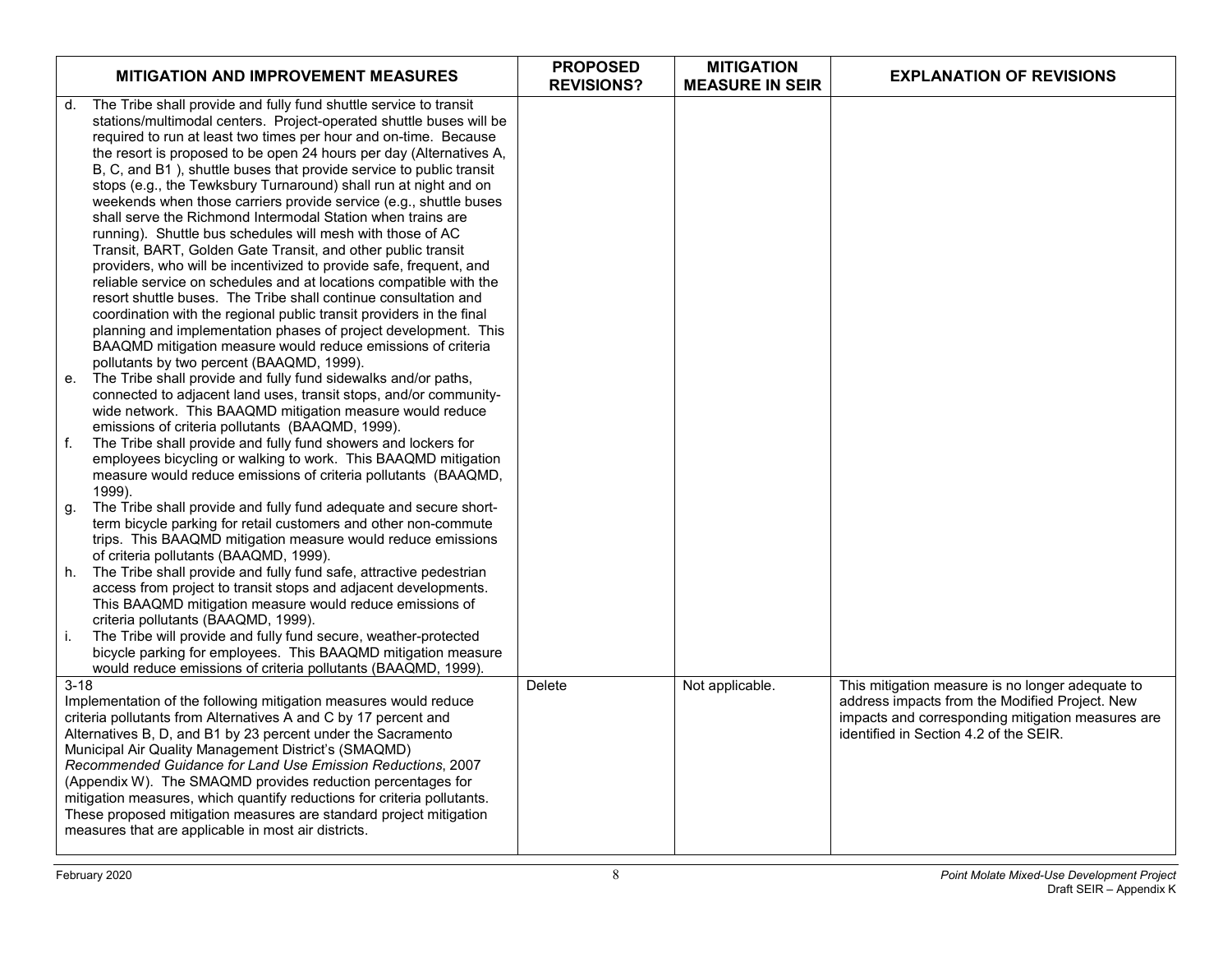| MITIGATION AND IMPROVEMENT MEASURES | PROPOSED REVISIONS? | MITIGATION MEASURE IN SEIR | EXPLANATION OF REVISIONS |
|---|---|---|---|
| d. The Tribe shall provide and fully fund shuttle service to transit stations/multimodal centers. Project-operated shuttle buses will be required to run at least two times per hour and on-time. Because the resort is proposed to be open 24 hours per day (Alternatives A, B, C, and B1 ), shuttle buses that provide service to public transit stops (e.g., the Tewksbury Turnaround) shall run at night and on weekends when those carriers provide service (e.g., shuttle buses shall serve the Richmond Intermodal Station when trains are running). Shuttle bus schedules will mesh with those of AC Transit, BART, Golden Gate Transit, and other public transit providers, who will be incentivized to provide safe, frequent, and reliable service on schedules and at locations compatible with the resort shuttle buses. The Tribe shall continue consultation and coordination with the regional public transit providers in the final planning and implementation phases of project development. This BAAQMD mitigation measure would reduce emissions of criteria pollutants by two percent (BAAQMD, 1999).<br>e. The Tribe shall provide and fully fund sidewalks and/or paths, connected to adjacent land uses, transit stops, and/or community-wide network. This BAAQMD mitigation measure would reduce emissions of criteria pollutants (BAAQMD, 1999).<br>f. The Tribe shall provide and fully fund showers and lockers for employees bicycling or walking to work. This BAAQMD mitigation measure would reduce emissions of criteria pollutants (BAAQMD, 1999).<br>g. The Tribe shall provide and fully fund adequate and secure short-term bicycle parking for retail customers and other non-commute trips. This BAAQMD mitigation measure would reduce emissions of criteria pollutants (BAAQMD, 1999).<br>h. The Tribe shall provide and fully fund safe, attractive pedestrian access from project to transit stops and adjacent developments. This BAAQMD mitigation measure would reduce emissions of criteria pollutants (BAAQMD, 1999).<br>i. The Tribe will provide and fully fund secure, weather-protected bicycle parking for employees. This BAAQMD mitigation measure would reduce emissions of criteria pollutants (BAAQMD, 1999). | | | |
| 3-18<br>Implementation of the following mitigation measures would reduce criteria pollutants from Alternatives A and C by 17 percent and Alternatives B, D, and B1 by 23 percent under the Sacramento Municipal Air Quality Management District's (SMAQMD) *Recommended Guidance for Land Use Emission Reductions*, 2007 (Appendix W). The SMAQMD provides reduction percentages for mitigation measures, which quantify reductions for criteria pollutants. These proposed mitigation measures are standard project mitigation measures that are applicable in most air districts. | Delete | Not applicable. | This mitigation measure is no longer adequate to address impacts from the Modified Project. New impacts and corresponding mitigation measures are identified in Section 4.2 of the SEIR. |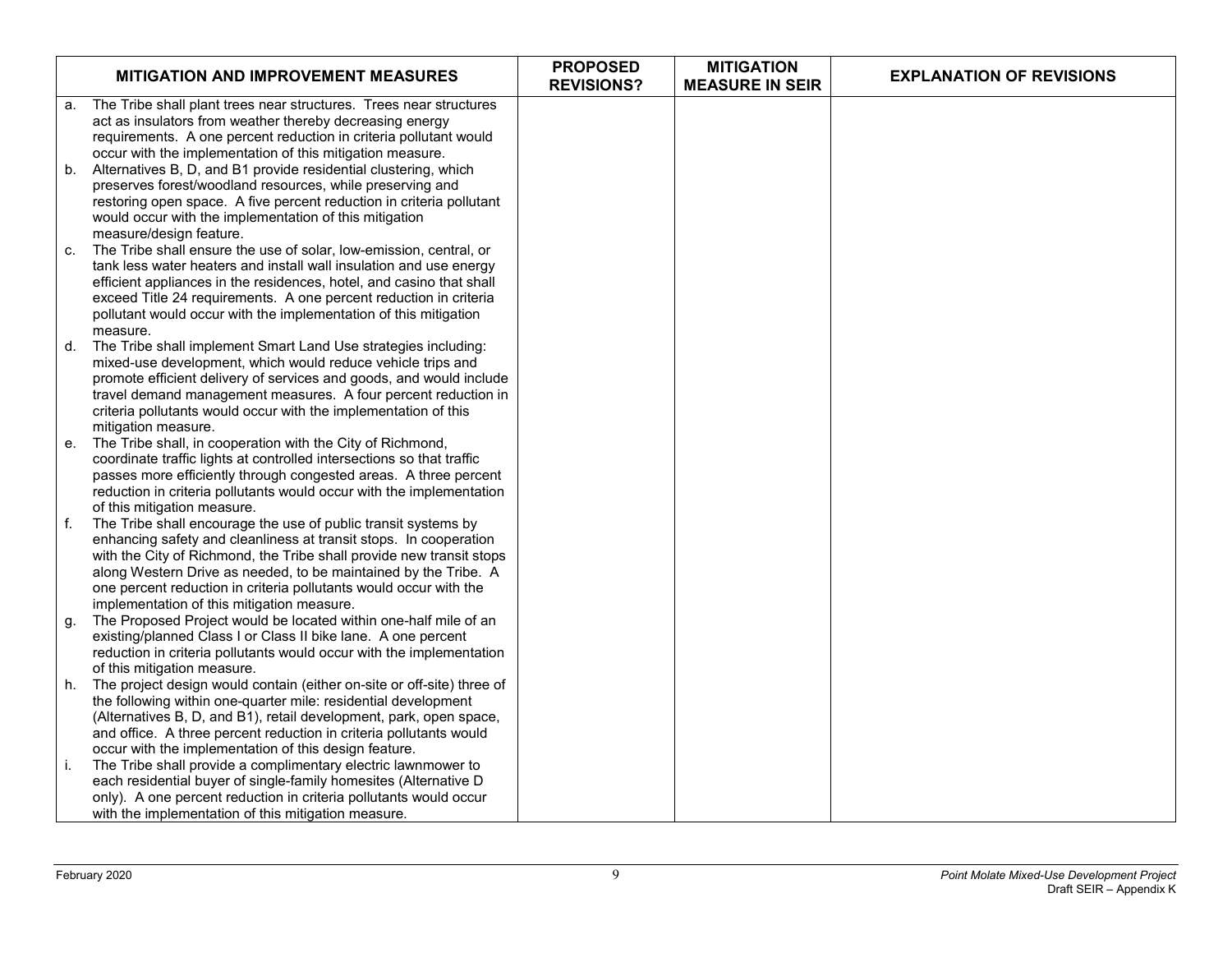| MITIGATION AND IMPROVEMENT MEASURES | PROPOSED REVISIONS? | MITIGATION MEASURE IN SEIR | EXPLANATION OF REVISIONS |
|---|---|---|---|
| a. The Tribe shall plant trees near structures. Trees near structures act as insulators from weather thereby decreasing energy requirements. A one percent reduction in criteria pollutant would occur with the implementation of this mitigation measure.<br>b. Alternatives B, D, and B1 provide residential clustering, which preserves forest/woodland resources, while preserving and restoring open space. A five percent reduction in criteria pollutant would occur with the implementation of this mitigation measure/design feature.<br>c. The Tribe shall ensure the use of solar, low-emission, central, or tank less water heaters and install wall insulation and use energy efficient appliances in the residences, hotel, and casino that shall exceed Title 24 requirements. A one percent reduction in criteria pollutant would occur with the implementation of this mitigation measure.<br>d. The Tribe shall implement Smart Land Use strategies including: mixed-use development, which would reduce vehicle trips and promote efficient delivery of services and goods, and would include travel demand management measures. A four percent reduction in criteria pollutants would occur with the implementation of this mitigation measure.<br>e. The Tribe shall, in cooperation with the City of Richmond, coordinate traffic lights at controlled intersections so that traffic passes more efficiently through congested areas. A three percent reduction in criteria pollutants would occur with the implementation of this mitigation measure.<br>f. The Tribe shall encourage the use of public transit systems by enhancing safety and cleanliness at transit stops. In cooperation with the City of Richmond, the Tribe shall provide new transit stops along Western Drive as needed, to be maintained by the Tribe. A one percent reduction in criteria pollutants would occur with the implementation of this mitigation measure.<br>g. The Proposed Project would be located within one-half mile of an existing/planned Class I or Class II bike lane. A one percent reduction in criteria pollutants would occur with the implementation of this mitigation measure.<br>h. The project design would contain (either on-site or off-site) three of the following within one-quarter mile: residential development (Alternatives B, D, and B1), retail development, park, open space, and office. A three percent reduction in criteria pollutants would occur with the implementation of this design feature.<br>i. The Tribe shall provide a complimentary electric lawnmower to each residential buyer of single-family homesites (Alternative D only). A one percent reduction in criteria pollutants would occur with the implementation of this mitigation measure. | | | |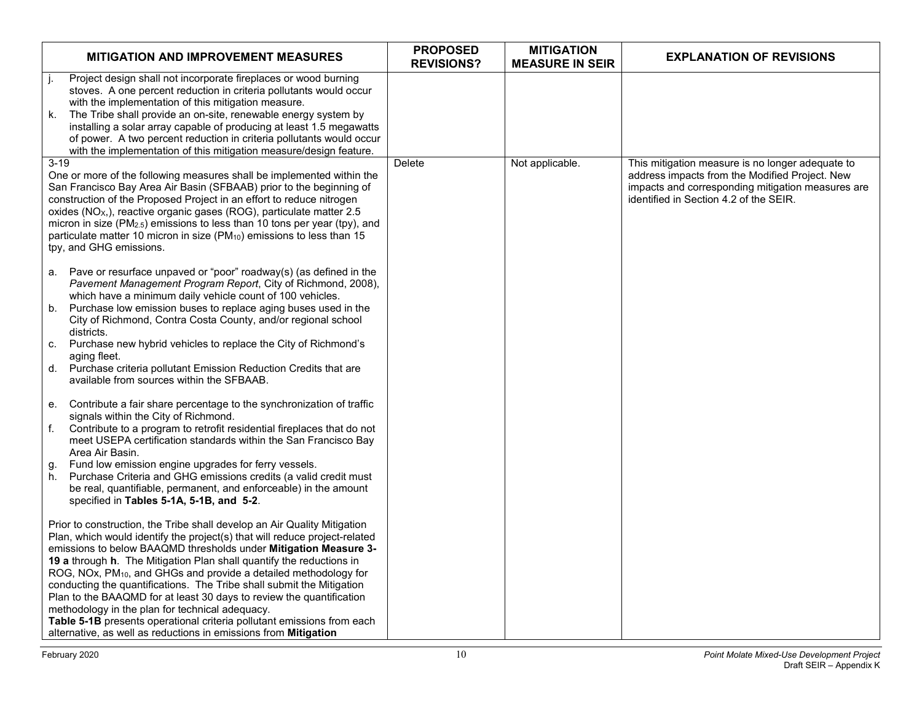| MITIGATION AND IMPROVEMENT MEASURES | PROPOSED REVISIONS? | MITIGATION MEASURE IN SEIR | EXPLANATION OF REVISIONS |
|---|---|---|---|
| j. Project design shall not incorporate fireplaces or wood burning stoves. A one percent reduction in criteria pollutants would occur with the implementation of this mitigation measure.<br>k. The Tribe shall provide an on-site, renewable energy system by installing a solar array capable of producing at least 1.5 megawatts of power. A two percent reduction in criteria pollutants would occur with the implementation of this mitigation measure/design feature. | | | |
| 3-19<br>One or more of the following measures shall be implemented within the San Francisco Bay Area Air Basin (SFBAAB) prior to the beginning of construction of the Proposed Project in an effort to reduce nitrogen oxides ($NO_x$,), reactive organic gases (ROG), particulate matter 2.5 micron in size ($PM_{2.5}$) emissions to less than 10 tons per year (tpy), and particulate matter 10 micron in size ($PM_{10}$) emissions to less than 15 tpy, and GHG emissions.<br><br>a. Pave or resurface unpaved or "poor" roadway(s) (as defined in the *Pavement Management Program Report*, City of Richmond, 2008), which have a minimum daily vehicle count of 100 vehicles.<br>b. Purchase low emission buses to replace aging buses used in the City of Richmond, Contra Costa County, and/or regional school districts.<br>c. Purchase new hybrid vehicles to replace the City of Richmond's aging fleet.<br>d. Purchase criteria pollutant Emission Reduction Credits that are available from sources within the SFBAAB.<br><br>e. Contribute a fair share percentage to the synchronization of traffic signals within the City of Richmond.<br>f. Contribute to a program to retrofit residential fireplaces that do not meet USEPA certification standards within the San Francisco Bay Area Air Basin.<br>g. Fund low emission engine upgrades for ferry vessels.<br>h. Purchase Criteria and GHG emissions credits (a valid credit must be real, quantifiable, permanent, and enforceable) in the amount specified in **Tables 5-1A, 5-1B, and 5-2**.<br><br>Prior to construction, the Tribe shall develop an Air Quality Mitigation Plan, which would identify the project(s) that will reduce project-related emissions to below BAAQMD thresholds under **Mitigation Measure 3-19 a** through **h**. The Mitigation Plan shall quantify the reductions in ROG, NOx, $PM_{10}$, and GHGs and provide a detailed methodology for conducting the quantifications. The Tribe shall submit the Mitigation Plan to the BAAQMD for at least 30 days to review the quantification methodology in the plan for technical adequacy.<br>**Table 5-1B** presents operational criteria pollutant emissions from each alternative, as well as reductions in emissions from **Mitigation** | Delete | Not applicable. | This mitigation measure is no longer adequate to address impacts from the Modified Project. New impacts and corresponding mitigation measures are identified in Section 4.2 of the SEIR. |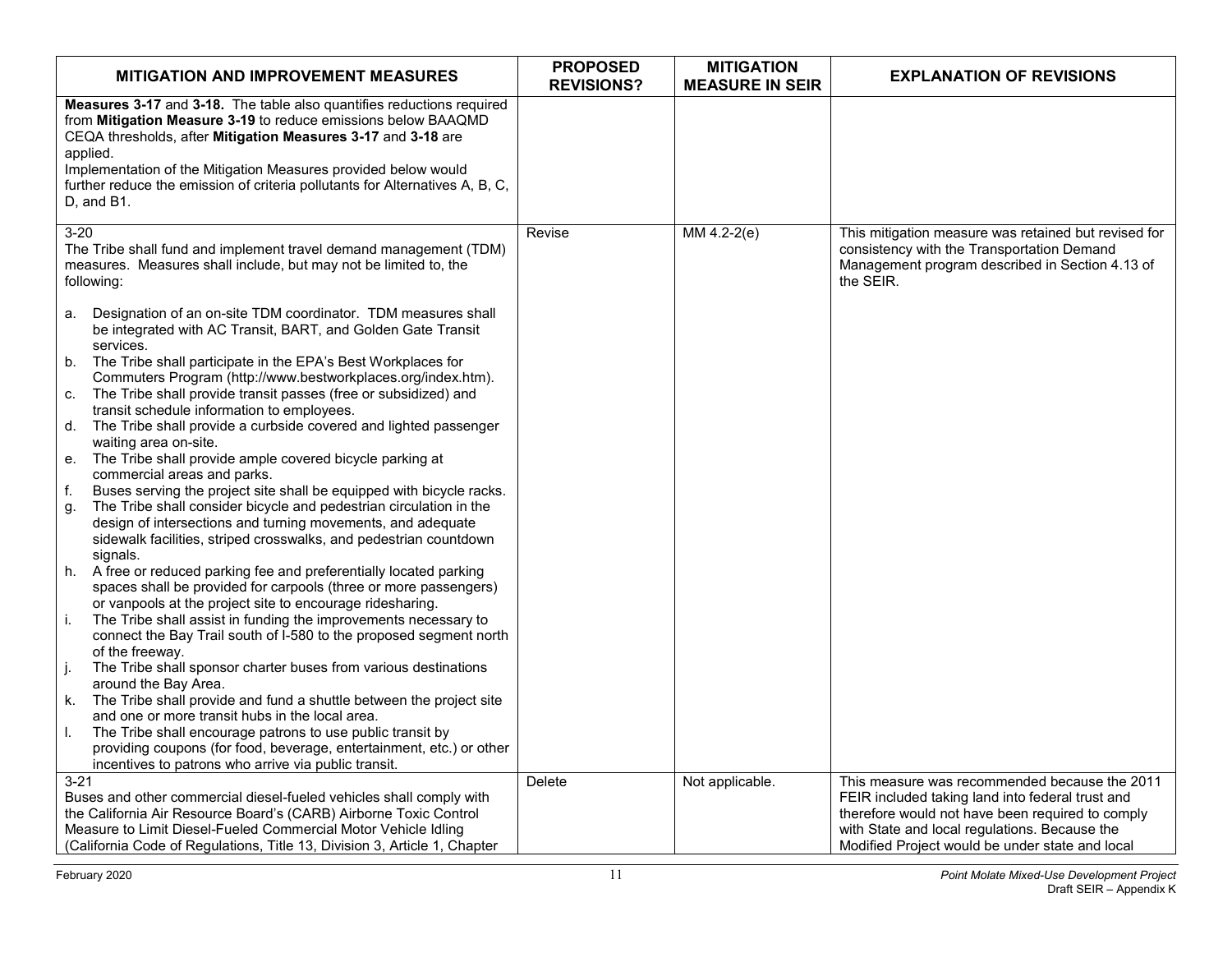| MITIGATION AND IMPROVEMENT MEASURES | PROPOSED REVISIONS? | MITIGATION MEASURE IN SEIR | EXPLANATION OF REVISIONS |
|---|---|---|---|
| **Measures 3-17** and **3-18.** The table also quantifies reductions required from **Mitigation Measure 3-19** to reduce emissions below BAAQMD CEQA thresholds, after **Mitigation Measures 3-17** and **3-18** are applied.<br>Implementation of the Mitigation Measures provided below would further reduce the emission of criteria pollutants for Alternatives A, B, C, D, and B1. | | | |
| 3-20<br>The Tribe shall fund and implement travel demand management (TDM) measures. Measures shall include, but may not be limited to, the following:<br><br>a. Designation of an on-site TDM coordinator. TDM measures shall be integrated with AC Transit, BART, and Golden Gate Transit services.<br>b. The Tribe shall participate in the EPA's Best Workplaces for Commuters Program (http://www.bestworkplaces.org/index.htm).<br>c. The Tribe shall provide transit passes (free or subsidized) and transit schedule information to employees.<br>d. The Tribe shall provide a curbside covered and lighted passenger waiting area on-site.<br>e. The Tribe shall provide ample covered bicycle parking at commercial areas and parks.<br>f. Buses serving the project site shall be equipped with bicycle racks.<br>g. The Tribe shall consider bicycle and pedestrian circulation in the design of intersections and turning movements, and adequate sidewalk facilities, striped crosswalks, and pedestrian countdown signals.<br>h. A free or reduced parking fee and preferentially located parking spaces shall be provided for carpools (three or more passengers) or vanpools at the project site to encourage ridesharing.<br>i. The Tribe shall assist in funding the improvements necessary to connect the Bay Trail south of I-580 to the proposed segment north of the freeway.<br>j. The Tribe shall sponsor charter buses from various destinations around the Bay Area.<br>k. The Tribe shall provide and fund a shuttle between the project site and one or more transit hubs in the local area.<br>l. The Tribe shall encourage patrons to use public transit by providing coupons (for food, beverage, entertainment, etc.) or other incentives to patrons who arrive via public transit. | Revise | MM 4.2-2(e) | This mitigation measure was retained but revised for consistency with the Transportation Demand Management program described in Section 4.13 of the SEIR. |
| 3-21<br>Buses and other commercial diesel-fueled vehicles shall comply with the California Air Resource Board's (CARB) Airborne Toxic Control Measure to Limit Diesel-Fueled Commercial Motor Vehicle Idling (California Code of Regulations, Title 13, Division 3, Article 1, Chapter | Delete | Not applicable. | This measure was recommended because the 2011 FEIR included taking land into federal trust and therefore would not have been required to comply with State and local regulations. Because the Modified Project would be under state and local |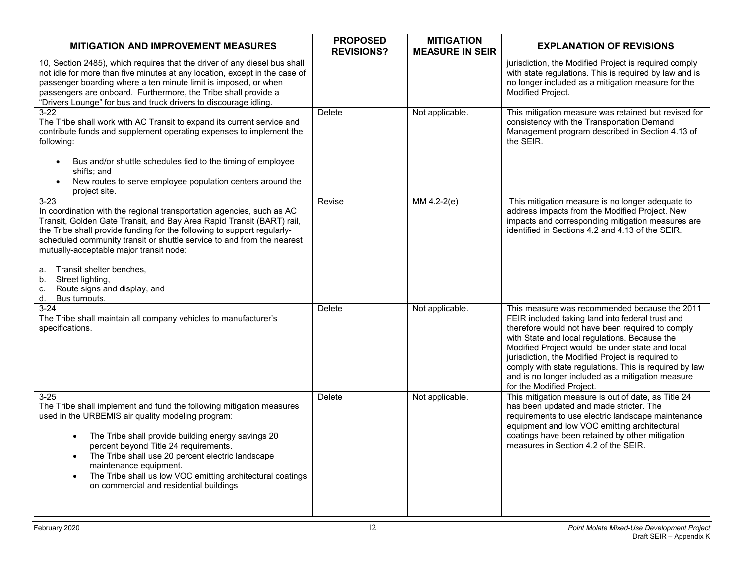| MITIGATION AND IMPROVEMENT MEASURES | PROPOSED REVISIONS? | MITIGATION MEASURE IN SEIR | EXPLANATION OF REVISIONS |
|---|---|---|---|
| 10, Section 2485), which requires that the driver of any diesel bus shall not idle for more than five minutes at any location, except in the case of passenger boarding where a ten minute limit is imposed, or when passengers are onboard. Furthermore, the Tribe shall provide a "Drivers Lounge" for bus and truck drivers to discourage idling. | | | jurisdiction, the Modified Project is required comply with state regulations. This is required by law and is no longer included as a mitigation measure for the Modified Project. |
| 3-22<br>The Tribe shall work with AC Transit to expand its current service and contribute funds and supplement operating expenses to implement the following:<br>• Bus and/or shuttle schedules tied to the timing of employee shifts; and<br>• New routes to serve employee population centers around the project site. | Delete | Not applicable. | This mitigation measure was retained but revised for consistency with the Transportation Demand Management program described in Section 4.13 of the SEIR. |
| 3-23<br>In coordination with the regional transportation agencies, such as AC Transit, Golden Gate Transit, and Bay Area Rapid Transit (BART) rail, the Tribe shall provide funding for the following to support regularly-scheduled community transit or shuttle service to and from the nearest mutually-acceptable major transit node:<br>a. Transit shelter benches,<br>b. Street lighting,<br>c. Route signs and display, and<br>d. Bus turnouts. | Revise | MM 4.2-2(e) | This mitigation measure is no longer adequate to address impacts from the Modified Project. New impacts and corresponding mitigation measures are identified in Sections 4.2 and 4.13 of the SEIR. |
| 3-24<br>The Tribe shall maintain all company vehicles to manufacturer's specifications. | Delete | Not applicable. | This measure was recommended because the 2011 FEIR included taking land into federal trust and therefore would not have been required to comply with State and local regulations. Because the Modified Project would be under state and local jurisdiction, the Modified Project is required to comply with state regulations. This is required by law and is no longer included as a mitigation measure for the Modified Project. |
| 3-25<br>The Tribe shall implement and fund the following mitigation measures used in the URBEMIS air quality modeling program:<br>• The Tribe shall provide building energy savings 20 percent beyond Title 24 requirements.<br>• The Tribe shall use 20 percent electric landscape maintenance equipment.<br>• The Tribe shall us low VOC emitting architectural coatings on commercial and residential buildings | Delete | Not applicable. | This mitigation measure is out of date, as Title 24 has been updated and made stricter. The requirements to use electric landscape maintenance equipment and low VOC emitting architectural coatings have been retained by other mitigation measures in Section 4.2 of the SEIR. |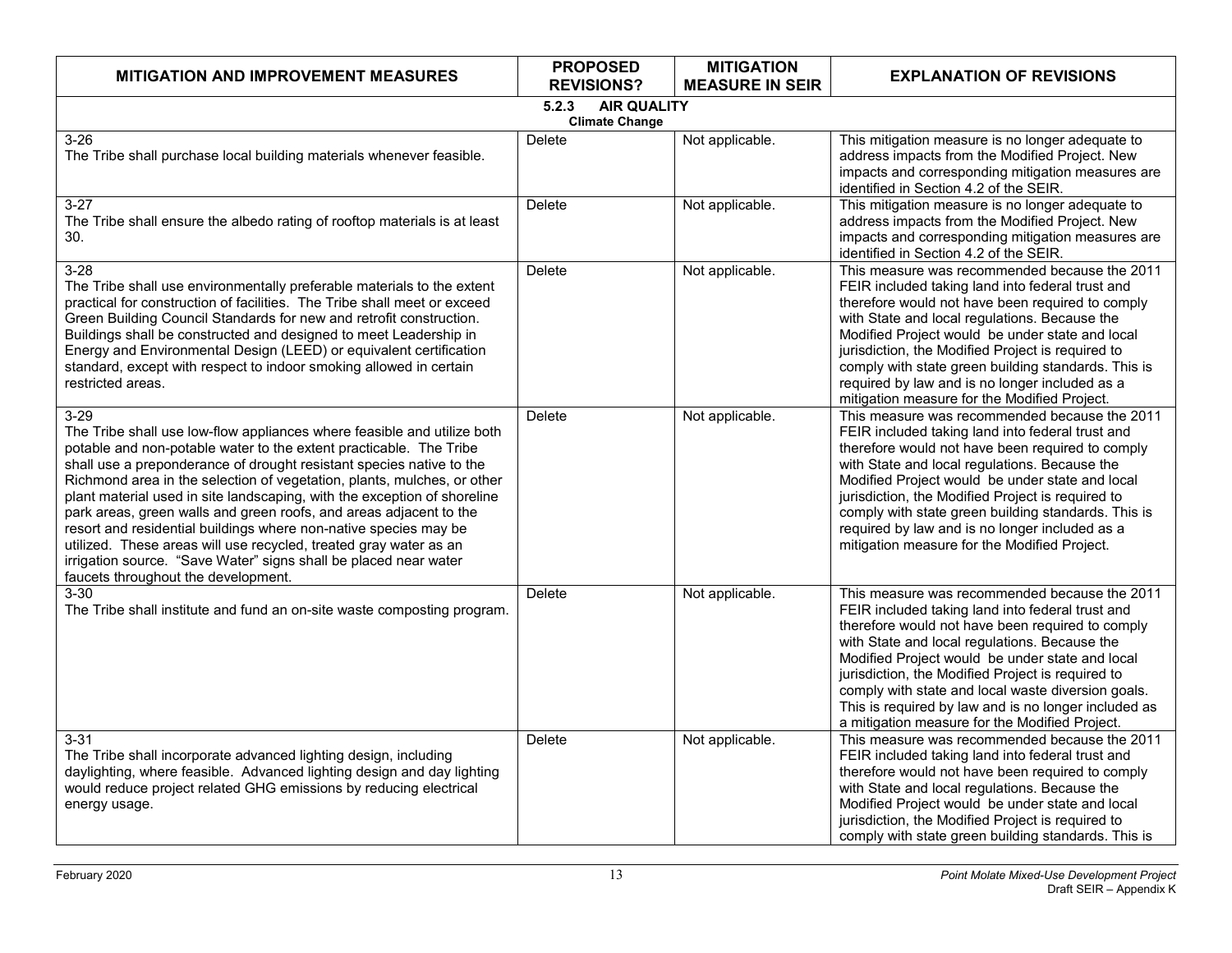| MITIGATION AND IMPROVEMENT MEASURES | PROPOSED REVISIONS? | MITIGATION MEASURE IN SEIR | EXPLANATION OF REVISIONS |
|---|---|---|---|
| **5.2.3 AIR QUALITY** **Climate Change** | | | |
| 3-26 The Tribe shall purchase local building materials whenever feasible. | Delete | Not applicable. | This mitigation measure is no longer adequate to address impacts from the Modified Project. New impacts and corresponding mitigation measures are identified in Section 4.2 of the SEIR. |
| 3-27 The Tribe shall ensure the albedo rating of rooftop materials is at least 30. | Delete | Not applicable. | This mitigation measure is no longer adequate to address impacts from the Modified Project. New impacts and corresponding mitigation measures are identified in Section 4.2 of the SEIR. |
| 3-28 The Tribe shall use environmentally preferable materials to the extent practical for construction of facilities. The Tribe shall meet or exceed Green Building Council Standards for new and retrofit construction. Buildings shall be constructed and designed to meet Leadership in Energy and Environmental Design (LEED) or equivalent certification standard, except with respect to indoor smoking allowed in certain restricted areas. | Delete | Not applicable. | This measure was recommended because the 2011 FEIR included taking land into federal trust and therefore would not have been required to comply with State and local regulations. Because the Modified Project would be under state and local jurisdiction, the Modified Project is required to comply with state green building standards. This is required by law and is no longer included as a mitigation measure for the Modified Project. |
| 3-29 The Tribe shall use low-flow appliances where feasible and utilize both potable and non-potable water to the extent practicable. The Tribe shall use a preponderance of drought resistant species native to the Richmond area in the selection of vegetation, plants, mulches, or other plant material used in site landscaping, with the exception of shoreline park areas, green walls and green roofs, and areas adjacent to the resort and residential buildings where non-native species may be utilized. These areas will use recycled, treated gray water as an irrigation source. "Save Water" signs shall be placed near water faucets throughout the development. | Delete | Not applicable. | This measure was recommended because the 2011 FEIR included taking land into federal trust and therefore would not have been required to comply with State and local regulations. Because the Modified Project would be under state and local jurisdiction, the Modified Project is required to comply with state green building standards. This is required by law and is no longer included as a mitigation measure for the Modified Project. |
| 3-30 The Tribe shall institute and fund an on-site waste composting program. | Delete | Not applicable. | This measure was recommended because the 2011 FEIR included taking land into federal trust and therefore would not have been required to comply with State and local regulations. Because the Modified Project would be under state and local jurisdiction, the Modified Project is required to comply with state and local waste diversion goals. This is required by law and is no longer included as a mitigation measure for the Modified Project. |
| 3-31 The Tribe shall incorporate advanced lighting design, including daylighting, where feasible. Advanced lighting design and day lighting would reduce project related GHG emissions by reducing electrical energy usage. | Delete | Not applicable. | This measure was recommended because the 2011 FEIR included taking land into federal trust and therefore would not have been required to comply with State and local regulations. Because the Modified Project would be under state and local jurisdiction, the Modified Project is required to comply with state green building standards. This is |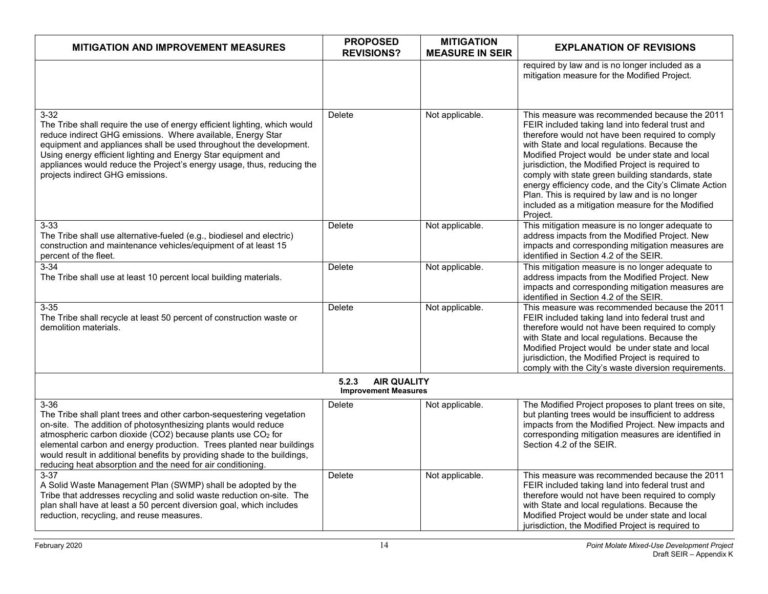| MITIGATION AND IMPROVEMENT MEASURES | PROPOSED REVISIONS? | MITIGATION MEASURE IN SEIR | EXPLANATION OF REVISIONS |
|---|---|---|---|
| | | | required by law and is no longer included as a mitigation measure for the Modified Project. |
| 3-32<br>The Tribe shall require the use of energy efficient lighting, which would reduce indirect GHG emissions. Where available, Energy Star equipment and appliances shall be used throughout the development. Using energy efficient lighting and Energy Star equipment and appliances would reduce the Project's energy usage, thus, reducing the projects indirect GHG emissions. | Delete | Not applicable. | This measure was recommended because the 2011 FEIR included taking land into federal trust and therefore would not have been required to comply with State and local regulations. Because the Modified Project would be under state and local jurisdiction, the Modified Project is required to comply with state green building standards, state energy efficiency code, and the City's Climate Action Plan. This is required by law and is no longer included as a mitigation measure for the Modified Project. |
| 3-33<br>The Tribe shall use alternative-fueled (e.g., biodiesel and electric) construction and maintenance vehicles/equipment of at least 15 percent of the fleet. | Delete | Not applicable. | This mitigation measure is no longer adequate to address impacts from the Modified Project. New impacts and corresponding mitigation measures are identified in Section 4.2 of the SEIR. |
| 3-34<br>The Tribe shall use at least 10 percent local building materials. | Delete | Not applicable. | This mitigation measure is no longer adequate to address impacts from the Modified Project. New impacts and corresponding mitigation measures are identified in Section 4.2 of the SEIR. |
| 3-35<br>The Tribe shall recycle at least 50 percent of construction waste or demolition materials. | Delete | Not applicable. | This measure was recommended because the 2011 FEIR included taking land into federal trust and therefore would not have been required to comply with State and local regulations. Because the Modified Project would be under state and local jurisdiction, the Modified Project is required to comply with the City's waste diversion requirements. |
| **5.2.3 AIR QUALITY**<br>**Improvement Measures** | | | |
| 3-36<br>The Tribe shall plant trees and other carbon-sequestering vegetation on-site. The addition of photosynthesizing plants would reduce atmospheric carbon dioxide (CO2) because plants use $CO_2$ for elemental carbon and energy production. Trees planted near buildings would result in additional benefits by providing shade to the buildings, reducing heat absorption and the need for air conditioning. | Delete | Not applicable. | The Modified Project proposes to plant trees on site, but planting trees would be insufficient to address impacts from the Modified Project. New impacts and corresponding mitigation measures are identified in Section 4.2 of the SEIR. |
| 3-37<br>A Solid Waste Management Plan (SWMP) shall be adopted by the Tribe that addresses recycling and solid waste reduction on-site. The plan shall have at least a 50 percent diversion goal, which includes reduction, recycling, and reuse measures. | Delete | Not applicable. | This measure was recommended because the 2011 FEIR included taking land into federal trust and therefore would not have been required to comply with State and local regulations. Because the Modified Project would be under state and local jurisdiction, the Modified Project is required to |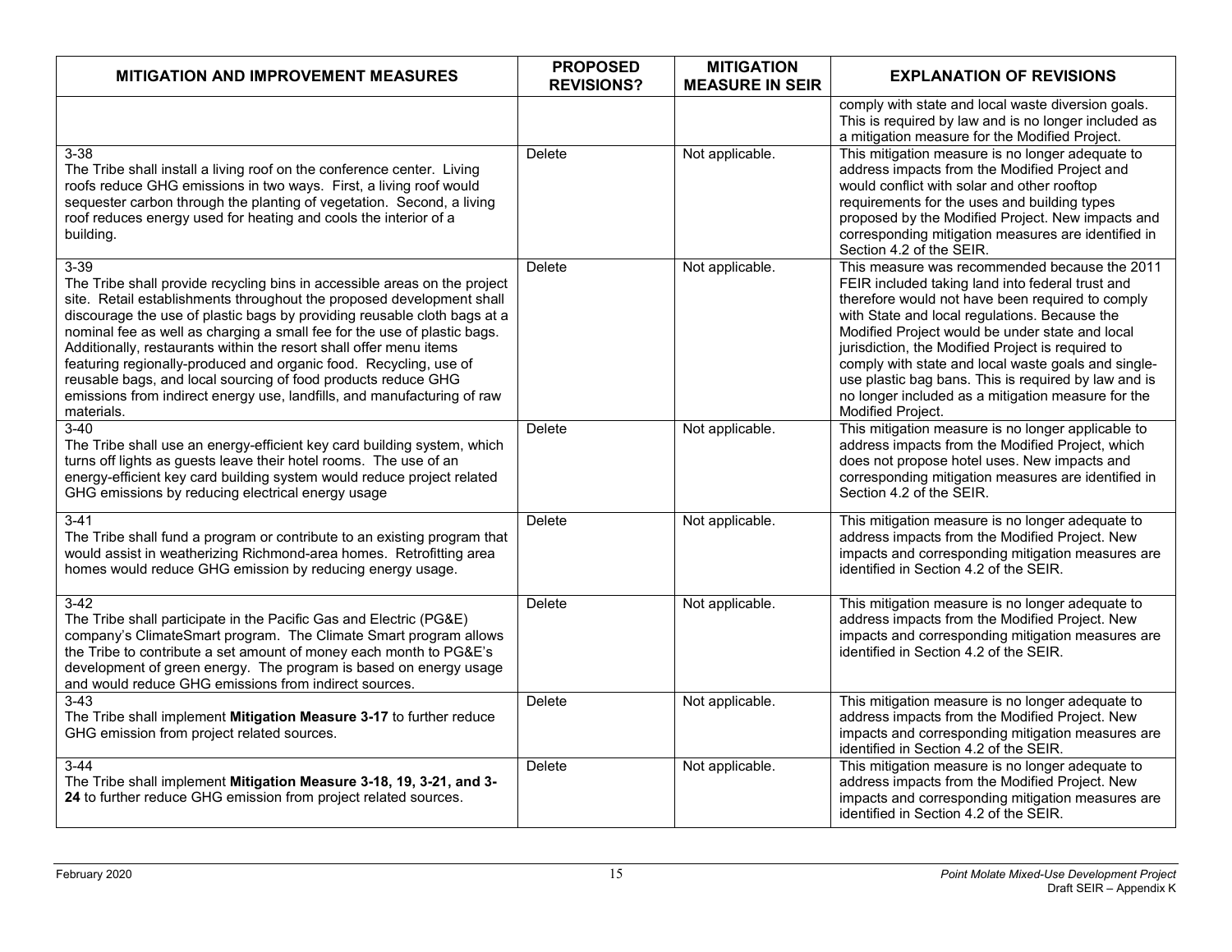| MITIGATION AND IMPROVEMENT MEASURES | PROPOSED REVISIONS? | MITIGATION MEASURE IN SEIR | EXPLANATION OF REVISIONS |
|---|---|---|---|
| | | | comply with state and local waste diversion goals. This is required by law and is no longer included as a mitigation measure for the Modified Project. |
| 3-38<br>The Tribe shall install a living roof on the conference center. Living roofs reduce GHG emissions in two ways. First, a living roof would sequester carbon through the planting of vegetation. Second, a living roof reduces energy used for heating and cools the interior of a building. | Delete | Not applicable. | This mitigation measure is no longer adequate to address impacts from the Modified Project and would conflict with solar and other rooftop requirements for the uses and building types proposed by the Modified Project. New impacts and corresponding mitigation measures are identified in Section 4.2 of the SEIR. |
| 3-39<br>The Tribe shall provide recycling bins in accessible areas on the project site. Retail establishments throughout the proposed development shall discourage the use of plastic bags by providing reusable cloth bags at a nominal fee as well as charging a small fee for the use of plastic bags. Additionally, restaurants within the resort shall offer menu items featuring regionally-produced and organic food. Recycling, use of reusable bags, and local sourcing of food products reduce GHG emissions from indirect energy use, landfills, and manufacturing of raw materials. | Delete | Not applicable. | This measure was recommended because the 2011 FEIR included taking land into federal trust and therefore would not have been required to comply with State and local regulations. Because the Modified Project would be under state and local jurisdiction, the Modified Project is required to comply with state and local waste goals and single-use plastic bag bans. This is required by law and is no longer included as a mitigation measure for the Modified Project. |
| 3-40<br>The Tribe shall use an energy-efficient key card building system, which turns off lights as guests leave their hotel rooms. The use of an energy-efficient key card building system would reduce project related GHG emissions by reducing electrical energy usage | Delete | Not applicable. | This mitigation measure is no longer applicable to address impacts from the Modified Project, which does not propose hotel uses. New impacts and corresponding mitigation measures are identified in Section 4.2 of the SEIR. |
| 3-41<br>The Tribe shall fund a program or contribute to an existing program that would assist in weatherizing Richmond-area homes. Retrofitting area homes would reduce GHG emission by reducing energy usage. | Delete | Not applicable. | This mitigation measure is no longer adequate to address impacts from the Modified Project. New impacts and corresponding mitigation measures are identified in Section 4.2 of the SEIR. |
| 3-42<br>The Tribe shall participate in the Pacific Gas and Electric (PG&E) company's ClimateSmart program. The Climate Smart program allows the Tribe to contribute a set amount of money each month to PG&E's development of green energy. The program is based on energy usage and would reduce GHG emissions from indirect sources. | Delete | Not applicable. | This mitigation measure is no longer adequate to address impacts from the Modified Project. New impacts and corresponding mitigation measures are identified in Section 4.2 of the SEIR. |
| 3-43<br>The Tribe shall implement **Mitigation Measure 3-17** to further reduce GHG emission from project related sources. | Delete | Not applicable. | This mitigation measure is no longer adequate to address impacts from the Modified Project. New impacts and corresponding mitigation measures are identified in Section 4.2 of the SEIR. |
| 3-44<br>The Tribe shall implement **Mitigation Measure 3-18, 19, 3-21, and 3-24** to further reduce GHG emission from project related sources. | Delete | Not applicable. | This mitigation measure is no longer adequate to address impacts from the Modified Project. New impacts and corresponding mitigation measures are identified in Section 4.2 of the SEIR. |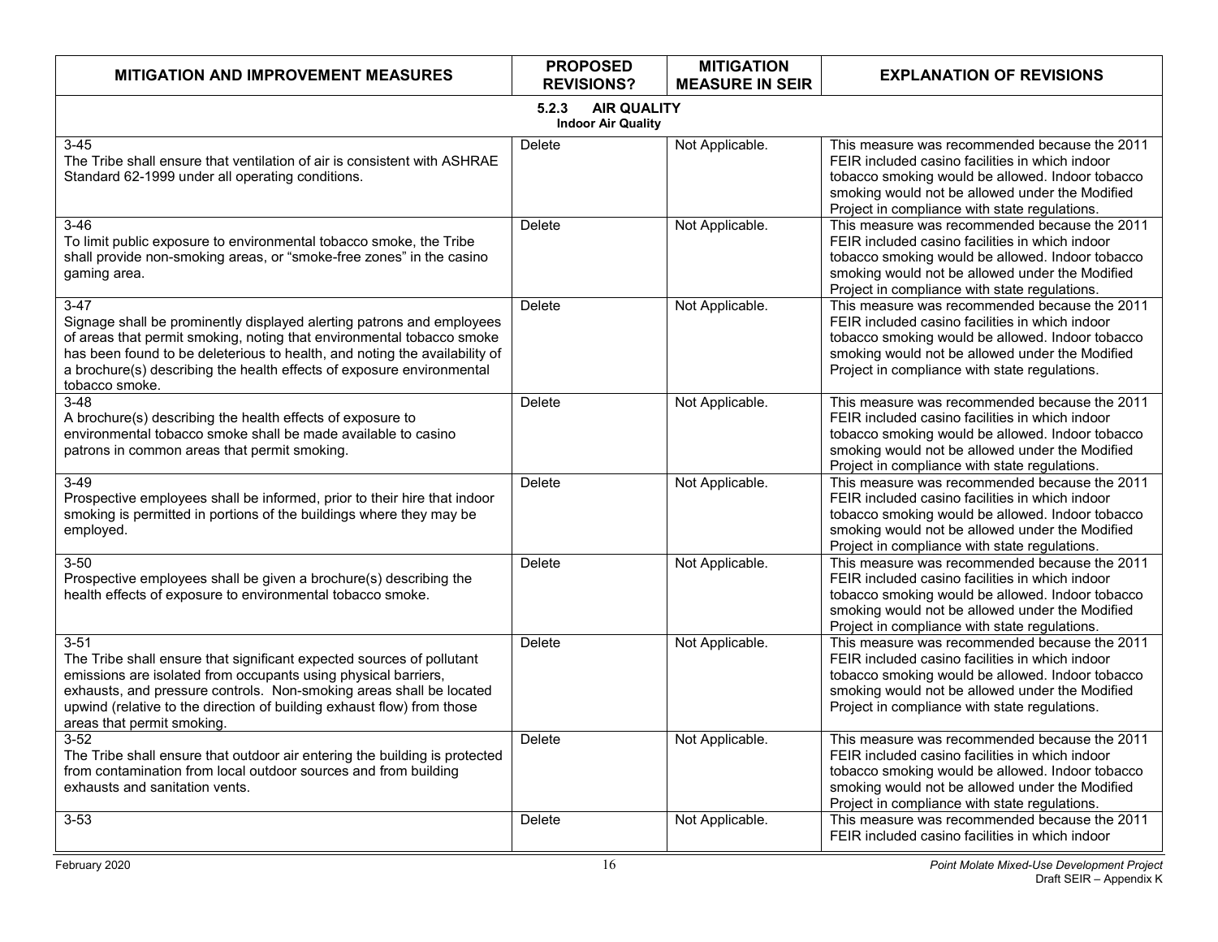| MITIGATION AND IMPROVEMENT MEASURES | PROPOSED REVISIONS? | MITIGATION MEASURE IN SEIR | EXPLANATION OF REVISIONS |
|---|---|---|---|
| **5.2.3 AIR QUALITY** **Indoor Air Quality** | | | |
| 3-45 The Tribe shall ensure that ventilation of air is consistent with ASHRAE Standard 62-1999 under all operating conditions. | Delete | Not Applicable. | This measure was recommended because the 2011 FEIR included casino facilities in which indoor tobacco smoking would be allowed. Indoor tobacco smoking would not be allowed under the Modified Project in compliance with state regulations. |
| 3-46 To limit public exposure to environmental tobacco smoke, the Tribe shall provide non-smoking areas, or "smoke-free zones" in the casino gaming area. | Delete | Not Applicable. | This measure was recommended because the 2011 FEIR included casino facilities in which indoor tobacco smoking would be allowed. Indoor tobacco smoking would not be allowed under the Modified Project in compliance with state regulations. |
| 3-47 Signage shall be prominently displayed alerting patrons and employees of areas that permit smoking, noting that environmental tobacco smoke has been found to be deleterious to health, and noting the availability of a brochure(s) describing the health effects of exposure environmental tobacco smoke. | Delete | Not Applicable. | This measure was recommended because the 2011 FEIR included casino facilities in which indoor tobacco smoking would be allowed. Indoor tobacco smoking would not be allowed under the Modified Project in compliance with state regulations. |
| 3-48 A brochure(s) describing the health effects of exposure to environmental tobacco smoke shall be made available to casino patrons in common areas that permit smoking. | Delete | Not Applicable. | This measure was recommended because the 2011 FEIR included casino facilities in which indoor tobacco smoking would be allowed. Indoor tobacco smoking would not be allowed under the Modified Project in compliance with state regulations. |
| 3-49 Prospective employees shall be informed, prior to their hire that indoor smoking is permitted in portions of the buildings where they may be employed. | Delete | Not Applicable. | This measure was recommended because the 2011 FEIR included casino facilities in which indoor tobacco smoking would be allowed. Indoor tobacco smoking would not be allowed under the Modified Project in compliance with state regulations. |
| 3-50 Prospective employees shall be given a brochure(s) describing the health effects of exposure to environmental tobacco smoke. | Delete | Not Applicable. | This measure was recommended because the 2011 FEIR included casino facilities in which indoor tobacco smoking would be allowed. Indoor tobacco smoking would not be allowed under the Modified Project in compliance with state regulations. |
| 3-51 The Tribe shall ensure that significant expected sources of pollutant emissions are isolated from occupants using physical barriers, exhausts, and pressure controls. Non-smoking areas shall be located upwind (relative to the direction of building exhaust flow) from those areas that permit smoking. | Delete | Not Applicable. | This measure was recommended because the 2011 FEIR included casino facilities in which indoor tobacco smoking would be allowed. Indoor tobacco smoking would not be allowed under the Modified Project in compliance with state regulations. |
| 3-52 The Tribe shall ensure that outdoor air entering the building is protected from contamination from local outdoor sources and from building exhausts and sanitation vents. | Delete | Not Applicable. | This measure was recommended because the 2011 FEIR included casino facilities in which indoor tobacco smoking would be allowed. Indoor tobacco smoking would not be allowed under the Modified Project in compliance with state regulations. |
| 3-53 | Delete | Not Applicable. | This measure was recommended because the 2011 FEIR included casino facilities in which indoor |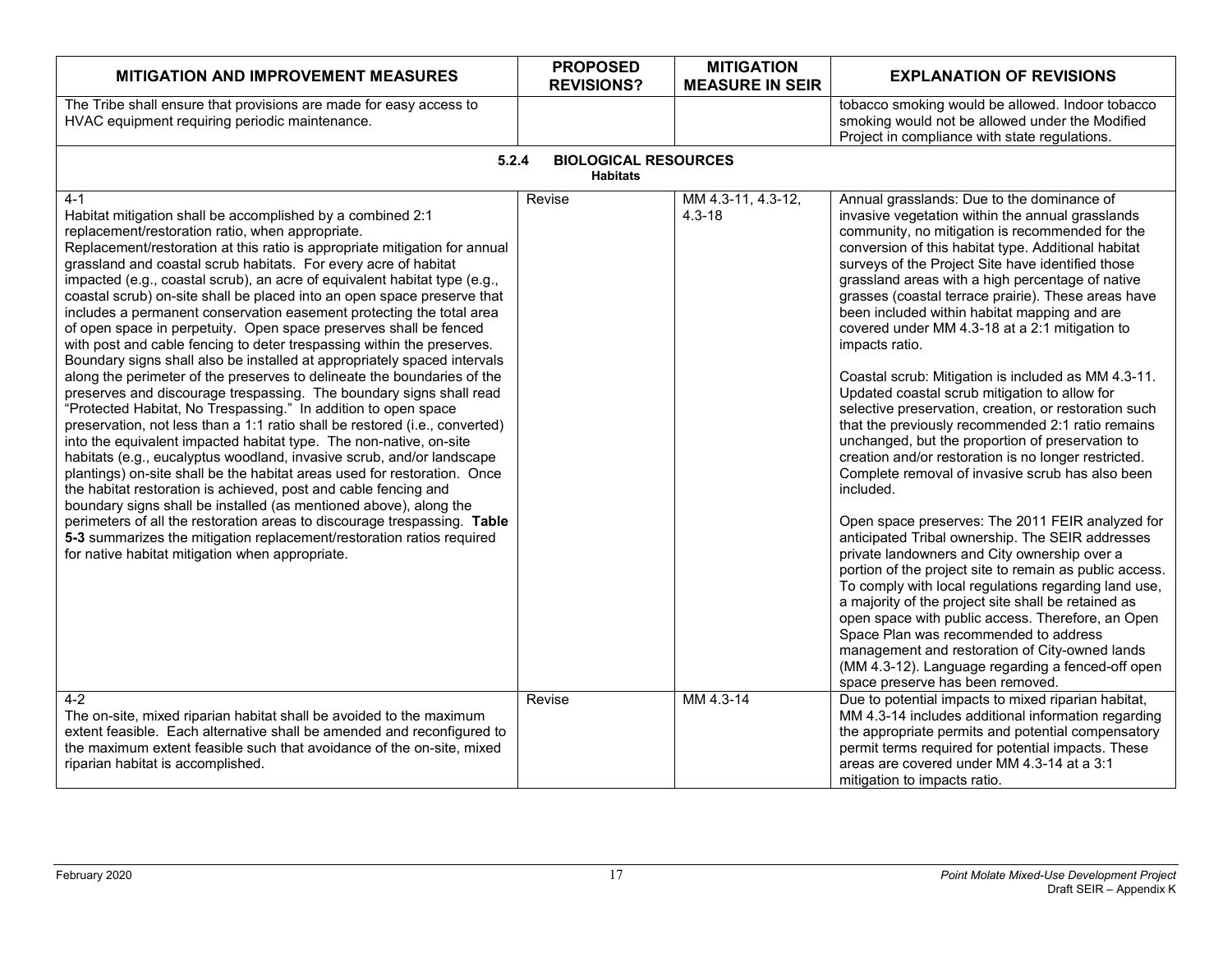| MITIGATION AND IMPROVEMENT MEASURES | PROPOSED REVISIONS? | MITIGATION MEASURE IN SEIR | EXPLANATION OF REVISIONS |
|---|---|---|---|
| The Tribe shall ensure that provisions are made for easy access to HVAC equipment requiring periodic maintenance. | | | tobacco smoking would be allowed. Indoor tobacco smoking would not be allowed under the Modified Project in compliance with state regulations. |
| **5.2.4 BIOLOGICAL RESOURCES** **Habitats** | | | |
| 4-1<br>Habitat mitigation shall be accomplished by a combined 2:1 replacement/restoration ratio, when appropriate. Replacement/restoration at this ratio is appropriate mitigation for annual grassland and coastal scrub habitats. For every acre of habitat impacted (e.g., coastal scrub), an acre of equivalent habitat type (e.g., coastal scrub) on-site shall be placed into an open space preserve that includes a permanent conservation easement protecting the total area of open space in perpetuity. Open space preserves shall be fenced with post and cable fencing to deter trespassing within the preserves. Boundary signs shall also be installed at appropriately spaced intervals along the perimeter of the preserves to delineate the boundaries of the preserves and discourage trespassing. The boundary signs shall read "Protected Habitat, No Trespassing." In addition to open space preservation, not less than a 1:1 ratio shall be restored (i.e., converted) into the equivalent impacted habitat type. The non-native, on-site habitats (e.g., eucalyptus woodland, invasive scrub, and/or landscape plantings) on-site shall be the habitat areas used for restoration. Once the habitat restoration is achieved, post and cable fencing and boundary signs shall be installed (as mentioned above), along the perimeters of all the restoration areas to discourage trespassing. **Table 5-3** summarizes the mitigation replacement/restoration ratios required for native habitat mitigation when appropriate. | Revise | MM 4.3-11, 4.3-12, 4.3-18 | Annual grasslands: Due to the dominance of invasive vegetation within the annual grasslands community, no mitigation is recommended for the conversion of this habitat type. Additional habitat surveys of the Project Site have identified those grassland areas with a high percentage of native grasses (coastal terrace prairie). These areas have been included within habitat mapping and are covered under MM 4.3-18 at a 2:1 mitigation to impacts ratio.<br><br>Coastal scrub: Mitigation is included as MM 4.3-11. Updated coastal scrub mitigation to allow for selective preservation, creation, or restoration such that the previously recommended 2:1 ratio remains unchanged, but the proportion of preservation to creation and/or restoration is no longer restricted. Complete removal of invasive scrub has also been included.<br><br>Open space preserves: The 2011 FEIR analyzed for anticipated Tribal ownership. The SEIR addresses private landowners and City ownership over a portion of the project site to remain as public access. To comply with local regulations regarding land use, a majority of the project site shall be retained as open space with public access. Therefore, an Open Space Plan was recommended to address management and restoration of City-owned lands (MM 4.3-12). Language regarding a fenced-off open space preserve has been removed. |
| 4-2<br>The on-site, mixed riparian habitat shall be avoided to the maximum extent feasible. Each alternative shall be amended and reconfigured to the maximum extent feasible such that avoidance of the on-site, mixed riparian habitat is accomplished. | Revise | MM 4.3-14 | Due to potential impacts to mixed riparian habitat, MM 4.3-14 includes additional information regarding the appropriate permits and potential compensatory permit terms required for potential impacts. These areas are covered under MM 4.3-14 at a 3:1 mitigation to impacts ratio. |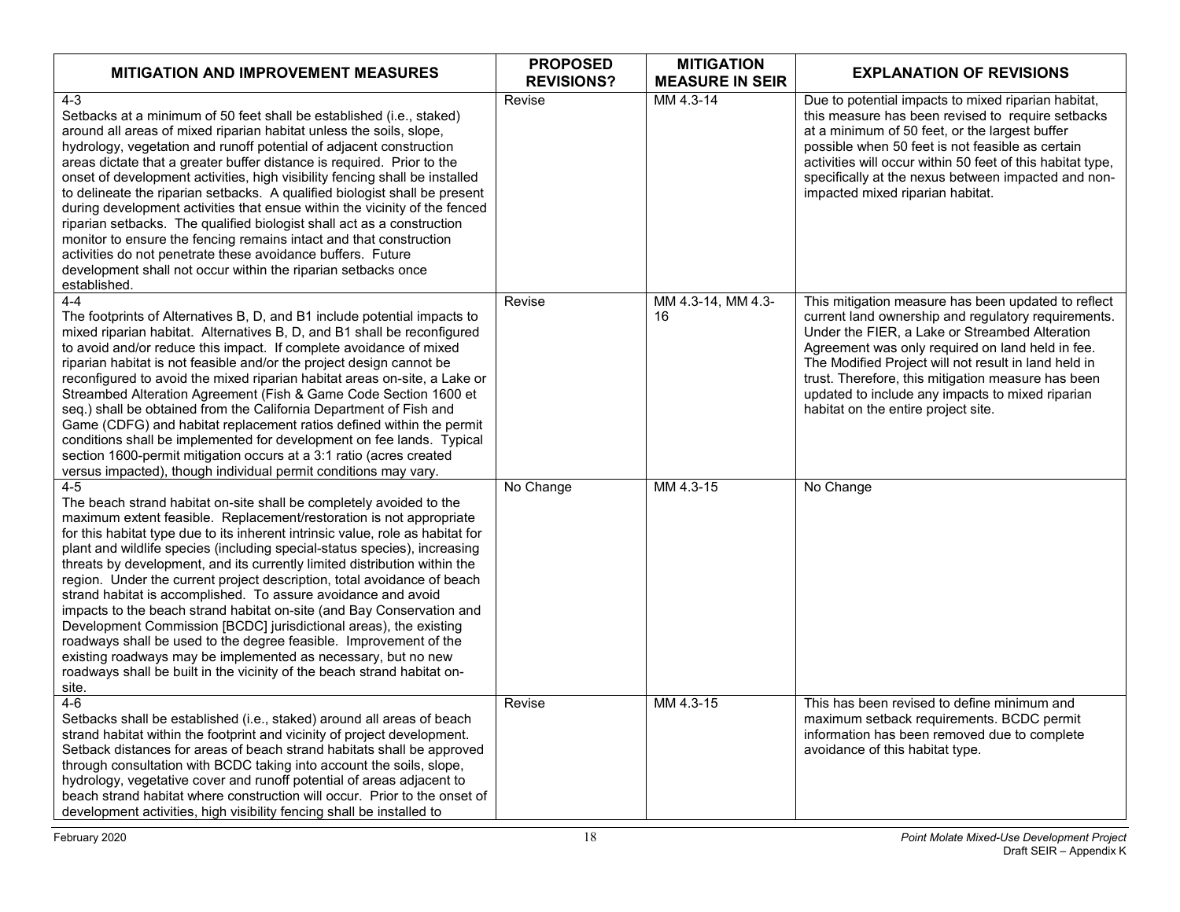| MITIGATION AND IMPROVEMENT MEASURES | PROPOSED REVISIONS? | MITIGATION MEASURE IN SEIR | EXPLANATION OF REVISIONS |
|---|---|---|---|
| 4-3<br>Setbacks at a minimum of 50 feet shall be established (i.e., staked) around all areas of mixed riparian habitat unless the soils, slope, hydrology, vegetation and runoff potential of adjacent construction areas dictate that a greater buffer distance is required. Prior to the onset of development activities, high visibility fencing shall be installed to delineate the riparian setbacks. A qualified biologist shall be present during development activities that ensue within the vicinity of the fenced riparian setbacks. The qualified biologist shall act as a construction monitor to ensure the fencing remains intact and that construction activities do not penetrate these avoidance buffers. Future development shall not occur within the riparian setbacks once established. | Revise | MM 4.3-14 | Due to potential impacts to mixed riparian habitat, this measure has been revised to require setbacks at a minimum of 50 feet, or the largest buffer possible when 50 feet is not feasible as certain activities will occur within 50 feet of this habitat type, specifically at the nexus between impacted and non-impacted mixed riparian habitat. |
| 4-4<br>The footprints of Alternatives B, D, and B1 include potential impacts to mixed riparian habitat. Alternatives B, D, and B1 shall be reconfigured to avoid and/or reduce this impact. If complete avoidance of mixed riparian habitat is not feasible and/or the project design cannot be reconfigured to avoid the mixed riparian habitat areas on-site, a Lake or Streambed Alteration Agreement (Fish & Game Code Section 1600 et seq.) shall be obtained from the California Department of Fish and Game (CDFG) and habitat replacement ratios defined within the permit conditions shall be implemented for development on fee lands. Typical section 1600-permit mitigation occurs at a 3:1 ratio (acres created versus impacted), though individual permit conditions may vary. | Revise | MM 4.3-14, MM 4.3-16 | This mitigation measure has been updated to reflect current land ownership and regulatory requirements. Under the FIER, a Lake or Streambed Alteration Agreement was only required on land held in fee. The Modified Project will not result in land held in trust. Therefore, this mitigation measure has been updated to include any impacts to mixed riparian habitat on the entire project site. |
| 4-5<br>The beach strand habitat on-site shall be completely avoided to the maximum extent feasible. Replacement/restoration is not appropriate for this habitat type due to its inherent intrinsic value, role as habitat for plant and wildlife species (including special-status species), increasing threats by development, and its currently limited distribution within the region. Under the current project description, total avoidance of beach strand habitat is accomplished. To assure avoidance and avoid impacts to the beach strand habitat on-site (and Bay Conservation and Development Commission [BCDC] jurisdictional areas), the existing roadways shall be used to the degree feasible. Improvement of the existing roadways may be implemented as necessary, but no new roadways shall be built in the vicinity of the beach strand habitat on-site. | No Change | MM 4.3-15 | No Change |
| 4-6<br>Setbacks shall be established (i.e., staked) around all areas of beach strand habitat within the footprint and vicinity of project development. Setback distances for areas of beach strand habitats shall be approved through consultation with BCDC taking into account the soils, slope, hydrology, vegetative cover and runoff potential of areas adjacent to beach strand habitat where construction will occur. Prior to the onset of development activities, high visibility fencing shall be installed to | Revise | MM 4.3-15 | This has been revised to define minimum and maximum setback requirements. BCDC permit information has been removed due to complete avoidance of this habitat type. |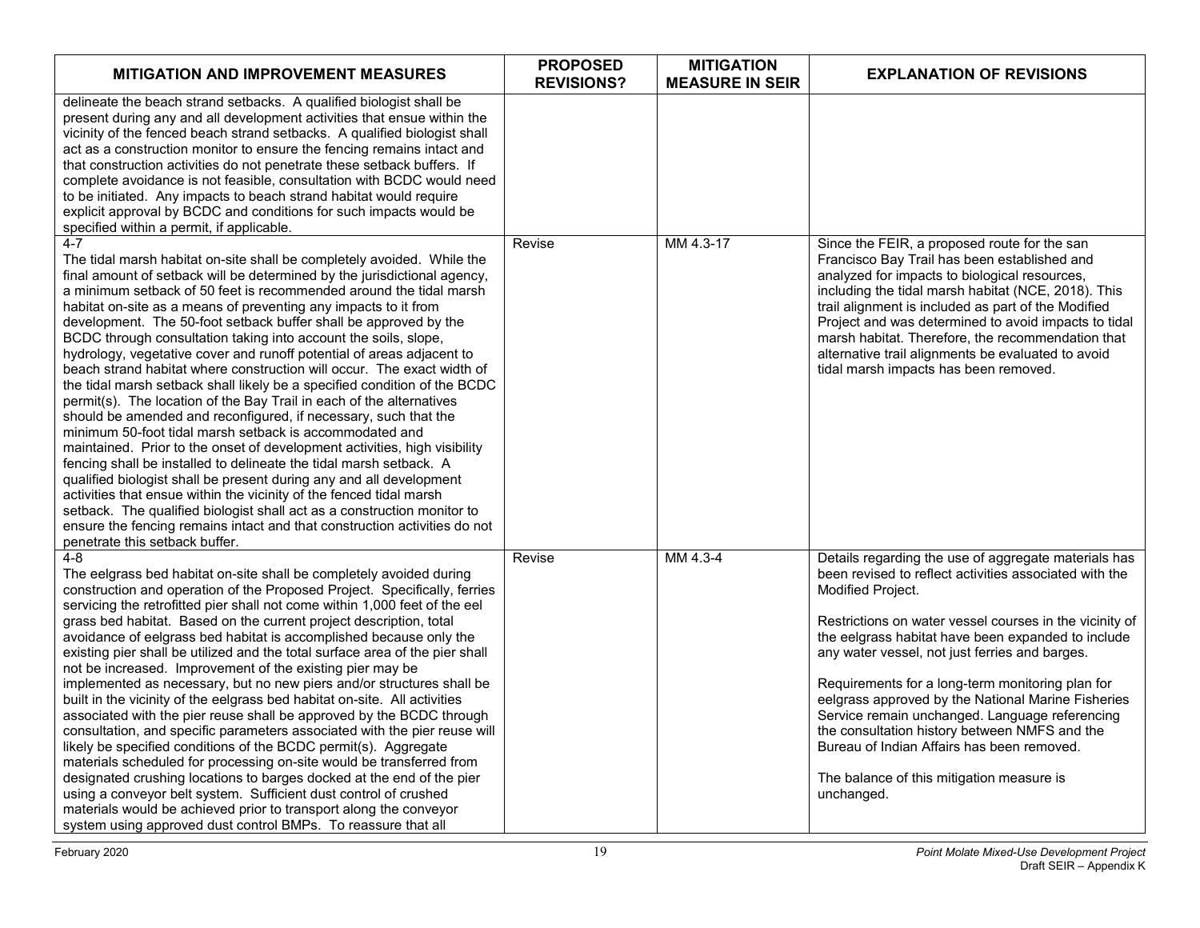| MITIGATION AND IMPROVEMENT MEASURES | PROPOSED REVISIONS? | MITIGATION MEASURE IN SEIR | EXPLANATION OF REVISIONS |
|---|---|---|---|
| delineate the beach strand setbacks. A qualified biologist shall be present during any and all development activities that ensue within the vicinity of the fenced beach strand setbacks. A qualified biologist shall act as a construction monitor to ensure the fencing remains intact and that construction activities do not penetrate these setback buffers. If complete avoidance is not feasible, consultation with BCDC would need to be initiated. Any impacts to beach strand habitat would require explicit approval by BCDC and conditions for such impacts would be specified within a permit, if applicable. | | | |
| 4-7<br>The tidal marsh habitat on-site shall be completely avoided. While the final amount of setback will be determined by the jurisdictional agency, a minimum setback of 50 feet is recommended around the tidal marsh habitat on-site as a means of preventing any impacts to it from development. The 50-foot setback buffer shall be approved by the BCDC through consultation taking into account the soils, slope, hydrology, vegetative cover and runoff potential of areas adjacent to beach strand habitat where construction will occur. The exact width of the tidal marsh setback shall likely be a specified condition of the BCDC permit(s). The location of the Bay Trail in each of the alternatives should be amended and reconfigured, if necessary, such that the minimum 50-foot tidal marsh setback is accommodated and maintained. Prior to the onset of development activities, high visibility fencing shall be installed to delineate the tidal marsh setback. A qualified biologist shall be present during any and all development activities that ensue within the vicinity of the fenced tidal marsh setback. The qualified biologist shall act as a construction monitor to ensure the fencing remains intact and that construction activities do not penetrate this setback buffer. | Revise | MM 4.3-17 | Since the FEIR, a proposed route for the san Francisco Bay Trail has been established and analyzed for impacts to biological resources, including the tidal marsh habitat (NCE, 2018). This trail alignment is included as part of the Modified Project and was determined to avoid impacts to tidal marsh habitat. Therefore, the recommendation that alternative trail alignments be evaluated to avoid tidal marsh impacts has been removed. |
| 4-8<br>The eelgrass bed habitat on-site shall be completely avoided during construction and operation of the Proposed Project. Specifically, ferries servicing the retrofitted pier shall not come within 1,000 feet of the eel grass bed habitat. Based on the current project description, total avoidance of eelgrass bed habitat is accomplished because only the existing pier shall be utilized and the total surface area of the pier shall not be increased. Improvement of the existing pier may be implemented as necessary, but no new piers and/or structures shall be built in the vicinity of the eelgrass bed habitat on-site. All activities associated with the pier reuse shall be approved by the BCDC through consultation, and specific parameters associated with the pier reuse will likely be specified conditions of the BCDC permit(s). Aggregate materials scheduled for processing on-site would be transferred from designated crushing locations to barges docked at the end of the pier using a conveyor belt system. Sufficient dust control of crushed materials would be achieved prior to transport along the conveyor system using approved dust control BMPs. To reassure that all | Revise | MM 4.3-4 | Details regarding the use of aggregate materials has been revised to reflect activities associated with the Modified Project.<br><br>Restrictions on water vessel courses in the vicinity of the eelgrass habitat have been expanded to include any water vessel, not just ferries and barges.<br><br>Requirements for a long-term monitoring plan for eelgrass approved by the National Marine Fisheries Service remain unchanged. Language referencing the consultation history between NMFS and the Bureau of Indian Affairs has been removed.<br><br>The balance of this mitigation measure is unchanged. |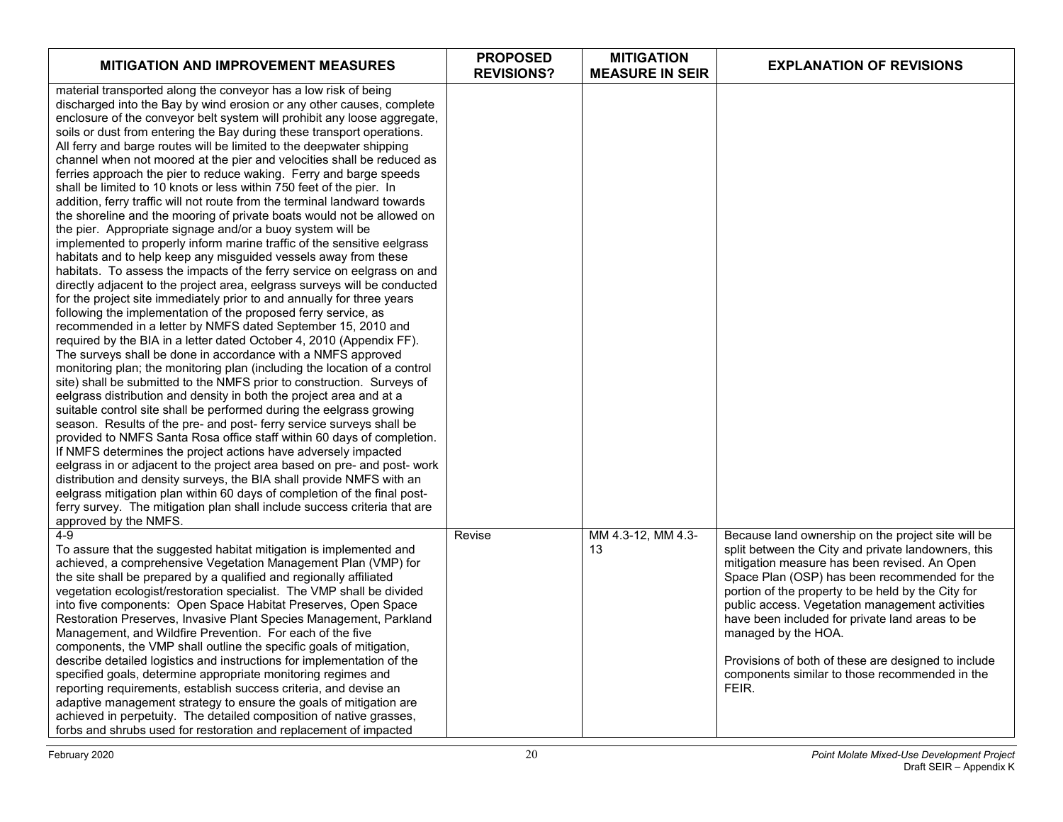| MITIGATION AND IMPROVEMENT MEASURES | PROPOSED REVISIONS? | MITIGATION MEASURE IN SEIR | EXPLANATION OF REVISIONS |
|---|---|---|---|
| material transported along the conveyor has a low risk of being discharged into the Bay by wind erosion or any other causes, complete enclosure of the conveyor belt system will prohibit any loose aggregate, soils or dust from entering the Bay during these transport operations. All ferry and barge routes will be limited to the deepwater shipping channel when not moored at the pier and velocities shall be reduced as ferries approach the pier to reduce waking. Ferry and barge speeds shall be limited to 10 knots or less within 750 feet of the pier. In addition, ferry traffic will not route from the terminal landward towards the shoreline and the mooring of private boats would not be allowed on the pier. Appropriate signage and/or a buoy system will be implemented to properly inform marine traffic of the sensitive eelgrass habitats and to help keep any misguided vessels away from these habitats. To assess the impacts of the ferry service on eelgrass on and directly adjacent to the project area, eelgrass surveys will be conducted for the project site immediately prior to and annually for three years following the implementation of the proposed ferry service, as recommended in a letter by NMFS dated September 15, 2010 and required by the BIA in a letter dated October 4, 2010 (Appendix FF). The surveys shall be done in accordance with a NMFS approved monitoring plan; the monitoring plan (including the location of a control site) shall be submitted to the NMFS prior to construction. Surveys of eelgrass distribution and density in both the project area and at a suitable control site shall be performed during the eelgrass growing season. Results of the pre- and post- ferry service surveys shall be provided to NMFS Santa Rosa office staff within 60 days of completion. If NMFS determines the project actions have adversely impacted eelgrass in or adjacent to the project area based on pre- and post- work distribution and density surveys, the BIA shall provide NMFS with an eelgrass mitigation plan within 60 days of completion of the final post-ferry survey. The mitigation plan shall include success criteria that are approved by the NMFS. | | | |
| 4-9<br>To assure that the suggested habitat mitigation is implemented and achieved, a comprehensive Vegetation Management Plan (VMP) for the site shall be prepared by a qualified and regionally affiliated vegetation ecologist/restoration specialist. The VMP shall be divided into five components: Open Space Habitat Preserves, Open Space Restoration Preserves, Invasive Plant Species Management, Parkland Management, and Wildfire Prevention. For each of the five components, the VMP shall outline the specific goals of mitigation, describe detailed logistics and instructions for implementation of the specified goals, determine appropriate monitoring regimes and reporting requirements, establish success criteria, and devise an adaptive management strategy to ensure the goals of mitigation are achieved in perpetuity. The detailed composition of native grasses, forbs and shrubs used for restoration and replacement of impacted | Revise | MM 4.3-12, MM 4.3-13 | Because land ownership on the project site will be split between the City and private landowners, this mitigation measure has been revised. An Open Space Plan (OSP) has been recommended for the portion of the property to be held by the City for public access. Vegetation management activities have been included for private land areas to be managed by the HOA.<br><br>Provisions of both of these are designed to include components similar to those recommended in the FEIR. |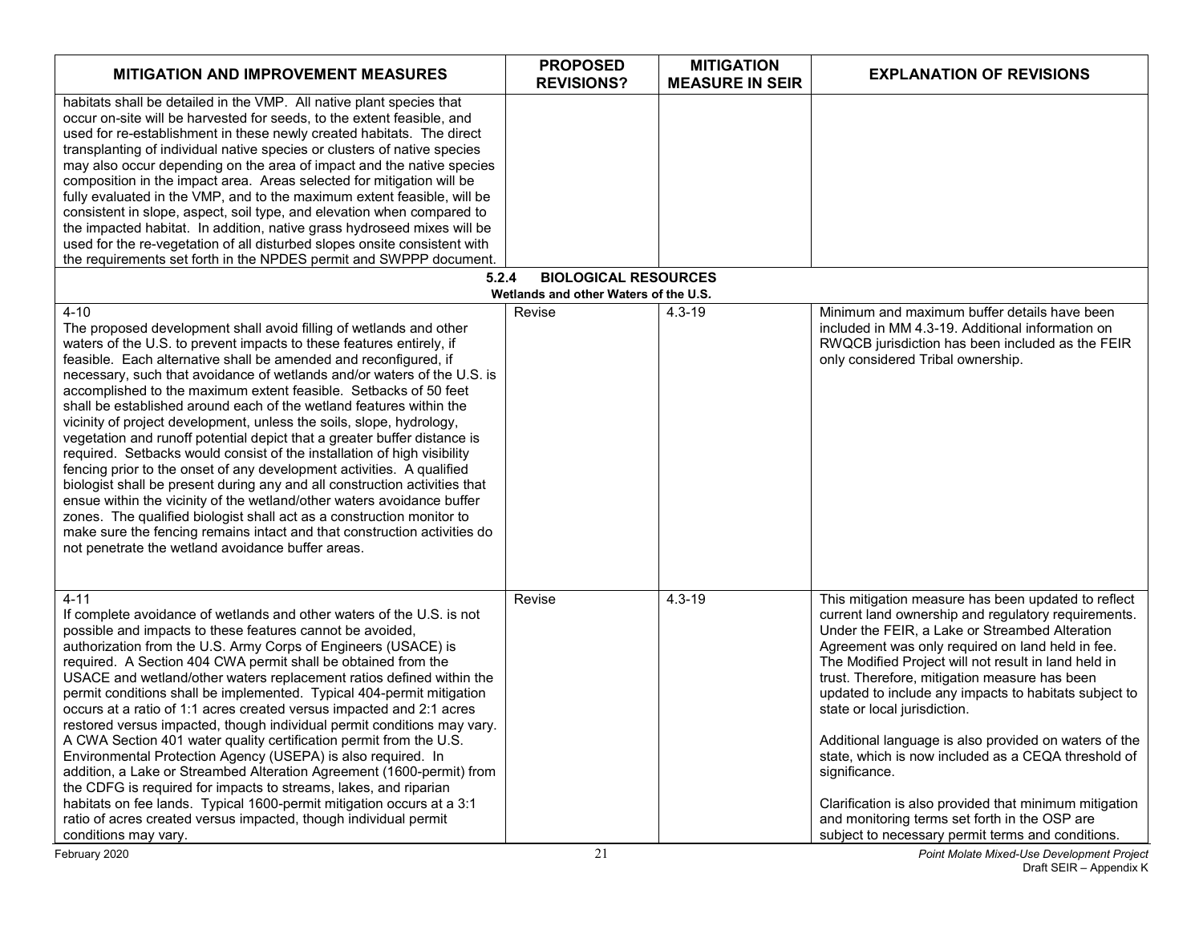| MITIGATION AND IMPROVEMENT MEASURES | PROPOSED REVISIONS? | MITIGATION MEASURE IN SEIR | EXPLANATION OF REVISIONS |
|---|---|---|---|
| habitats shall be detailed in the VMP. All native plant species that occur on-site will be harvested for seeds, to the extent feasible, and used for re-establishment in these newly created habitats. The direct transplanting of individual native species or clusters of native species may also occur depending on the area of impact and the native species composition in the impact area. Areas selected for mitigation will be fully evaluated in the VMP, and to the maximum extent feasible, will be consistent in slope, aspect, soil type, and elevation when compared to the impacted habitat. In addition, native grass hydroseed mixes will be used for the re-vegetation of all disturbed slopes onsite consistent with the requirements set forth in the NPDES permit and SWPPP document. | | | |
| **5.2.4 BIOLOGICAL RESOURCES** **Wetlands and other Waters of the U.S.** | | | |
| 4-10<br>The proposed development shall avoid filling of wetlands and other waters of the U.S. to prevent impacts to these features entirely, if feasible. Each alternative shall be amended and reconfigured, if necessary, such that avoidance of wetlands and/or waters of the U.S. is accomplished to the maximum extent feasible. Setbacks of 50 feet shall be established around each of the wetland features within the vicinity of project development, unless the soils, slope, hydrology, vegetation and runoff potential depict that a greater buffer distance is required. Setbacks would consist of the installation of high visibility fencing prior to the onset of any development activities. A qualified biologist shall be present during any and all construction activities that ensue within the vicinity of the wetland/other waters avoidance buffer zones. The qualified biologist shall act as a construction monitor to make sure the fencing remains intact and that construction activities do not penetrate the wetland avoidance buffer areas. | Revise | 4.3-19 | Minimum and maximum buffer details have been included in MM 4.3-19. Additional information on RWQCB jurisdiction has been included as the FEIR only considered Tribal ownership. |
| 4-11<br>If complete avoidance of wetlands and other waters of the U.S. is not possible and impacts to these features cannot be avoided, authorization from the U.S. Army Corps of Engineers (USACE) is required. A Section 404 CWA permit shall be obtained from the USACE and wetland/other waters replacement ratios defined within the permit conditions shall be implemented. Typical 404-permit mitigation occurs at a ratio of 1:1 acres created versus impacted and 2:1 acres restored versus impacted, though individual permit conditions may vary. A CWA Section 401 water quality certification permit from the U.S. Environmental Protection Agency (USEPA) is also required. In addition, a Lake or Streambed Alteration Agreement (1600-permit) from the CDFG is required for impacts to streams, lakes, and riparian habitats on fee lands. Typical 1600-permit mitigation occurs at a 3:1 ratio of acres created versus impacted, though individual permit conditions may vary. | Revise | 4.3-19 | This mitigation measure has been updated to reflect current land ownership and regulatory requirements. Under the FEIR, a Lake or Streambed Alteration Agreement was only required on land held in fee. The Modified Project will not result in land held in trust. Therefore, mitigation measure has been updated to include any impacts to habitats subject to state or local jurisdiction.<br><br>Additional language is also provided on waters of the state, which is now included as a CEQA threshold of significance.<br><br>Clarification is also provided that minimum mitigation and monitoring terms set forth in the OSP are subject to necessary permit terms and conditions. |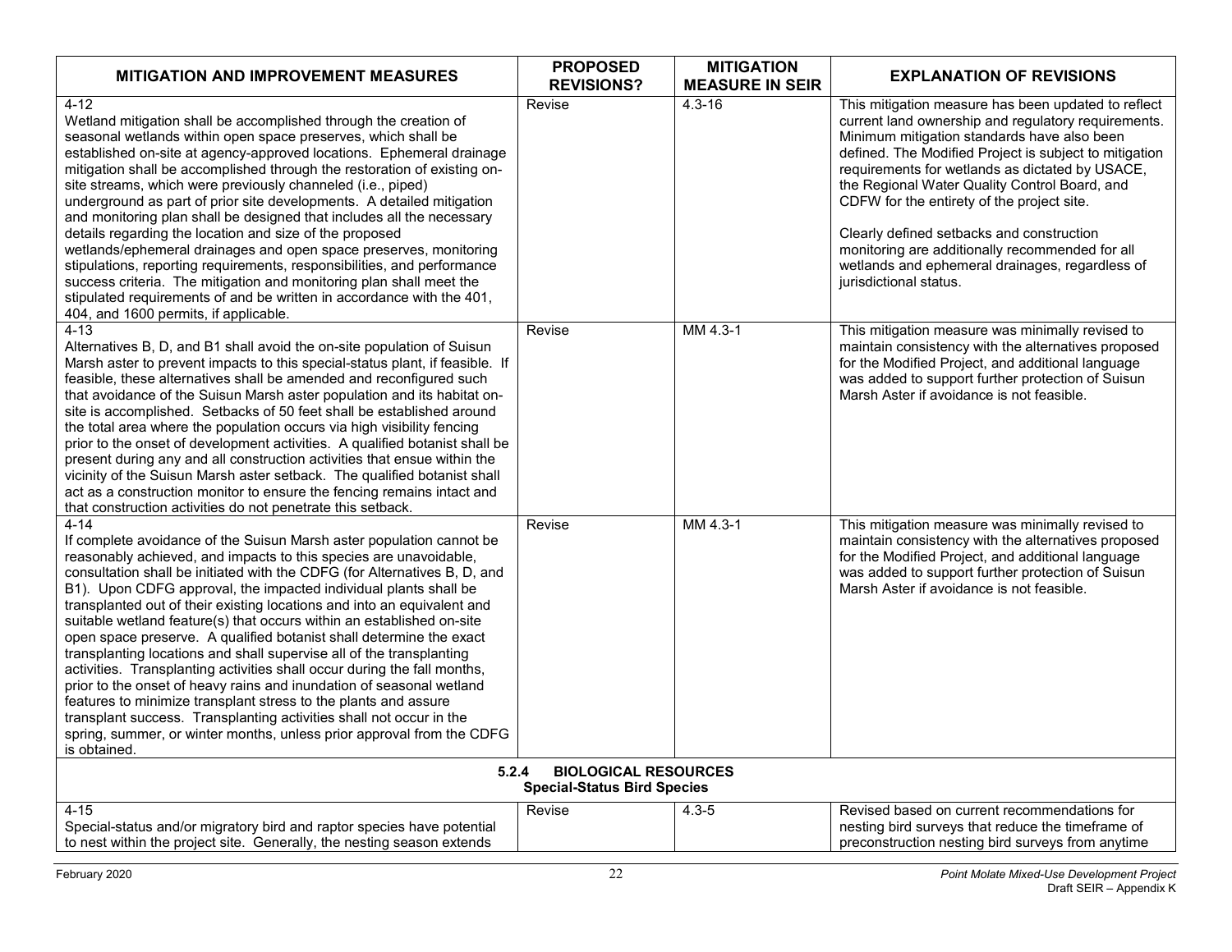| MITIGATION AND IMPROVEMENT MEASURES | PROPOSED REVISIONS? | MITIGATION MEASURE IN SEIR | EXPLANATION OF REVISIONS |
|---|---|---|---|
| 4-12<br>Wetland mitigation shall be accomplished through the creation of seasonal wetlands within open space preserves, which shall be established on-site at agency-approved locations. Ephemeral drainage mitigation shall be accomplished through the restoration of existing on-site streams, which were previously channeled (i.e., piped) underground as part of prior site developments. A detailed mitigation and monitoring plan shall be designed that includes all the necessary details regarding the location and size of the proposed wetlands/ephemeral drainages and open space preserves, monitoring stipulations, reporting requirements, responsibilities, and performance success criteria. The mitigation and monitoring plan shall meet the stipulated requirements of and be written in accordance with the 401, 404, and 1600 permits, if applicable. | Revise | 4.3-16 | This mitigation measure has been updated to reflect current land ownership and regulatory requirements. Minimum mitigation standards have also been defined. The Modified Project is subject to mitigation requirements for wetlands as dictated by USACE, the Regional Water Quality Control Board, and CDFW for the entirety of the project site.<br><br>Clearly defined setbacks and construction monitoring are additionally recommended for all wetlands and ephemeral drainages, regardless of jurisdictional status. |
| 4-13<br>Alternatives B, D, and B1 shall avoid the on-site population of Suisun Marsh aster to prevent impacts to this special-status plant, if feasible. If feasible, these alternatives shall be amended and reconfigured such that avoidance of the Suisun Marsh aster population and its habitat on-site is accomplished. Setbacks of 50 feet shall be established around the total area where the population occurs via high visibility fencing prior to the onset of development activities. A qualified botanist shall be present during any and all construction activities that ensue within the vicinity of the Suisun Marsh aster setback. The qualified botanist shall act as a construction monitor to ensure the fencing remains intact and that construction activities do not penetrate this setback. | Revise | MM 4.3-1 | This mitigation measure was minimally revised to maintain consistency with the alternatives proposed for the Modified Project, and additional language was added to support further protection of Suisun Marsh Aster if avoidance is not feasible. |
| 4-14<br>If complete avoidance of the Suisun Marsh aster population cannot be reasonably achieved, and impacts to this species are unavoidable, consultation shall be initiated with the CDFG (for Alternatives B, D, and B1). Upon CDFG approval, the impacted individual plants shall be transplanted out of their existing locations and into an equivalent and suitable wetland feature(s) that occurs within an established on-site open space preserve. A qualified botanist shall determine the exact transplanting locations and shall supervise all of the transplanting activities. Transplanting activities shall occur during the fall months, prior to the onset of heavy rains and inundation of seasonal wetland features to minimize transplant stress to the plants and assure transplant success. Transplanting activities shall not occur in the spring, summer, or winter months, unless prior approval from the CDFG is obtained. | Revise | MM 4.3-1 | This mitigation measure was minimally revised to maintain consistency with the alternatives proposed for the Modified Project, and additional language was added to support further protection of Suisun Marsh Aster if avoidance is not feasible. |
| **5.2.4 BIOLOGICAL RESOURCES**<br>**Special-Status Bird Species** | | | |
| 4-15<br>Special-status and/or migratory bird and raptor species have potential to nest within the project site. Generally, the nesting season extends | Revise | 4.3-5 | Revised based on current recommendations for nesting bird surveys that reduce the timeframe of preconstruction nesting bird surveys from anytime |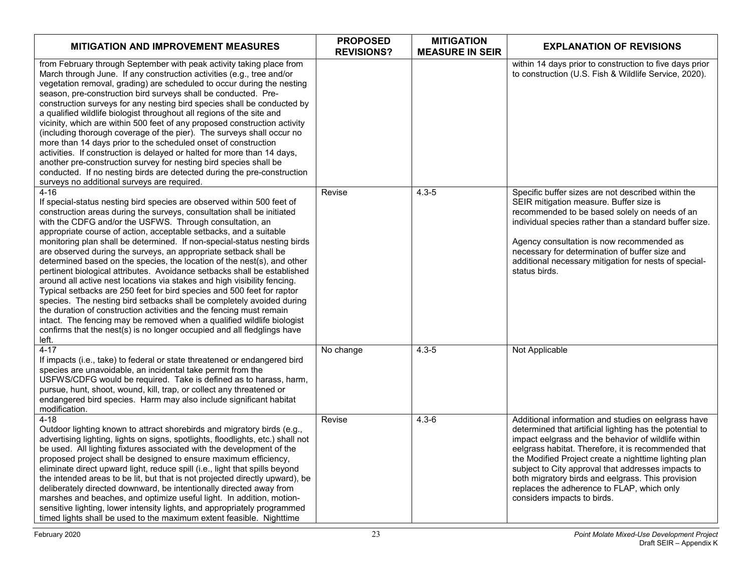| MITIGATION AND IMPROVEMENT MEASURES | PROPOSED REVISIONS? | MITIGATION MEASURE IN SEIR | EXPLANATION OF REVISIONS |
|---|---|---|---|
| from February through September with peak activity taking place from March through June. If any construction activities (e.g., tree and/or vegetation removal, grading) are scheduled to occur during the nesting season, pre-construction bird surveys shall be conducted. Pre-construction surveys for any nesting bird species shall be conducted by a qualified wildlife biologist throughout all regions of the site and vicinity, which are within 500 feet of any proposed construction activity (including thorough coverage of the pier). The surveys shall occur no more than 14 days prior to the scheduled onset of construction activities. If construction is delayed or halted for more than 14 days, another pre-construction survey for nesting bird species shall be conducted. If no nesting birds are detected during the pre-construction surveys no additional surveys are required. | | | within 14 days prior to construction to five days prior to construction (U.S. Fish & Wildlife Service, 2020). |
| 4-16<br>If special-status nesting bird species are observed within 500 feet of construction areas during the surveys, consultation shall be initiated with the CDFG and/or the USFWS. Through consultation, an appropriate course of action, acceptable setbacks, and a suitable monitoring plan shall be determined. If non-special-status nesting birds are observed during the surveys, an appropriate setback shall be determined based on the species, the location of the nest(s), and other pertinent biological attributes. Avoidance setbacks shall be established around all active nest locations via stakes and high visibility fencing. Typical setbacks are 250 feet for bird species and 500 feet for raptor species. The nesting bird setbacks shall be completely avoided during the duration of construction activities and the fencing must remain intact. The fencing may be removed when a qualified wildlife biologist confirms that the nest(s) is no longer occupied and all fledglings have left. | Revise | 4.3-5 | Specific buffer sizes are not described within the SEIR mitigation measure. Buffer size is recommended to be based solely on needs of an individual species rather than a standard buffer size.<br><br>Agency consultation is now recommended as necessary for determination of buffer size and additional necessary mitigation for nests of special-status birds. |
| 4-17<br>If impacts (i.e., take) to federal or state threatened or endangered bird species are unavoidable, an incidental take permit from the USFWS/CDFG would be required. Take is defined as to harass, harm, pursue, hunt, shoot, wound, kill, trap, or collect any threatened or endangered bird species. Harm may also include significant habitat modification. | No change | 4.3-5 | Not Applicable |
| 4-18<br>Outdoor lighting known to attract shorebirds and migratory birds (e.g., advertising lighting, lights on signs, spotlights, floodlights, etc.) shall not be used. All lighting fixtures associated with the development of the proposed project shall be designed to ensure maximum efficiency, eliminate direct upward light, reduce spill (i.e., light that spills beyond the intended areas to be lit, but that is not projected directly upward), be deliberately directed downward, be intentionally directed away from marshes and beaches, and optimize useful light. In addition, motion-sensitive lighting, lower intensity lights, and appropriately programmed timed lights shall be used to the maximum extent feasible. Nighttime | Revise | 4.3-6 | Additional information and studies on eelgrass have determined that artificial lighting has the potential to impact eelgrass and the behavior of wildlife within eelgrass habitat. Therefore, it is recommended that the Modified Project create a nighttime lighting plan subject to City approval that addresses impacts to both migratory birds and eelgrass. This provision replaces the adherence to FLAP, which only considers impacts to birds. |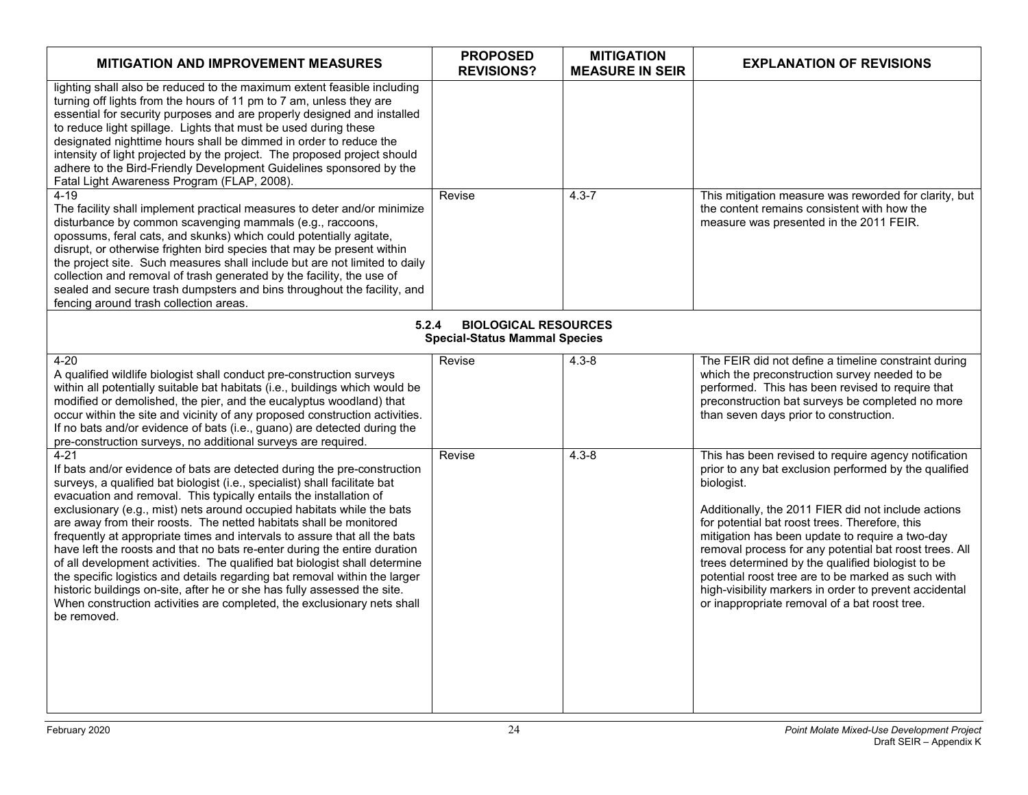| MITIGATION AND IMPROVEMENT MEASURES | PROPOSED REVISIONS? | MITIGATION MEASURE IN SEIR | EXPLANATION OF REVISIONS |
|---|---|---|---|
| lighting shall also be reduced to the maximum extent feasible including turning off lights from the hours of 11 pm to 7 am, unless they are essential for security purposes and are properly designed and installed to reduce light spillage. Lights that must be used during these designated nighttime hours shall be dimmed in order to reduce the intensity of light projected by the project. The proposed project should adhere to the Bird-Friendly Development Guidelines sponsored by the Fatal Light Awareness Program (FLAP, 2008). | | | |
| 4-19<br>The facility shall implement practical measures to deter and/or minimize disturbance by common scavenging mammals (e.g., raccoons, opossums, feral cats, and skunks) which could potentially agitate, disrupt, or otherwise frighten bird species that may be present within the project site. Such measures shall include but are not limited to daily collection and removal of trash generated by the facility, the use of sealed and secure trash dumpsters and bins throughout the facility, and fencing around trash collection areas. | Revise | 4.3-7 | This mitigation measure was reworded for clarity, but the content remains consistent with how the measure was presented in the 2011 FEIR. |
| **5.2.4 BIOLOGICAL RESOURCES**<br>**Special-Status Mammal Species** | | | |
| 4-20<br>A qualified wildlife biologist shall conduct pre-construction surveys within all potentially suitable bat habitats (i.e., buildings which would be modified or demolished, the pier, and the eucalyptus woodland) that occur within the site and vicinity of any proposed construction activities. If no bats and/or evidence of bats (i.e., guano) are detected during the pre-construction surveys, no additional surveys are required. | Revise | 4.3-8 | The FEIR did not define a timeline constraint during which the preconstruction survey needed to be performed. This has been revised to require that preconstruction bat surveys be completed no more than seven days prior to construction. |
| 4-21<br>If bats and/or evidence of bats are detected during the pre-construction surveys, a qualified bat biologist (i.e., specialist) shall facilitate bat evacuation and removal. This typically entails the installation of exclusionary (e.g., mist) nets around occupied habitats while the bats are away from their roosts. The netted habitats shall be monitored frequently at appropriate times and intervals to assure that all the bats have left the roosts and that no bats re-enter during the entire duration of all development activities. The qualified bat biologist shall determine the specific logistics and details regarding bat removal within the larger historic buildings on-site, after he or she has fully assessed the site. When construction activities are completed, the exclusionary nets shall be removed. | Revise | 4.3-8 | This has been revised to require agency notification prior to any bat exclusion performed by the qualified biologist.<br><br>Additionally, the 2011 FIER did not include actions for potential bat roost trees. Therefore, this mitigation has been update to require a two-day removal process for any potential bat roost trees. All trees determined by the qualified biologist to be potential roost tree are to be marked as such with high-visibility markers in order to prevent accidental or inappropriate removal of a bat roost tree. |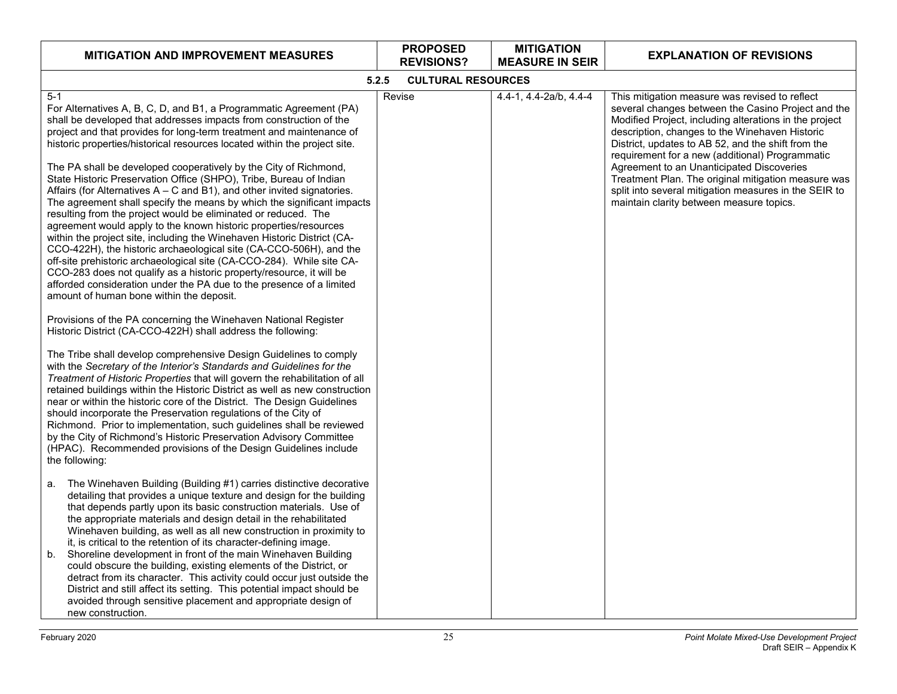| MITIGATION AND IMPROVEMENT MEASURES | PROPOSED REVISIONS? | MITIGATION MEASURE IN SEIR | EXPLANATION OF REVISIONS |
|---|---|---|---|
| **5.2.5 CULTURAL RESOURCES** | | | |
| 5-1<br>For Alternatives A, B, C, D, and B1, a Programmatic Agreement (PA) shall be developed that addresses impacts from construction of the project and that provides for long-term treatment and maintenance of historic properties/historical resources located within the project site.<br><br>The PA shall be developed cooperatively by the City of Richmond, State Historic Preservation Office (SHPO), Tribe, Bureau of Indian Affairs (for Alternatives A – C and B1), and other invited signatories. The agreement shall specify the means by which the significant impacts resulting from the project would be eliminated or reduced. The agreement would apply to the known historic properties/resources within the project site, including the Winehaven Historic District (CA-CCO-422H), the historic archaeological site (CA-CCO-506H), and the off-site prehistoric archaeological site (CA-CCO-284). While site CA-CCO-283 does not qualify as a historic property/resource, it will be afforded consideration under the PA due to the presence of a limited amount of human bone within the deposit.<br><br>Provisions of the PA concerning the Winehaven National Register Historic District (CA-CCO-422H) shall address the following:<br><br>The Tribe shall develop comprehensive Design Guidelines to comply with the *Secretary of the Interior's Standards and Guidelines for the Treatment of Historic Properties* that will govern the rehabilitation of all retained buildings within the Historic District as well as new construction near or within the historic core of the District. The Design Guidelines should incorporate the Preservation regulations of the City of Richmond. Prior to implementation, such guidelines shall be reviewed by the City of Richmond's Historic Preservation Advisory Committee (HPAC). Recommended provisions of the Design Guidelines include the following:<br><br>a. The Winehaven Building (Building #1) carries distinctive decorative detailing that provides a unique texture and design for the building that depends partly upon its basic construction materials. Use of the appropriate materials and design detail in the rehabilitated Winehaven building, as well as all new construction in proximity to it, is critical to the retention of its character-defining image.<br>b. Shoreline development in front of the main Winehaven Building could obscure the building, existing elements of the District, or detract from its character. This activity could occur just outside the District and still affect its setting. This potential impact should be avoided through sensitive placement and appropriate design of new construction. | Revise | 4.4-1, 4.4-2a/b, 4.4-4 | This mitigation measure was revised to reflect several changes between the Casino Project and the Modified Project, including alterations in the project description, changes to the Winehaven Historic District, updates to AB 52, and the shift from the requirement for a new (additional) Programmatic Agreement to an Unanticipated Discoveries Treatment Plan. The original mitigation measure was split into several mitigation measures in the SEIR to maintain clarity between measure topics. |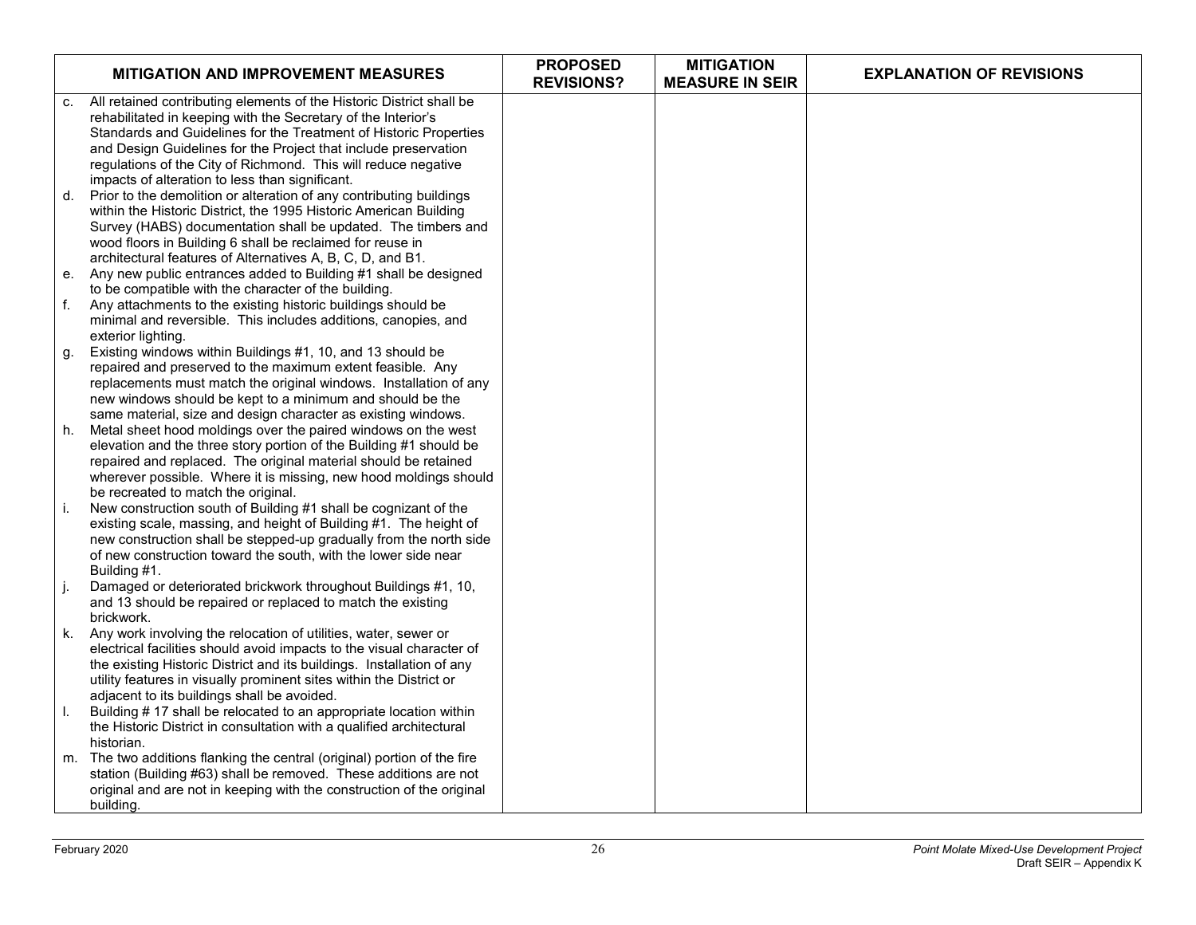| MITIGATION AND IMPROVEMENT MEASURES | PROPOSED REVISIONS? | MITIGATION MEASURE IN SEIR | EXPLANATION OF REVISIONS |
|---|---|---|---|
| c. All retained contributing elements of the Historic District shall be rehabilitated in keeping with the Secretary of the Interior's Standards and Guidelines for the Treatment of Historic Properties and Design Guidelines for the Project that include preservation regulations of the City of Richmond. This will reduce negative impacts of alteration to less than significant.<br>d. Prior to the demolition or alteration of any contributing buildings within the Historic District, the 1995 Historic American Building Survey (HABS) documentation shall be updated. The timbers and wood floors in Building 6 shall be reclaimed for reuse in architectural features of Alternatives A, B, C, D, and B1.<br>e. Any new public entrances added to Building #1 shall be designed to be compatible with the character of the building.<br>f. Any attachments to the existing historic buildings should be minimal and reversible. This includes additions, canopies, and exterior lighting.<br>g. Existing windows within Buildings #1, 10, and 13 should be repaired and preserved to the maximum extent feasible. Any replacements must match the original windows. Installation of any new windows should be kept to a minimum and should be the same material, size and design character as existing windows.<br>h. Metal sheet hood moldings over the paired windows on the west elevation and the three story portion of the Building #1 should be repaired and replaced. The original material should be retained wherever possible. Where it is missing, new hood moldings should be recreated to match the original.<br>i. New construction south of Building #1 shall be cognizant of the existing scale, massing, and height of Building #1. The height of new construction shall be stepped-up gradually from the north side of new construction toward the south, with the lower side near Building #1.<br>j. Damaged or deteriorated brickwork throughout Buildings #1, 10, and 13 should be repaired or replaced to match the existing brickwork.<br>k. Any work involving the relocation of utilities, water, sewer or electrical facilities should avoid impacts to the visual character of the existing Historic District and its buildings. Installation of any utility features in visually prominent sites within the District or adjacent to its buildings shall be avoided.<br>l. Building # 17 shall be relocated to an appropriate location within the Historic District in consultation with a qualified architectural historian.<br>m. The two additions flanking the central (original) portion of the fire station (Building #63) shall be removed. These additions are not original and are not in keeping with the construction of the original building. | | | |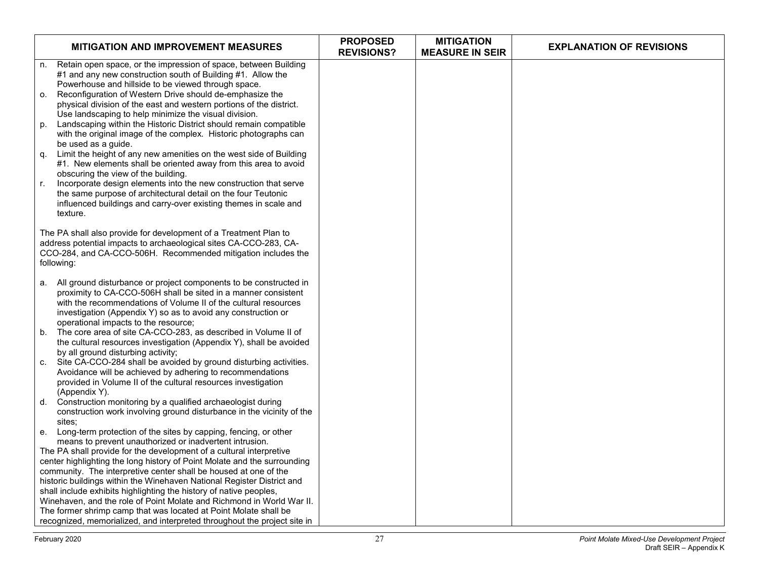| MITIGATION AND IMPROVEMENT MEASURES | PROPOSED REVISIONS? | MITIGATION MEASURE IN SEIR | EXPLANATION OF REVISIONS |
|---|---|---|---|
| n. Retain open space, or the impression of space, between Building #1 and any new construction south of Building #1. Allow the Powerhouse and hillside to be viewed through space.<br>o. Reconfiguration of Western Drive should de-emphasize the physical division of the east and western portions of the district. Use landscaping to help minimize the visual division.<br>p. Landscaping within the Historic District should remain compatible with the original image of the complex. Historic photographs can be used as a guide.<br>q. Limit the height of any new amenities on the west side of Building #1. New elements shall be oriented away from this area to avoid obscuring the view of the building.<br>r. Incorporate design elements into the new construction that serve the same purpose of architectural detail on the four Teutonic influenced buildings and carry-over existing themes in scale and texture.<br><br>The PA shall also provide for development of a Treatment Plan to address potential impacts to archaeological sites CA-CCO-283, CA-CCO-284, and CA-CCO-506H. Recommended mitigation includes the following:<br><br>a. All ground disturbance or project components to be constructed in proximity to CA-CCO-506H shall be sited in a manner consistent with the recommendations of Volume II of the cultural resources investigation (Appendix Y) so as to avoid any construction or operational impacts to the resource;<br>b. The core area of site CA-CCO-283, as described in Volume II of the cultural resources investigation (Appendix Y), shall be avoided by all ground disturbing activity;<br>c. Site CA-CCO-284 shall be avoided by ground disturbing activities. Avoidance will be achieved by adhering to recommendations provided in Volume II of the cultural resources investigation (Appendix Y).<br>d. Construction monitoring by a qualified archaeologist during construction work involving ground disturbance in the vicinity of the sites;<br>e. Long-term protection of the sites by capping, fencing, or other means to prevent unauthorized or inadvertent intrusion.<br>The PA shall provide for the development of a cultural interpretive center highlighting the long history of Point Molate and the surrounding community. The interpretive center shall be housed at one of the historic buildings within the Winehaven National Register District and shall include exhibits highlighting the history of native peoples, Winehaven, and the role of Point Molate and Richmond in World War II. The former shrimp camp that was located at Point Molate shall be recognized, memorialized, and interpreted throughout the project site in | | | |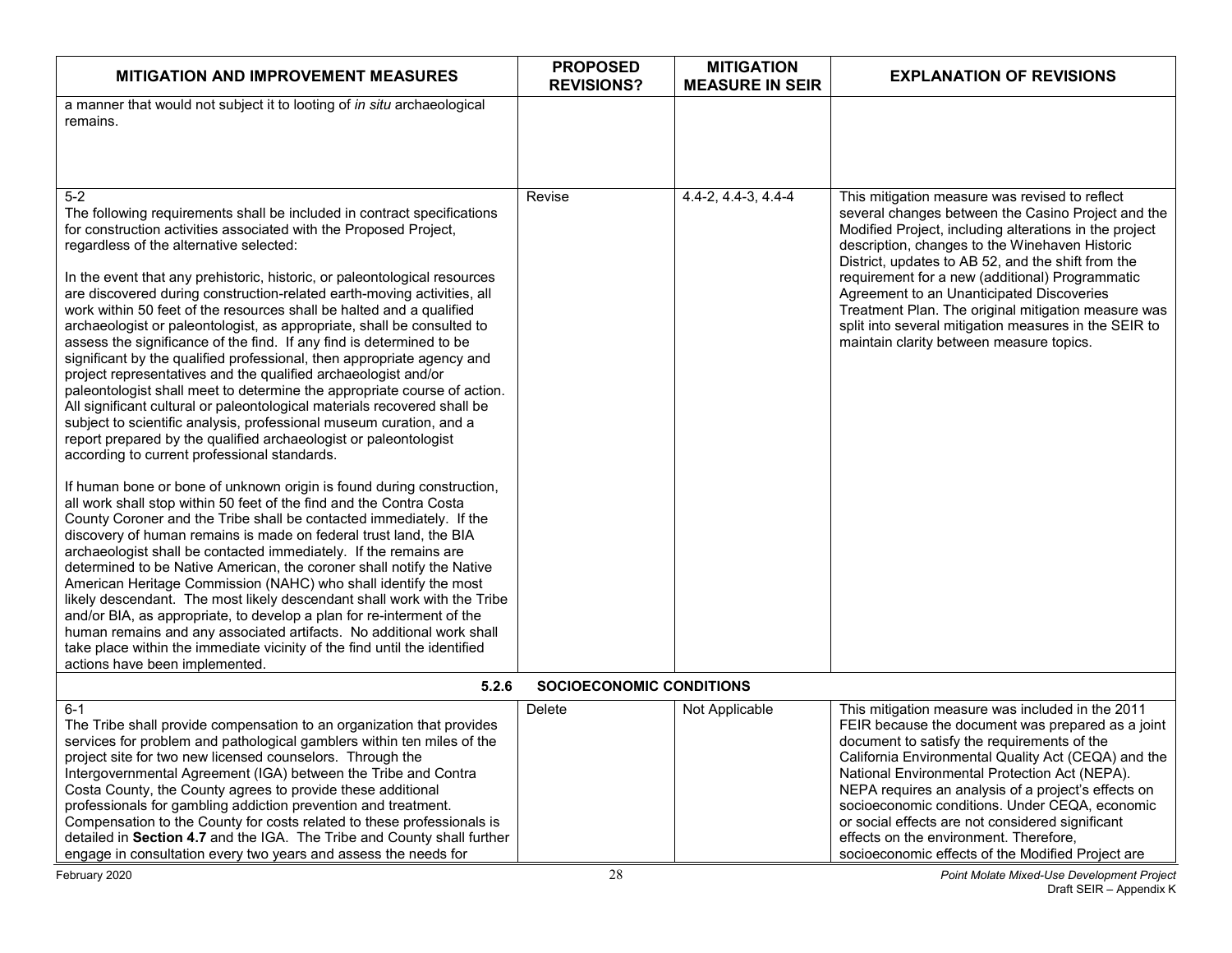| MITIGATION AND IMPROVEMENT MEASURES | PROPOSED REVISIONS? | MITIGATION MEASURE IN SEIR | EXPLANATION OF REVISIONS |
|---|---|---|---|
| a manner that would not subject it to looting of *in situ* archaeological remains. | | | |
| 5-2<br>The following requirements shall be included in contract specifications for construction activities associated with the Proposed Project, regardless of the alternative selected:<br><br>In the event that any prehistoric, historic, or paleontological resources are discovered during construction-related earth-moving activities, all work within 50 feet of the resources shall be halted and a qualified archaeologist or paleontologist, as appropriate, shall be consulted to assess the significance of the find. If any find is determined to be significant by the qualified professional, then appropriate agency and project representatives and the qualified archaeologist and/or paleontologist shall meet to determine the appropriate course of action. All significant cultural or paleontological materials recovered shall be subject to scientific analysis, professional museum curation, and a report prepared by the qualified archaeologist or paleontologist according to current professional standards.<br><br>If human bone or bone of unknown origin is found during construction, all work shall stop within 50 feet of the find and the Contra Costa County Coroner and the Tribe shall be contacted immediately. If the discovery of human remains is made on federal trust land, the BIA archaeologist shall be contacted immediately. If the remains are determined to be Native American, the coroner shall notify the Native American Heritage Commission (NAHC) who shall identify the most likely descendant. The most likely descendant shall work with the Tribe and/or BIA, as appropriate, to develop a plan for re-interment of the human remains and any associated artifacts. No additional work shall take place within the immediate vicinity of the find until the identified actions have been implemented. | Revise | 4.4-2, 4.4-3, 4.4-4 | This mitigation measure was revised to reflect several changes between the Casino Project and the Modified Project, including alterations in the project description, changes to the Winehaven Historic District, updates to AB 52, and the shift from the requirement for a new (additional) Programmatic Agreement to an Unanticipated Discoveries Treatment Plan. The original mitigation measure was split into several mitigation measures in the SEIR to maintain clarity between measure topics. |
| **5.2.6 SOCIOECONOMIC CONDITIONS** | | | |
| 6-1<br>The Tribe shall provide compensation to an organization that provides services for problem and pathological gamblers within ten miles of the project site for two new licensed counselors. Through the Intergovernmental Agreement (IGA) between the Tribe and Contra Costa County, the County agrees to provide these additional professionals for gambling addiction prevention and treatment. Compensation to the County for costs related to these professionals is detailed in **Section 4.7** and the IGA. The Tribe and County shall further engage in consultation every two years and assess the needs for | Delete | Not Applicable | This mitigation measure was included in the 2011 FEIR because the document was prepared as a joint document to satisfy the requirements of the California Environmental Quality Act (CEQA) and the National Environmental Protection Act (NEPA). NEPA requires an analysis of a project's effects on socioeconomic conditions. Under CEQA, economic or social effects are not considered significant effects on the environment. Therefore, socioeconomic effects of the Modified Project are |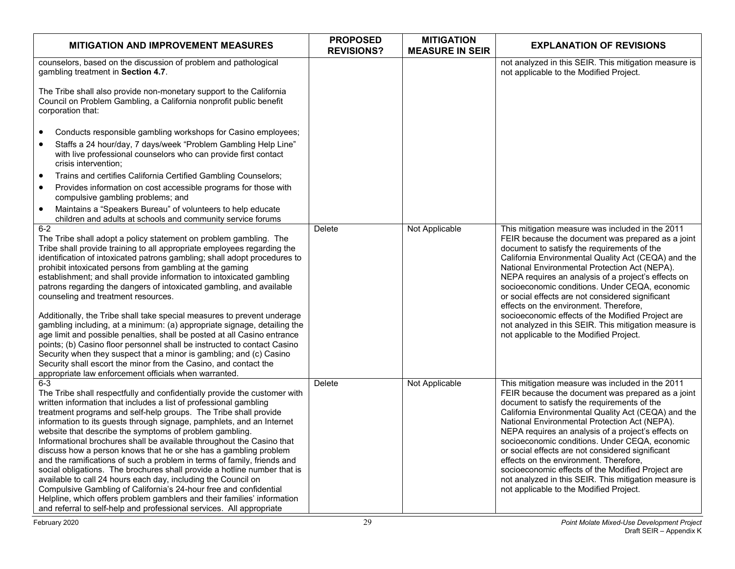| MITIGATION AND IMPROVEMENT MEASURES | PROPOSED REVISIONS? | MITIGATION MEASURE IN SEIR | EXPLANATION OF REVISIONS |
|---|---|---|---|
| counselors, based on the discussion of problem and pathological gambling treatment in **Section 4.7**.<br><br>The Tribe shall also provide non-monetary support to the California Council on Problem Gambling, a California nonprofit public benefit corporation that:<br><br>• Conducts responsible gambling workshops for Casino employees;<br>• Staffs a 24 hour/day, 7 days/week "Problem Gambling Help Line" with live professional counselors who can provide first contact crisis intervention;<br>• Trains and certifies California Certified Gambling Counselors;<br>• Provides information on cost accessible programs for those with compulsive gambling problems; and<br>• Maintains a "Speakers Bureau" of volunteers to help educate children and adults at schools and community service forums | | | not analyzed in this SEIR. This mitigation measure is not applicable to the Modified Project. |
| 6-2<br>The Tribe shall adopt a policy statement on problem gambling. The Tribe shall provide training to all appropriate employees regarding the identification of intoxicated patrons gambling; shall adopt procedures to prohibit intoxicated persons from gambling at the gaming establishment; and shall provide information to intoxicated gambling patrons regarding the dangers of intoxicated gambling, and available counseling and treatment resources.<br><br>Additionally, the Tribe shall take special measures to prevent underage gambling including, at a minimum: (a) appropriate signage, detailing the age limit and possible penalties, shall be posted at all Casino entrance points; (b) Casino floor personnel shall be instructed to contact Casino Security when they suspect that a minor is gambling; and (c) Casino Security shall escort the minor from the Casino, and contact the appropriate law enforcement officials when warranted. | Delete | Not Applicable | This mitigation measure was included in the 2011 FEIR because the document was prepared as a joint document to satisfy the requirements of the California Environmental Quality Act (CEQA) and the National Environmental Protection Act (NEPA). NEPA requires an analysis of a project's effects on socioeconomic conditions. Under CEQA, economic or social effects are not considered significant effects on the environment. Therefore, socioeconomic effects of the Modified Project are not analyzed in this SEIR. This mitigation measure is not applicable to the Modified Project. |
| 6-3<br>The Tribe shall respectfully and confidentially provide the customer with written information that includes a list of professional gambling treatment programs and self-help groups. The Tribe shall provide information to its guests through signage, pamphlets, and an Internet website that describe the symptoms of problem gambling. Informational brochures shall be available throughout the Casino that discuss how a person knows that he or she has a gambling problem and the ramifications of such a problem in terms of family, friends and social obligations. The brochures shall provide a hotline number that is available to call 24 hours each day, including the Council on Compulsive Gambling of California's 24-hour free and confidential Helpline, which offers problem gamblers and their families' information and referral to self-help and professional services. All appropriate | Delete | Not Applicable | This mitigation measure was included in the 2011 FEIR because the document was prepared as a joint document to satisfy the requirements of the California Environmental Quality Act (CEQA) and the National Environmental Protection Act (NEPA). NEPA requires an analysis of a project's effects on socioeconomic conditions. Under CEQA, economic or social effects are not considered significant effects on the environment. Therefore, socioeconomic effects of the Modified Project are not analyzed in this SEIR. This mitigation measure is not applicable to the Modified Project. |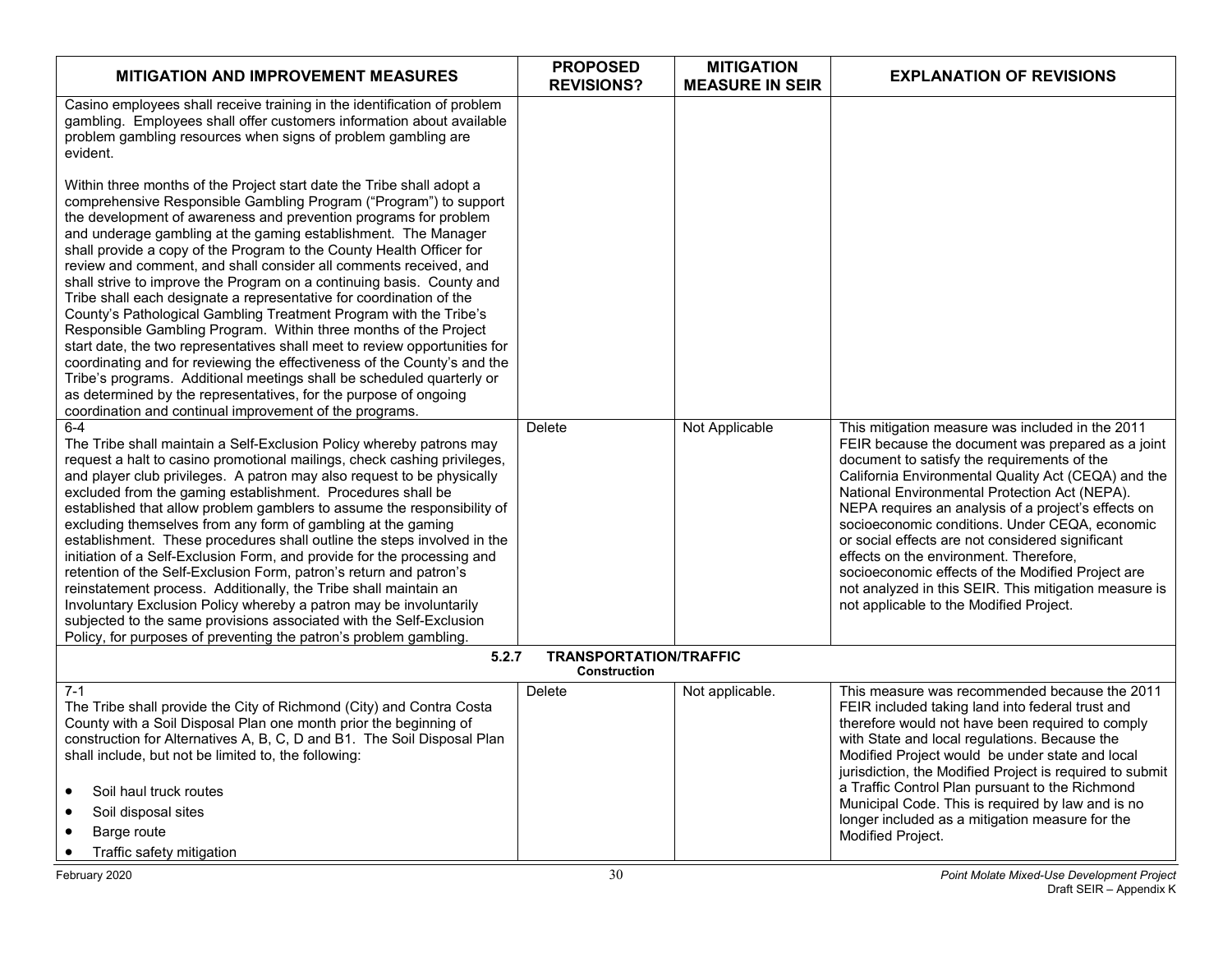| MITIGATION AND IMPROVEMENT MEASURES | PROPOSED REVISIONS? | MITIGATION MEASURE IN SEIR | EXPLANATION OF REVISIONS |
|---|---|---|---|
| Casino employees shall receive training in the identification of problem gambling. Employees shall offer customers information about available problem gambling resources when signs of problem gambling are evident.<br><br>Within three months of the Project start date the Tribe shall adopt a comprehensive Responsible Gambling Program ("Program") to support the development of awareness and prevention programs for problem and underage gambling at the gaming establishment. The Manager shall provide a copy of the Program to the County Health Officer for review and comment, and shall consider all comments received, and shall strive to improve the Program on a continuing basis. County and Tribe shall each designate a representative for coordination of the County's Pathological Gambling Treatment Program with the Tribe's Responsible Gambling Program. Within three months of the Project start date, the two representatives shall meet to review opportunities for coordinating and for reviewing the effectiveness of the County's and the Tribe's programs. Additional meetings shall be scheduled quarterly or as determined by the representatives, for the purpose of ongoing coordination and continual improvement of the programs. | | | |
| 6-4<br>The Tribe shall maintain a Self-Exclusion Policy whereby patrons may request a halt to casino promotional mailings, check cashing privileges, and player club privileges. A patron may also request to be physically excluded from the gaming establishment. Procedures shall be established that allow problem gamblers to assume the responsibility of excluding themselves from any form of gambling at the gaming establishment. These procedures shall outline the steps involved in the initiation of a Self-Exclusion Form, and provide for the processing and retention of the Self-Exclusion Form, patron's return and patron's reinstatement process. Additionally, the Tribe shall maintain an Involuntary Exclusion Policy whereby a patron may be involuntarily subjected to the same provisions associated with the Self-Exclusion Policy, for purposes of preventing the patron's problem gambling. | Delete | Not Applicable | This mitigation measure was included in the 2011 FEIR because the document was prepared as a joint document to satisfy the requirements of the California Environmental Quality Act (CEQA) and the National Environmental Protection Act (NEPA). NEPA requires an analysis of a project's effects on socioeconomic conditions. Under CEQA, economic or social effects are not considered significant effects on the environment. Therefore, socioeconomic effects of the Modified Project are not analyzed in this SEIR. This mitigation measure is not applicable to the Modified Project. |
| **5.2.7 TRANSPORTATION/TRAFFIC**<br>**Construction** | | | |
| 7-1<br>The Tribe shall provide the City of Richmond (City) and Contra Costa County with a Soil Disposal Plan one month prior the beginning of construction for Alternatives A, B, C, D and B1. The Soil Disposal Plan shall include, but not be limited to, the following:<br>• Soil haul truck routes<br>• Soil disposal sites<br>• Barge route<br>• Traffic safety mitigation | Delete | Not applicable. | This measure was recommended because the 2011 FEIR included taking land into federal trust and therefore would not have been required to comply with State and local regulations. Because the Modified Project would be under state and local jurisdiction, the Modified Project is required to submit a Traffic Control Plan pursuant to the Richmond Municipal Code. This is required by law and is no longer included as a mitigation measure for the Modified Project. |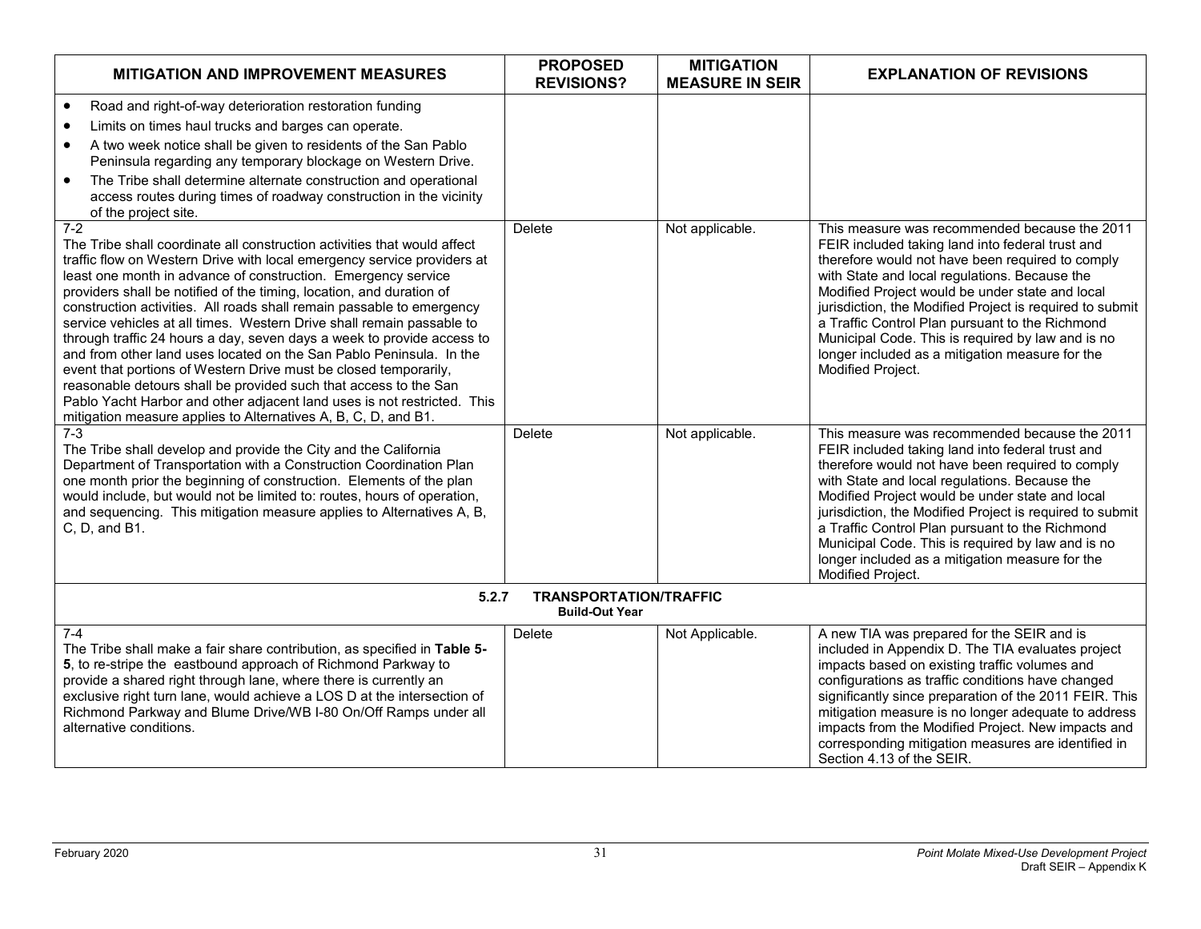| MITIGATION AND IMPROVEMENT MEASURES | PROPOSED REVISIONS? | MITIGATION MEASURE IN SEIR | EXPLANATION OF REVISIONS |
|---|---|---|---|
| • Road and right-of-way deterioration restoration funding<br>• Limits on times haul trucks and barges can operate.<br>• A two week notice shall be given to residents of the San Pablo Peninsula regarding any temporary blockage on Western Drive.<br>• The Tribe shall determine alternate construction and operational access routes during times of roadway construction in the vicinity of the project site. | | | |
| 7-2<br>The Tribe shall coordinate all construction activities that would affect traffic flow on Western Drive with local emergency service providers at least one month in advance of construction. Emergency service providers shall be notified of the timing, location, and duration of construction activities. All roads shall remain passable to emergency service vehicles at all times. Western Drive shall remain passable to through traffic 24 hours a day, seven days a week to provide access to and from other land uses located on the San Pablo Peninsula. In the event that portions of Western Drive must be closed temporarily, reasonable detours shall be provided such that access to the San Pablo Yacht Harbor and other adjacent land uses is not restricted. This mitigation measure applies to Alternatives A, B, C, D, and B1. | Delete | Not applicable. | This measure was recommended because the 2011 FEIR included taking land into federal trust and therefore would not have been required to comply with State and local regulations. Because the Modified Project would be under state and local jurisdiction, the Modified Project is required to submit a Traffic Control Plan pursuant to the Richmond Municipal Code. This is required by law and is no longer included as a mitigation measure for the Modified Project. |
| 7-3<br>The Tribe shall develop and provide the City and the California Department of Transportation with a Construction Coordination Plan one month prior the beginning of construction. Elements of the plan would include, but would not be limited to: routes, hours of operation, and sequencing. This mitigation measure applies to Alternatives A, B, C, D, and B1. | Delete | Not applicable. | This measure was recommended because the 2011 FEIR included taking land into federal trust and therefore would not have been required to comply with State and local regulations. Because the Modified Project would be under state and local jurisdiction, the Modified Project is required to submit a Traffic Control Plan pursuant to the Richmond Municipal Code. This is required by law and is no longer included as a mitigation measure for the Modified Project. |
| **5.2.7 TRANSPORTATION/TRAFFIC**<br>**Build-Out Year** | | | |
| 7-4<br>The Tribe shall make a fair share contribution, as specified in **Table 5-5**, to re-stripe the eastbound approach of Richmond Parkway to provide a shared right through lane, where there is currently an exclusive right turn lane, would achieve a LOS D at the intersection of Richmond Parkway and Blume Drive/WB I-80 On/Off Ramps under all alternative conditions. | Delete | Not Applicable. | A new TIA was prepared for the SEIR and is included in Appendix D. The TIA evaluates project impacts based on existing traffic volumes and configurations as traffic conditions have changed significantly since preparation of the 2011 FEIR. This mitigation measure is no longer adequate to address impacts from the Modified Project. New impacts and corresponding mitigation measures are identified in Section 4.13 of the SEIR. |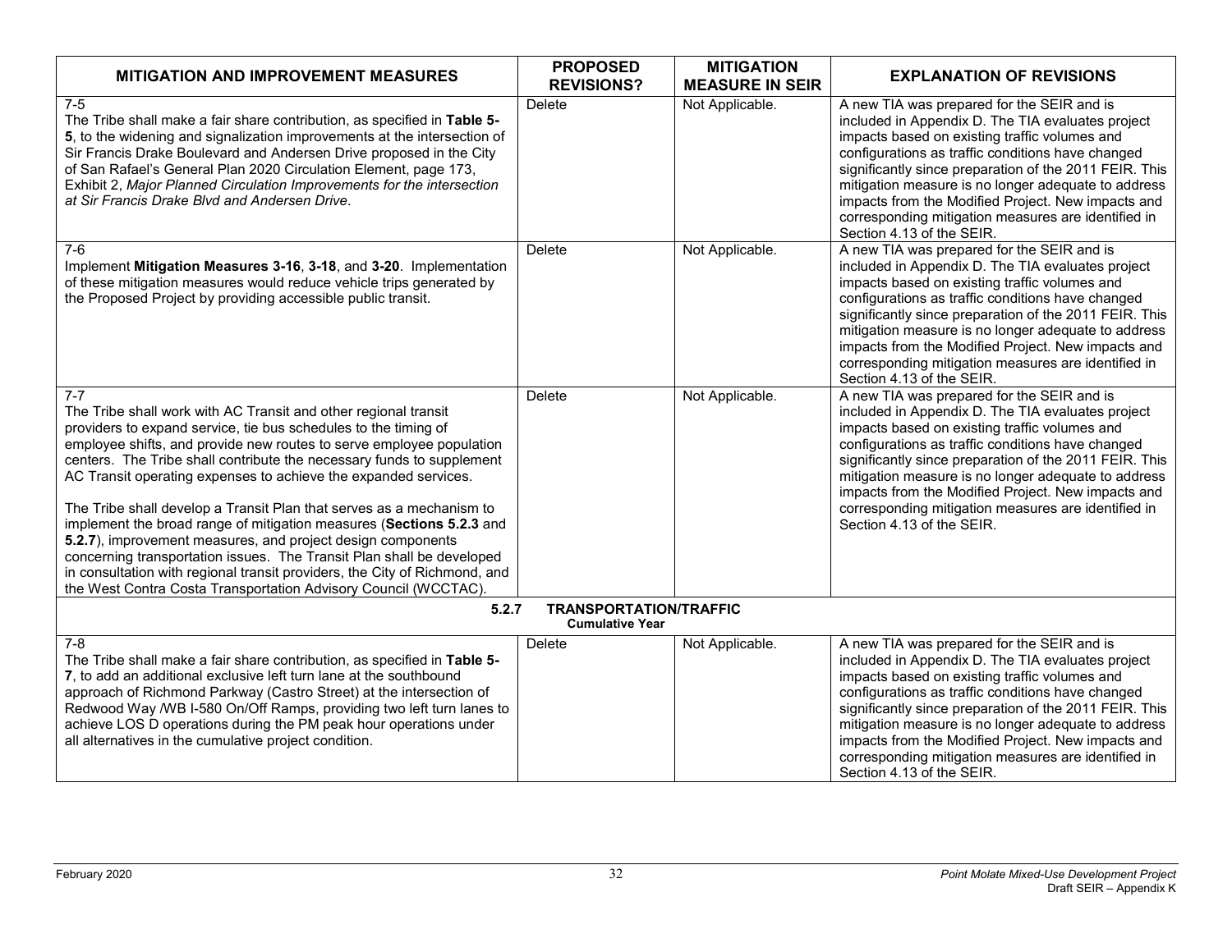| MITIGATION AND IMPROVEMENT MEASURES | PROPOSED REVISIONS? | MITIGATION MEASURE IN SEIR | EXPLANATION OF REVISIONS |
|---|---|---|---|
| 7-5<br>The Tribe shall make a fair share contribution, as specified in **Table 5-5**, to the widening and signalization improvements at the intersection of Sir Francis Drake Boulevard and Andersen Drive proposed in the City of San Rafael's General Plan 2020 Circulation Element, page 173, Exhibit 2, *Major Planned Circulation Improvements for the intersection at Sir Francis Drake Blvd and Andersen Drive*. | Delete | Not Applicable. | A new TIA was prepared for the SEIR and is included in Appendix D. The TIA evaluates project impacts based on existing traffic volumes and configurations as traffic conditions have changed significantly since preparation of the 2011 FEIR. This mitigation measure is no longer adequate to address impacts from the Modified Project. New impacts and corresponding mitigation measures are identified in Section 4.13 of the SEIR. |
| 7-6<br>Implement **Mitigation Measures 3-16**, **3-18**, and **3-20**. Implementation of these mitigation measures would reduce vehicle trips generated by the Proposed Project by providing accessible public transit. | Delete | Not Applicable. | A new TIA was prepared for the SEIR and is included in Appendix D. The TIA evaluates project impacts based on existing traffic volumes and configurations as traffic conditions have changed significantly since preparation of the 2011 FEIR. This mitigation measure is no longer adequate to address impacts from the Modified Project. New impacts and corresponding mitigation measures are identified in Section 4.13 of the SEIR. |
| 7-7<br>The Tribe shall work with AC Transit and other regional transit providers to expand service, tie bus schedules to the timing of employee shifts, and provide new routes to serve employee population centers. The Tribe shall contribute the necessary funds to supplement AC Transit operating expenses to achieve the expanded services.<br><br>The Tribe shall develop a Transit Plan that serves as a mechanism to implement the broad range of mitigation measures (**Sections 5.2.3** and **5.2.7**), improvement measures, and project design components concerning transportation issues. The Transit Plan shall be developed in consultation with regional transit providers, the City of Richmond, and the West Contra Costa Transportation Advisory Council (WCCTAC). | Delete | Not Applicable. | A new TIA was prepared for the SEIR and is included in Appendix D. The TIA evaluates project impacts based on existing traffic volumes and configurations as traffic conditions have changed significantly since preparation of the 2011 FEIR. This mitigation measure is no longer adequate to address impacts from the Modified Project. New impacts and corresponding mitigation measures are identified in Section 4.13 of the SEIR. |
| **5.2.7 TRANSPORTATION/TRAFFIC**<br>**Cumulative Year** | | | |
| 7-8<br>The Tribe shall make a fair share contribution, as specified in **Table 5-7**, to add an additional exclusive left turn lane at the southbound approach of Richmond Parkway (Castro Street) at the intersection of Redwood Way /WB I-580 On/Off Ramps, providing two left turn lanes to achieve LOS D operations during the PM peak hour operations under all alternatives in the cumulative project condition. | Delete | Not Applicable. | A new TIA was prepared for the SEIR and is included in Appendix D. The TIA evaluates project impacts based on existing traffic volumes and configurations as traffic conditions have changed significantly since preparation of the 2011 FEIR. This mitigation measure is no longer adequate to address impacts from the Modified Project. New impacts and corresponding mitigation measures are identified in Section 4.13 of the SEIR. |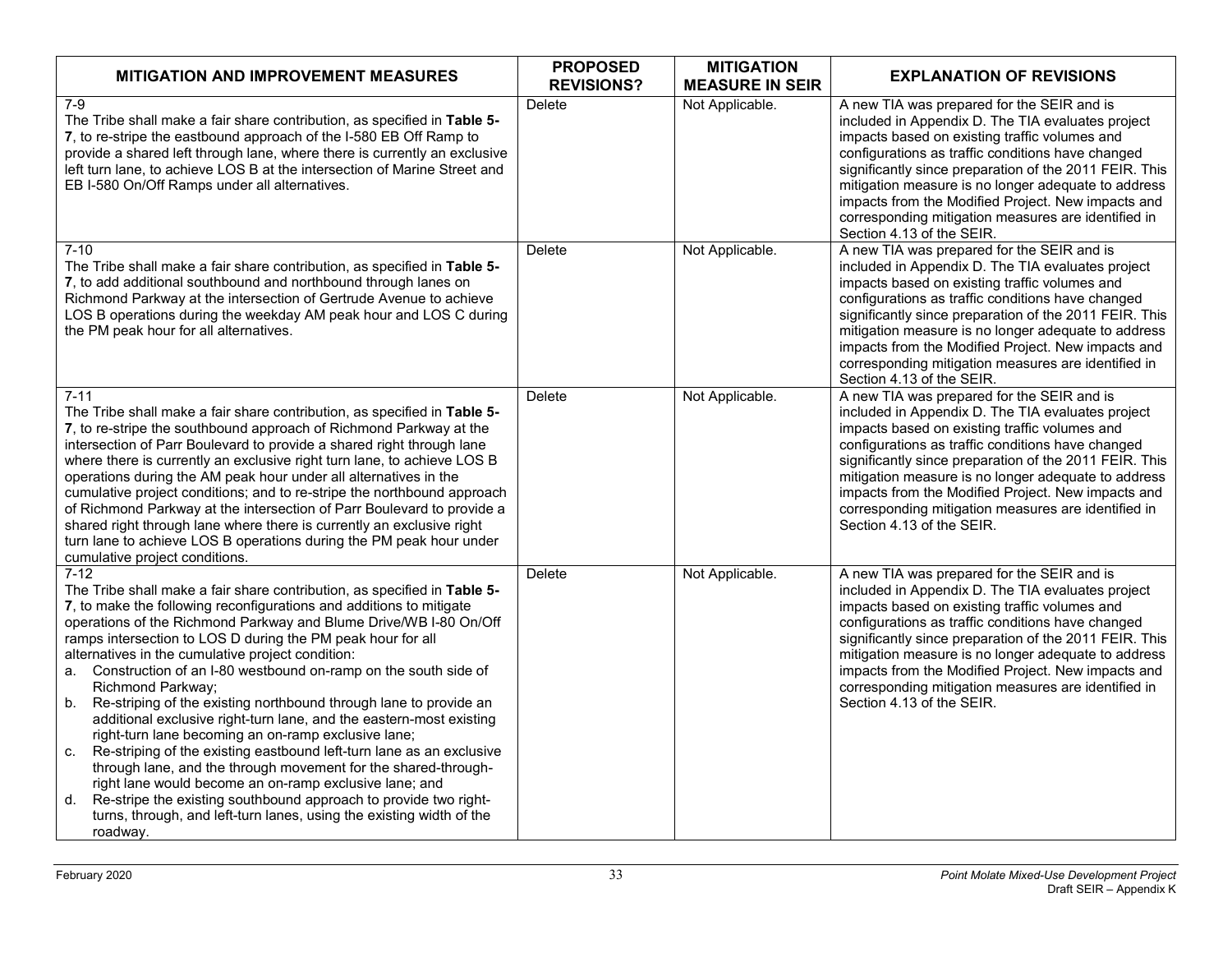| MITIGATION AND IMPROVEMENT MEASURES | PROPOSED REVISIONS? | MITIGATION MEASURE IN SEIR | EXPLANATION OF REVISIONS |
|---|---|---|---|
| 7-9<br>The Tribe shall make a fair share contribution, as specified in **Table 5-7**, to re-stripe the eastbound approach of the I-580 EB Off Ramp to provide a shared left through lane, where there is currently an exclusive left turn lane, to achieve LOS B at the intersection of Marine Street and EB I-580 On/Off Ramps under all alternatives. | Delete | Not Applicable. | A new TIA was prepared for the SEIR and is included in Appendix D. The TIA evaluates project impacts based on existing traffic volumes and configurations as traffic conditions have changed significantly since preparation of the 2011 FEIR. This mitigation measure is no longer adequate to address impacts from the Modified Project. New impacts and corresponding mitigation measures are identified in Section 4.13 of the SEIR. |
| 7-10<br>The Tribe shall make a fair share contribution, as specified in **Table 5-7**, to add additional southbound and northbound through lanes on Richmond Parkway at the intersection of Gertrude Avenue to achieve LOS B operations during the weekday AM peak hour and LOS C during the PM peak hour for all alternatives. | Delete | Not Applicable. | A new TIA was prepared for the SEIR and is included in Appendix D. The TIA evaluates project impacts based on existing traffic volumes and configurations as traffic conditions have changed significantly since preparation of the 2011 FEIR. This mitigation measure is no longer adequate to address impacts from the Modified Project. New impacts and corresponding mitigation measures are identified in Section 4.13 of the SEIR. |
| 7-11<br>The Tribe shall make a fair share contribution, as specified in **Table 5-7**, to re-stripe the southbound approach of Richmond Parkway at the intersection of Parr Boulevard to provide a shared right through lane where there is currently an exclusive right turn lane, to achieve LOS B operations during the AM peak hour under all alternatives in the cumulative project conditions; and to re-stripe the northbound approach of Richmond Parkway at the intersection of Parr Boulevard to provide a shared right through lane where there is currently an exclusive right turn lane to achieve LOS B operations during the PM peak hour under cumulative project conditions. | Delete | Not Applicable. | A new TIA was prepared for the SEIR and is included in Appendix D. The TIA evaluates project impacts based on existing traffic volumes and configurations as traffic conditions have changed significantly since preparation of the 2011 FEIR. This mitigation measure is no longer adequate to address impacts from the Modified Project. New impacts and corresponding mitigation measures are identified in Section 4.13 of the SEIR. |
| 7-12<br>The Tribe shall make a fair share contribution, as specified in **Table 5-7**, to make the following reconfigurations and additions to mitigate operations of the Richmond Parkway and Blume Drive/WB I-80 On/Off ramps intersection to LOS D during the PM peak hour for all alternatives in the cumulative project condition:<br>a. Construction of an I-80 westbound on-ramp on the south side of Richmond Parkway;<br>b. Re-striping of the existing northbound through lane to provide an additional exclusive right-turn lane, and the eastern-most existing right-turn lane becoming an on-ramp exclusive lane;<br>c. Re-striping of the existing eastbound left-turn lane as an exclusive through lane, and the through movement for the shared-through-right lane would become an on-ramp exclusive lane; and<br>d. Re-stripe the existing southbound approach to provide two right-turns, through, and left-turn lanes, using the existing width of the roadway. | Delete | Not Applicable. | A new TIA was prepared for the SEIR and is included in Appendix D. The TIA evaluates project impacts based on existing traffic volumes and configurations as traffic conditions have changed significantly since preparation of the 2011 FEIR. This mitigation measure is no longer adequate to address impacts from the Modified Project. New impacts and corresponding mitigation measures are identified in Section 4.13 of the SEIR. |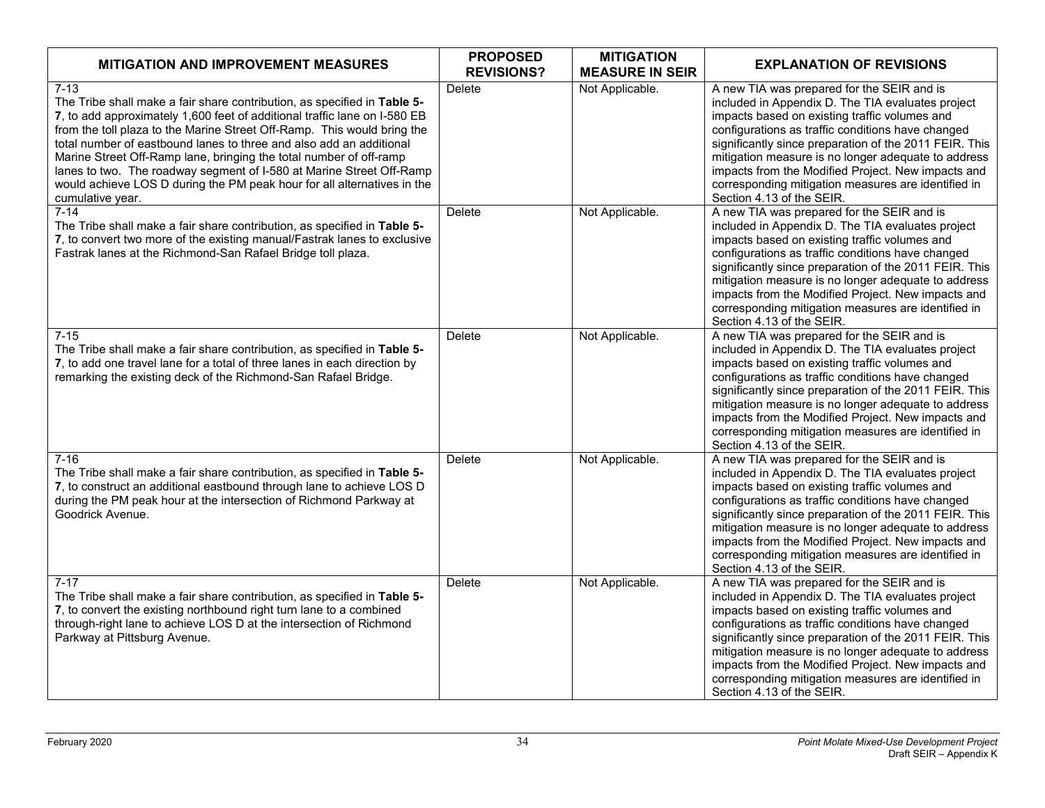| MITIGATION AND IMPROVEMENT MEASURES | PROPOSED REVISIONS? | MITIGATION MEASURE IN SEIR | EXPLANATION OF REVISIONS |
|---|---|---|---|
| 7-13<br>The Tribe shall make a fair share contribution, as specified in **Table 5-7**, to add approximately 1,600 feet of additional traffic lane on I-580 EB from the toll plaza to the Marine Street Off-Ramp. This would bring the total number of eastbound lanes to three and also add an additional Marine Street Off-Ramp lane, bringing the total number of off-ramp lanes to two. The roadway segment of I-580 at Marine Street Off-Ramp would achieve LOS D during the PM peak hour for all alternatives in the cumulative year. | Delete | Not Applicable. | A new TIA was prepared for the SEIR and is included in Appendix D. The TIA evaluates project impacts based on existing traffic volumes and configurations as traffic conditions have changed significantly since preparation of the 2011 FEIR. This mitigation measure is no longer adequate to address impacts from the Modified Project. New impacts and corresponding mitigation measures are identified in Section 4.13 of the SEIR. |
| 7-14<br>The Tribe shall make a fair share contribution, as specified in **Table 5-7**, to convert two more of the existing manual/Fastrak lanes to exclusive Fastrak lanes at the Richmond-San Rafael Bridge toll plaza. | Delete | Not Applicable. | A new TIA was prepared for the SEIR and is included in Appendix D. The TIA evaluates project impacts based on existing traffic volumes and configurations as traffic conditions have changed significantly since preparation of the 2011 FEIR. This mitigation measure is no longer adequate to address impacts from the Modified Project. New impacts and corresponding mitigation measures are identified in Section 4.13 of the SEIR. |
| 7-15<br>The Tribe shall make a fair share contribution, as specified in **Table 5-7**, to add one travel lane for a total of three lanes in each direction by remarking the existing deck of the Richmond-San Rafael Bridge. | Delete | Not Applicable. | A new TIA was prepared for the SEIR and is included in Appendix D. The TIA evaluates project impacts based on existing traffic volumes and configurations as traffic conditions have changed significantly since preparation of the 2011 FEIR. This mitigation measure is no longer adequate to address impacts from the Modified Project. New impacts and corresponding mitigation measures are identified in Section 4.13 of the SEIR. |
| 7-16<br>The Tribe shall make a fair share contribution, as specified in **Table 5-7**, to construct an additional eastbound through lane to achieve LOS D during the PM peak hour at the intersection of Richmond Parkway at Goodrick Avenue. | Delete | Not Applicable. | A new TIA was prepared for the SEIR and is included in Appendix D. The TIA evaluates project impacts based on existing traffic volumes and configurations as traffic conditions have changed significantly since preparation of the 2011 FEIR. This mitigation measure is no longer adequate to address impacts from the Modified Project. New impacts and corresponding mitigation measures are identified in Section 4.13 of the SEIR. |
| 7-17<br>The Tribe shall make a fair share contribution, as specified in **Table 5-7**, to convert the existing northbound right turn lane to a combined through-right lane to achieve LOS D at the intersection of Richmond Parkway at Pittsburg Avenue. | Delete | Not Applicable. | A new TIA was prepared for the SEIR and is included in Appendix D. The TIA evaluates project impacts based on existing traffic volumes and configurations as traffic conditions have changed significantly since preparation of the 2011 FEIR. This mitigation measure is no longer adequate to address impacts from the Modified Project. New impacts and corresponding mitigation measures are identified in Section 4.13 of the SEIR. |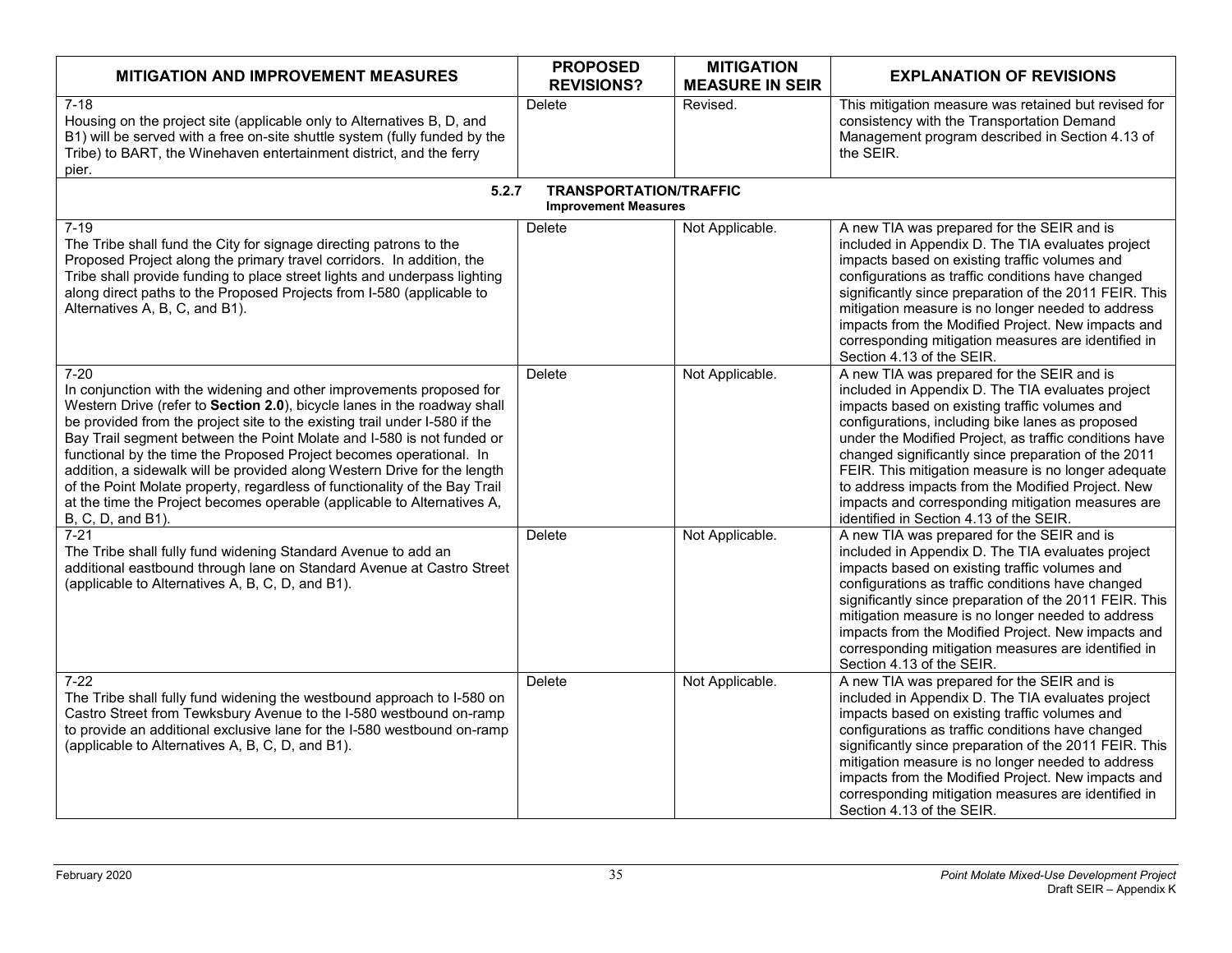| MITIGATION AND IMPROVEMENT MEASURES | PROPOSED REVISIONS? | MITIGATION MEASURE IN SEIR | EXPLANATION OF REVISIONS |
|---|---|---|---|
| 7-18<br>Housing on the project site (applicable only to Alternatives B, D, and B1) will be served with a free on-site shuttle system (fully funded by the Tribe) to BART, the Winehaven entertainment district, and the ferry pier. | Delete | Revised. | This mitigation measure was retained but revised for consistency with the Transportation Demand Management program described in Section 4.13 of the SEIR. |
| **5.2.7 TRANSPORTATION/TRAFFIC**<br>**Improvement Measures** | | | |
| 7-19<br>The Tribe shall fund the City for signage directing patrons to the Proposed Project along the primary travel corridors. In addition, the Tribe shall provide funding to place street lights and underpass lighting along direct paths to the Proposed Projects from I-580 (applicable to Alternatives A, B, C, and B1). | Delete | Not Applicable. | A new TIA was prepared for the SEIR and is included in Appendix D. The TIA evaluates project impacts based on existing traffic volumes and configurations as traffic conditions have changed significantly since preparation of the 2011 FEIR. This mitigation measure is no longer needed to address impacts from the Modified Project. New impacts and corresponding mitigation measures are identified in Section 4.13 of the SEIR. |
| 7-20<br>In conjunction with the widening and other improvements proposed for Western Drive (refer to **Section 2.0**), bicycle lanes in the roadway shall be provided from the project site to the existing trail under I-580 if the Bay Trail segment between the Point Molate and I-580 is not funded or functional by the time the Proposed Project becomes operational. In addition, a sidewalk will be provided along Western Drive for the length of the Point Molate property, regardless of functionality of the Bay Trail at the time the Project becomes operable (applicable to Alternatives A, B, C, D, and B1). | Delete | Not Applicable. | A new TIA was prepared for the SEIR and is included in Appendix D. The TIA evaluates project impacts based on existing traffic volumes and configurations, including bike lanes as proposed under the Modified Project, as traffic conditions have changed significantly since preparation of the 2011 FEIR. This mitigation measure is no longer adequate to address impacts from the Modified Project. New impacts and corresponding mitigation measures are identified in Section 4.13 of the SEIR. |
| 7-21<br>The Tribe shall fully fund widening Standard Avenue to add an additional eastbound through lane on Standard Avenue at Castro Street (applicable to Alternatives A, B, C, D, and B1). | Delete | Not Applicable. | A new TIA was prepared for the SEIR and is included in Appendix D. The TIA evaluates project impacts based on existing traffic volumes and configurations as traffic conditions have changed significantly since preparation of the 2011 FEIR. This mitigation measure is no longer needed to address impacts from the Modified Project. New impacts and corresponding mitigation measures are identified in Section 4.13 of the SEIR. |
| 7-22<br>The Tribe shall fully fund widening the westbound approach to I-580 on Castro Street from Tewksbury Avenue to the I-580 westbound on-ramp to provide an additional exclusive lane for the I-580 westbound on-ramp (applicable to Alternatives A, B, C, D, and B1). | Delete | Not Applicable. | A new TIA was prepared for the SEIR and is included in Appendix D. The TIA evaluates project impacts based on existing traffic volumes and configurations as traffic conditions have changed significantly since preparation of the 2011 FEIR. This mitigation measure is no longer needed to address impacts from the Modified Project. New impacts and corresponding mitigation measures are identified in Section 4.13 of the SEIR. |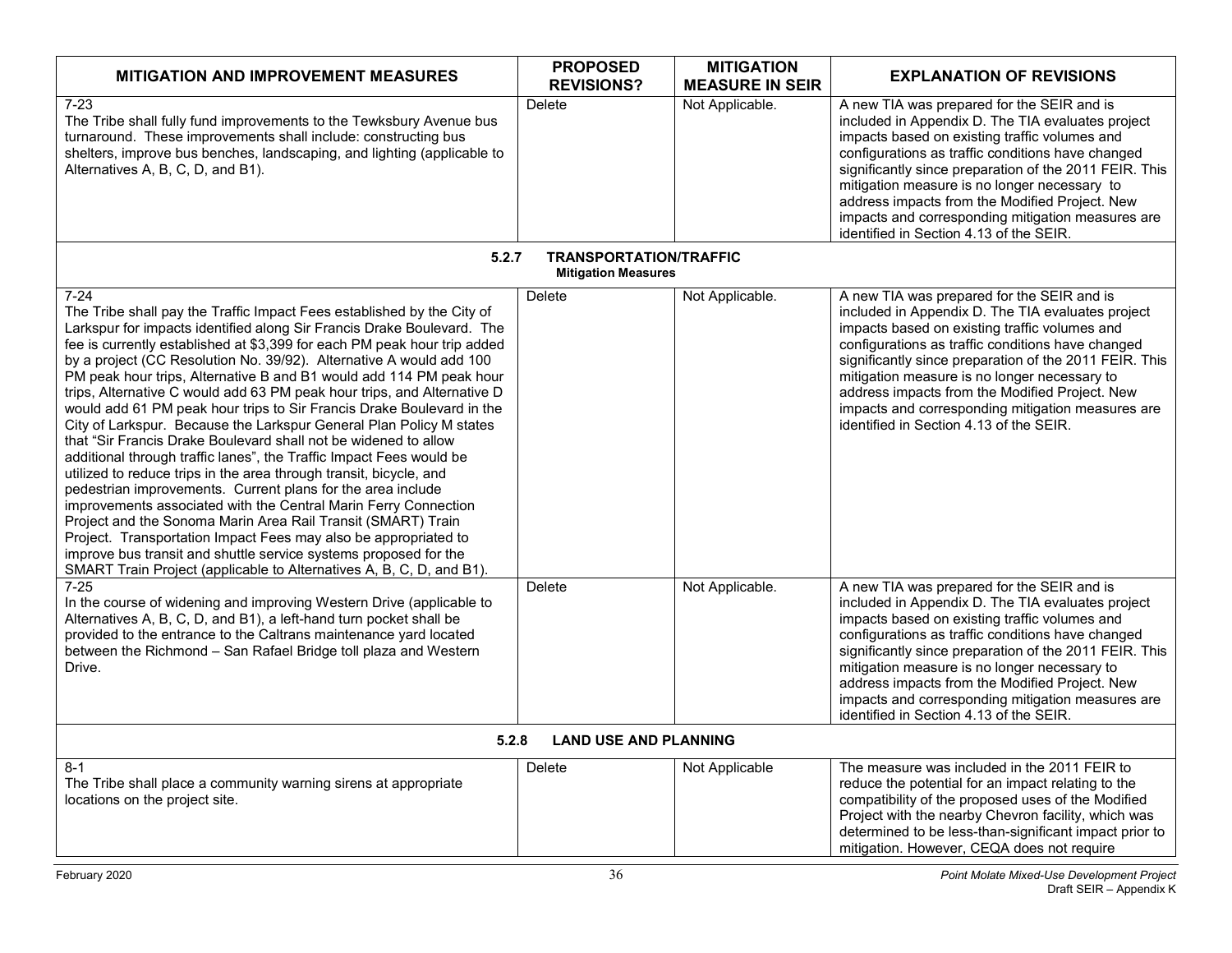| MITIGATION AND IMPROVEMENT MEASURES | PROPOSED REVISIONS? | MITIGATION MEASURE IN SEIR | EXPLANATION OF REVISIONS |
|---|---|---|---|
| 7-23<br>The Tribe shall fully fund improvements to the Tewksbury Avenue bus turnaround. These improvements shall include: constructing bus shelters, improve bus benches, landscaping, and lighting (applicable to Alternatives A, B, C, D, and B1). | Delete | Not Applicable. | A new TIA was prepared for the SEIR and is included in Appendix D. The TIA evaluates project impacts based on existing traffic volumes and configurations as traffic conditions have changed significantly since preparation of the 2011 FEIR. This mitigation measure is no longer necessary to address impacts from the Modified Project. New impacts and corresponding mitigation measures are identified in Section 4.13 of the SEIR. |
| **5.2.7 TRANSPORTATION/TRAFFIC**<br>**Mitigation Measures** | | | |
| 7-24<br>The Tribe shall pay the Traffic Impact Fees established by the City of Larkspur for impacts identified along Sir Francis Drake Boulevard. The fee is currently established at $3,399 for each PM peak hour trip added by a project (CC Resolution No. 39/92). Alternative A would add 100 PM peak hour trips, Alternative B and B1 would add 114 PM peak hour trips, Alternative C would add 63 PM peak hour trips, and Alternative D would add 61 PM peak hour trips to Sir Francis Drake Boulevard in the City of Larkspur. Because the Larkspur General Plan Policy M states that "Sir Francis Drake Boulevard shall not be widened to allow additional through traffic lanes", the Traffic Impact Fees would be utilized to reduce trips in the area through transit, bicycle, and pedestrian improvements. Current plans for the area include improvements associated with the Central Marin Ferry Connection Project and the Sonoma Marin Area Rail Transit (SMART) Train Project. Transportation Impact Fees may also be appropriated to improve bus transit and shuttle service systems proposed for the SMART Train Project (applicable to Alternatives A, B, C, D, and B1). | Delete | Not Applicable. | A new TIA was prepared for the SEIR and is included in Appendix D. The TIA evaluates project impacts based on existing traffic volumes and configurations as traffic conditions have changed significantly since preparation of the 2011 FEIR. This mitigation measure is no longer necessary to address impacts from the Modified Project. New impacts and corresponding mitigation measures are identified in Section 4.13 of the SEIR. |
| 7-25<br>In the course of widening and improving Western Drive (applicable to Alternatives A, B, C, D, and B1), a left-hand turn pocket shall be provided to the entrance to the Caltrans maintenance yard located between the Richmond – San Rafael Bridge toll plaza and Western Drive. | Delete | Not Applicable. | A new TIA was prepared for the SEIR and is included in Appendix D. The TIA evaluates project impacts based on existing traffic volumes and configurations as traffic conditions have changed significantly since preparation of the 2011 FEIR. This mitigation measure is no longer necessary to address impacts from the Modified Project. New impacts and corresponding mitigation measures are identified in Section 4.13 of the SEIR. |
| **5.2.8 LAND USE AND PLANNING** | | | |
| 8-1<br>The Tribe shall place a community warning sirens at appropriate locations on the project site. | Delete | Not Applicable | The measure was included in the 2011 FEIR to reduce the potential for an impact relating to the compatibility of the proposed uses of the Modified Project with the nearby Chevron facility, which was determined to be less-than-significant impact prior to mitigation. However, CEQA does not require |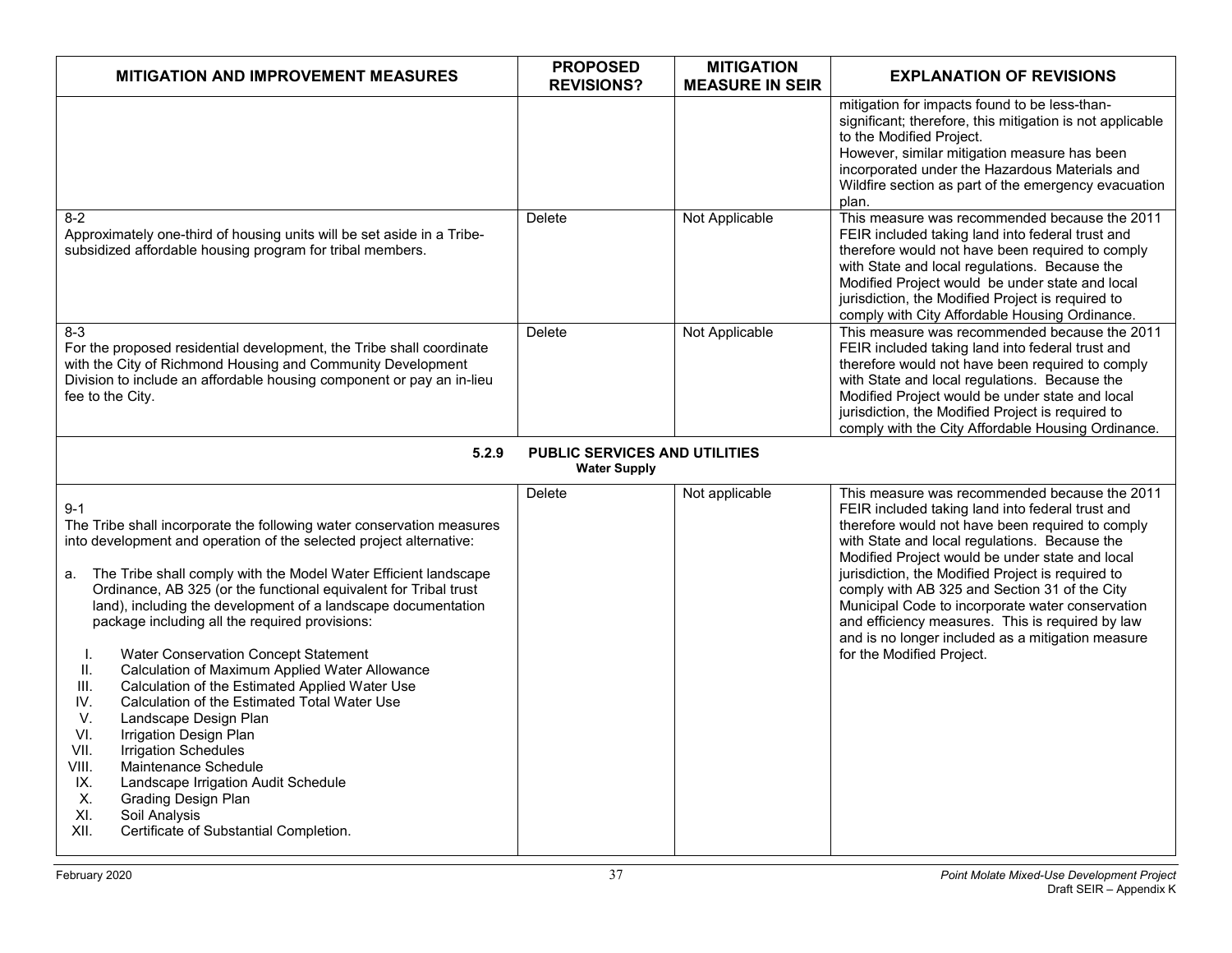| MITIGATION AND IMPROVEMENT MEASURES | PROPOSED REVISIONS? | MITIGATION MEASURE IN SEIR | EXPLANATION OF REVISIONS |
|---|---|---|---|
| | | | mitigation for impacts found to be less-than-significant; therefore, this mitigation is not applicable to the Modified Project. However, similar mitigation measure has been incorporated under the Hazardous Materials and Wildfire section as part of the emergency evacuation plan. |
| 8-2<br>Approximately one-third of housing units will be set aside in a Tribe-subsidized affordable housing program for tribal members. | Delete | Not Applicable | This measure was recommended because the 2011 FEIR included taking land into federal trust and therefore would not have been required to comply with State and local regulations. Because the Modified Project would be under state and local jurisdiction, the Modified Project is required to comply with City Affordable Housing Ordinance. |
| 8-3<br>For the proposed residential development, the Tribe shall coordinate with the City of Richmond Housing and Community Development Division to include an affordable housing component or pay an in-lieu fee to the City. | Delete | Not Applicable | This measure was recommended because the 2011 FEIR included taking land into federal trust and therefore would not have been required to comply with State and local regulations. Because the Modified Project would be under state and local jurisdiction, the Modified Project is required to comply with the City Affordable Housing Ordinance. |
| **5.2.9 PUBLIC SERVICES AND UTILITIES**<br>**Water Supply** | | | |
| 9-1<br>The Tribe shall incorporate the following water conservation measures into development and operation of the selected project alternative:<br>a. The Tribe shall comply with the Model Water Efficient landscape Ordinance, AB 325 (or the functional equivalent for Tribal trust land), including the development of a landscape documentation package including all the required provisions:<br>I. Water Conservation Concept Statement<br>II. Calculation of Maximum Applied Water Allowance<br>III. Calculation of the Estimated Applied Water Use<br>IV. Calculation of the Estimated Total Water Use<br>V. Landscape Design Plan<br>VI. Irrigation Design Plan<br>VII. Irrigation Schedules<br>VIII. Maintenance Schedule<br>IX. Landscape Irrigation Audit Schedule<br>X. Grading Design Plan<br>XI. Soil Analysis<br>XII. Certificate of Substantial Completion. | Delete | Not applicable | This measure was recommended because the 2011 FEIR included taking land into federal trust and therefore would not have been required to comply with State and local regulations. Because the Modified Project would be under state and local jurisdiction, the Modified Project is required to comply with AB 325 and Section 31 of the City Municipal Code to incorporate water conservation and efficiency measures. This is required by law and is no longer included as a mitigation measure for the Modified Project. |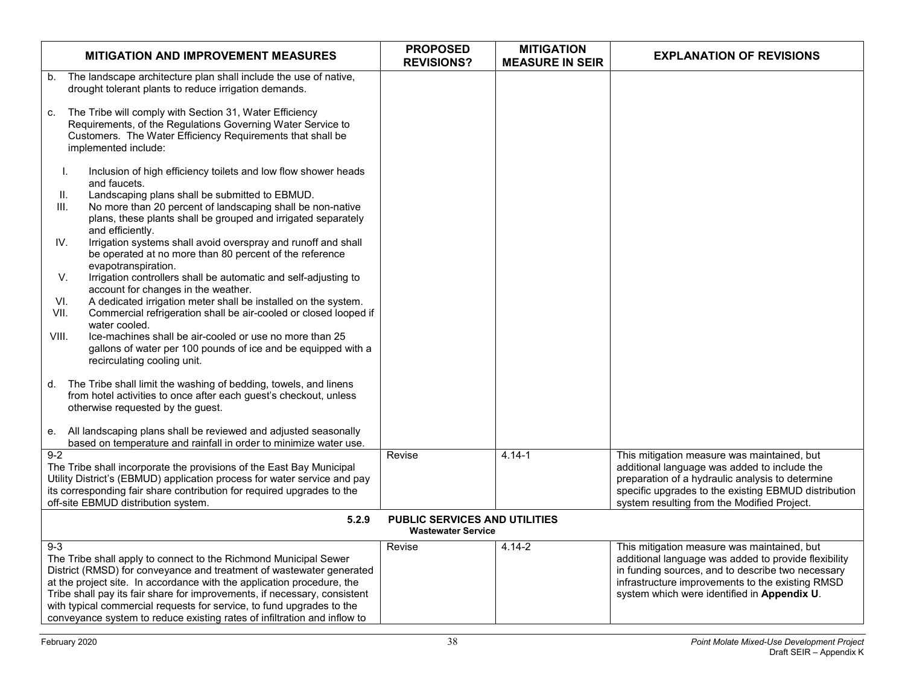| MITIGATION AND IMPROVEMENT MEASURES | PROPOSED REVISIONS? | MITIGATION MEASURE IN SEIR | EXPLANATION OF REVISIONS |
|---|---|---|---|
| b. The landscape architecture plan shall include the use of native, drought tolerant plants to reduce irrigation demands.<br><br>c. The Tribe will comply with Section 31, Water Efficiency Requirements, of the Regulations Governing Water Service to Customers. The Water Efficiency Requirements that shall be implemented include:<br><br>I. Inclusion of high efficiency toilets and low flow shower heads and faucets.<br>II. Landscaping plans shall be submitted to EBMUD.<br>III. No more than 20 percent of landscaping shall be non-native plans, these plants shall be grouped and irrigated separately and efficiently.<br>IV. Irrigation systems shall avoid overspray and runoff and shall be operated at no more than 80 percent of the reference evapotranspiration.<br>V. Irrigation controllers shall be automatic and self-adjusting to account for changes in the weather.<br>VI. A dedicated irrigation meter shall be installed on the system.<br>VII. Commercial refrigeration shall be air-cooled or closed looped if water cooled.<br>VIII. Ice-machines shall be air-cooled or use no more than 25 gallons of water per 100 pounds of ice and be equipped with a recirculating cooling unit.<br><br>d. The Tribe shall limit the washing of bedding, towels, and linens from hotel activities to once after each guest's checkout, unless otherwise requested by the guest.<br><br>e. All landscaping plans shall be reviewed and adjusted seasonally based on temperature and rainfall in order to minimize water use. | | | |
| 9-2<br>The Tribe shall incorporate the provisions of the East Bay Municipal Utility District's (EBMUD) application process for water service and pay its corresponding fair share contribution for required upgrades to the off-site EBMUD distribution system. | Revise | 4.14-1 | This mitigation measure was maintained, but additional language was added to include the preparation of a hydraulic analysis to determine specific upgrades to the existing EBMUD distribution system resulting from the Modified Project. |
| **5.2.9 PUBLIC SERVICES AND UTILITIES**<br>**Wastewater Service** | | | |
| 9-3<br>The Tribe shall apply to connect to the Richmond Municipal Sewer District (RMSD) for conveyance and treatment of wastewater generated at the project site. In accordance with the application procedure, the Tribe shall pay its fair share for improvements, if necessary, consistent with typical commercial requests for service, to fund upgrades to the conveyance system to reduce existing rates of infiltration and inflow to | Revise | 4.14-2 | This mitigation measure was maintained, but additional language was added to provide flexibility in funding sources, and to describe two necessary infrastructure improvements to the existing RMSD system which were identified in **Appendix U**. |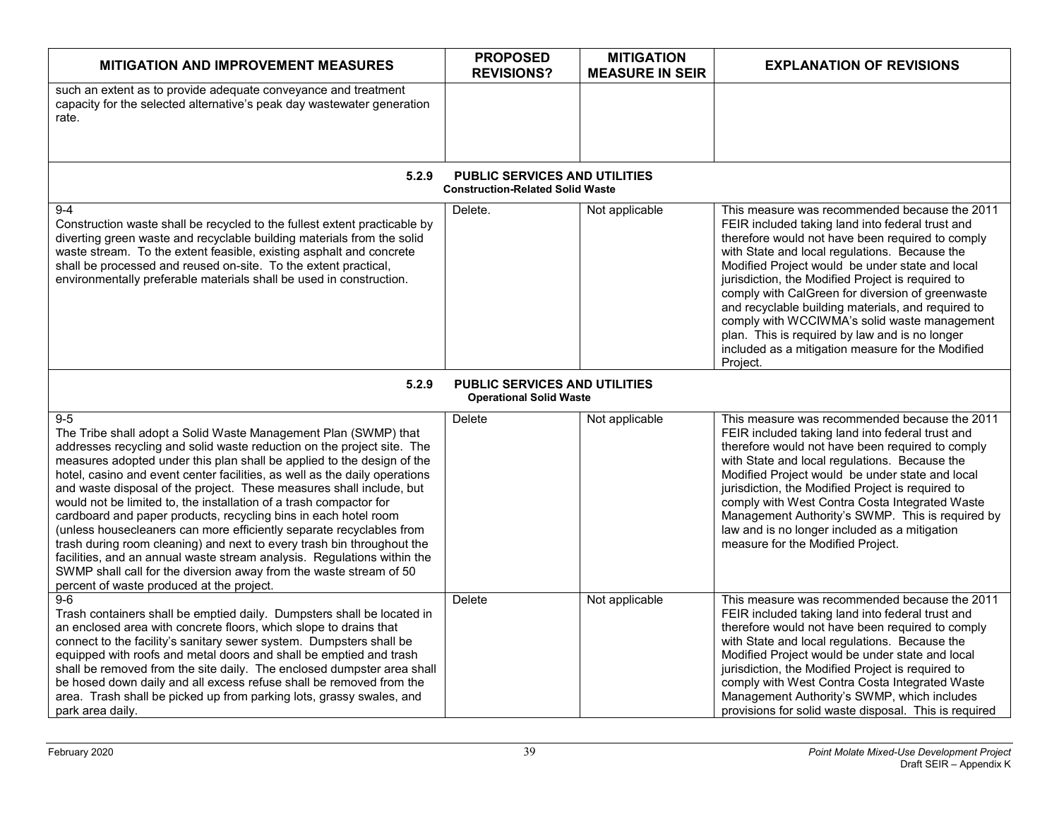| MITIGATION AND IMPROVEMENT MEASURES | PROPOSED REVISIONS? | MITIGATION MEASURE IN SEIR | EXPLANATION OF REVISIONS |
|---|---|---|---|
| such an extent as to provide adequate conveyance and treatment capacity for the selected alternative's peak day wastewater generation rate. | | | |
| **5.2.9 PUBLIC SERVICES AND UTILITIES** **Construction-Related Solid Waste** | | | |
| 9-4 Construction waste shall be recycled to the fullest extent practicable by diverting green waste and recyclable building materials from the solid waste stream. To the extent feasible, existing asphalt and concrete shall be processed and reused on-site. To the extent practical, environmentally preferable materials shall be used in construction. | Delete. | Not applicable | This measure was recommended because the 2011 FEIR included taking land into federal trust and therefore would not have been required to comply with State and local regulations. Because the Modified Project would be under state and local jurisdiction, the Modified Project is required to comply with CalGreen for diversion of greenwaste and recyclable building materials, and required to comply with WCCIWMA's solid waste management plan. This is required by law and is no longer included as a mitigation measure for the Modified Project. |
| **5.2.9 PUBLIC SERVICES AND UTILITIES** **Operational Solid Waste** | | | |
| 9-5 The Tribe shall adopt a Solid Waste Management Plan (SWMP) that addresses recycling and solid waste reduction on the project site. The measures adopted under this plan shall be applied to the design of the hotel, casino and event center facilities, as well as the daily operations and waste disposal of the project. These measures shall include, but would not be limited to, the installation of a trash compactor for cardboard and paper products, recycling bins in each hotel room (unless housecleaners can more efficiently separate recyclables from trash during room cleaning) and next to every trash bin throughout the facilities, and an annual waste stream analysis. Regulations within the SWMP shall call for the diversion away from the waste stream of 50 percent of waste produced at the project. | Delete | Not applicable | This measure was recommended because the 2011 FEIR included taking land into federal trust and therefore would not have been required to comply with State and local regulations. Because the Modified Project would be under state and local jurisdiction, the Modified Project is required to comply with West Contra Costa Integrated Waste Management Authority's SWMP. This is required by law and is no longer included as a mitigation measure for the Modified Project. |
| 9-6 Trash containers shall be emptied daily. Dumpsters shall be located in an enclosed area with concrete floors, which slope to drains that connect to the facility's sanitary sewer system. Dumpsters shall be equipped with roofs and metal doors and shall be emptied and trash shall be removed from the site daily. The enclosed dumpster area shall be hosed down daily and all excess refuse shall be removed from the area. Trash shall be picked up from parking lots, grassy swales, and park area daily. | Delete | Not applicable | This measure was recommended because the 2011 FEIR included taking land into federal trust and therefore would not have been required to comply with State and local regulations. Because the Modified Project would be under state and local jurisdiction, the Modified Project is required to comply with West Contra Costa Integrated Waste Management Authority's SWMP, which includes provisions for solid waste disposal. This is required |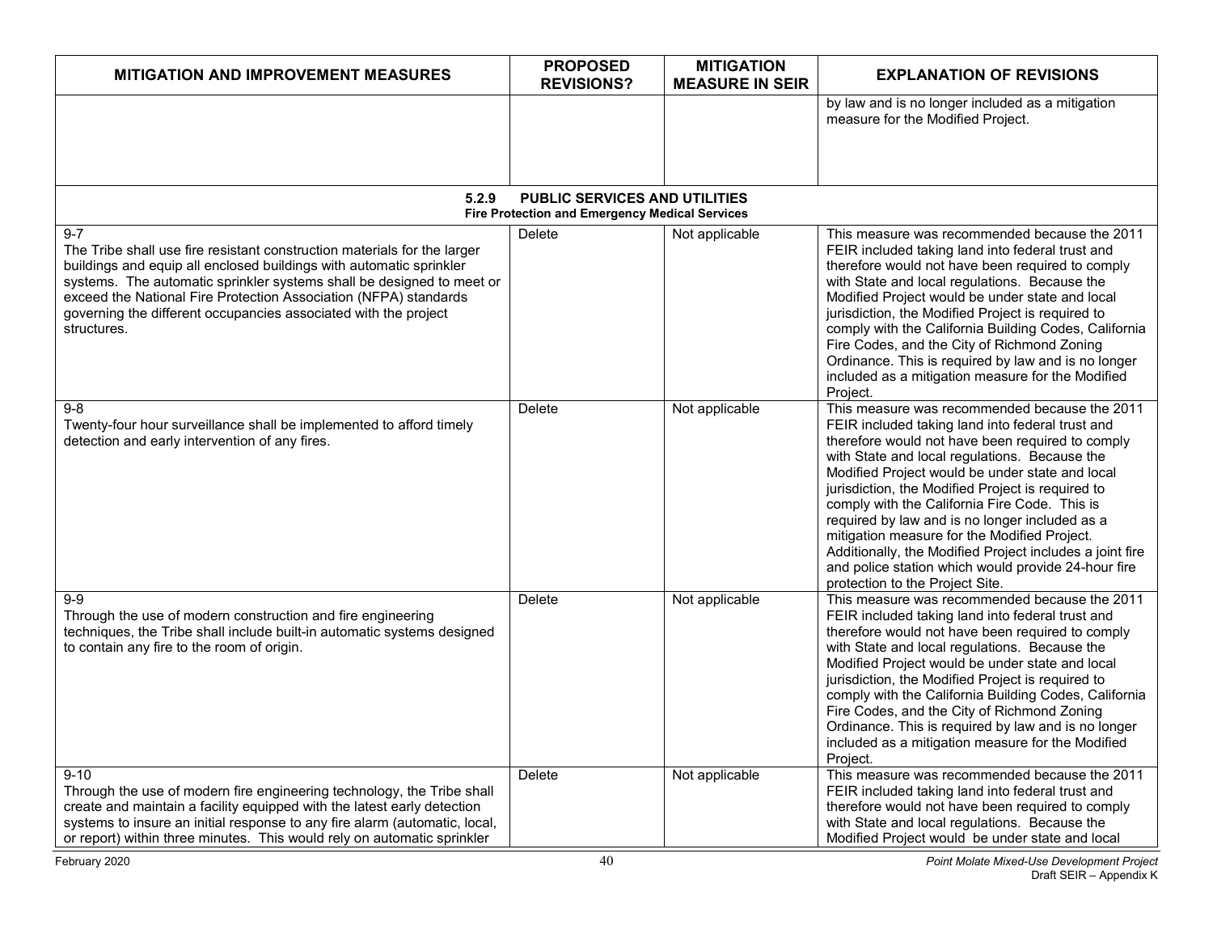| MITIGATION AND IMPROVEMENT MEASURES | PROPOSED REVISIONS? | MITIGATION MEASURE IN SEIR | EXPLANATION OF REVISIONS |
|---|---|---|---|
| | | | by law and is no longer included as a mitigation measure for the Modified Project. |
| **5.2.9 PUBLIC SERVICES AND UTILITIES** **Fire Protection and Emergency Medical Services** | | | |
| 9-7 The Tribe shall use fire resistant construction materials for the larger buildings and equip all enclosed buildings with automatic sprinkler systems. The automatic sprinkler systems shall be designed to meet or exceed the National Fire Protection Association (NFPA) standards governing the different occupancies associated with the project structures. | Delete | Not applicable | This measure was recommended because the 2011 FEIR included taking land into federal trust and therefore would not have been required to comply with State and local regulations. Because the Modified Project would be under state and local jurisdiction, the Modified Project is required to comply with the California Building Codes, California Fire Codes, and the City of Richmond Zoning Ordinance. This is required by law and is no longer included as a mitigation measure for the Modified Project. |
| 9-8 Twenty-four hour surveillance shall be implemented to afford timely detection and early intervention of any fires. | Delete | Not applicable | This measure was recommended because the 2011 FEIR included taking land into federal trust and therefore would not have been required to comply with State and local regulations. Because the Modified Project would be under state and local jurisdiction, the Modified Project is required to comply with the California Fire Code. This is required by law and is no longer included as a mitigation measure for the Modified Project. Additionally, the Modified Project includes a joint fire and police station which would provide 24-hour fire protection to the Project Site. |
| 9-9 Through the use of modern construction and fire engineering techniques, the Tribe shall include built-in automatic systems designed to contain any fire to the room of origin. | Delete | Not applicable | This measure was recommended because the 2011 FEIR included taking land into federal trust and therefore would not have been required to comply with State and local regulations. Because the Modified Project would be under state and local jurisdiction, the Modified Project is required to comply with the California Building Codes, California Fire Codes, and the City of Richmond Zoning Ordinance. This is required by law and is no longer included as a mitigation measure for the Modified Project. |
| 9-10 Through the use of modern fire engineering technology, the Tribe shall create and maintain a facility equipped with the latest early detection systems to insure an initial response to any fire alarm (automatic, local, or report) within three minutes. This would rely on automatic sprinkler | Delete | Not applicable | This measure was recommended because the 2011 FEIR included taking land into federal trust and therefore would not have been required to comply with State and local regulations. Because the Modified Project would be under state and local |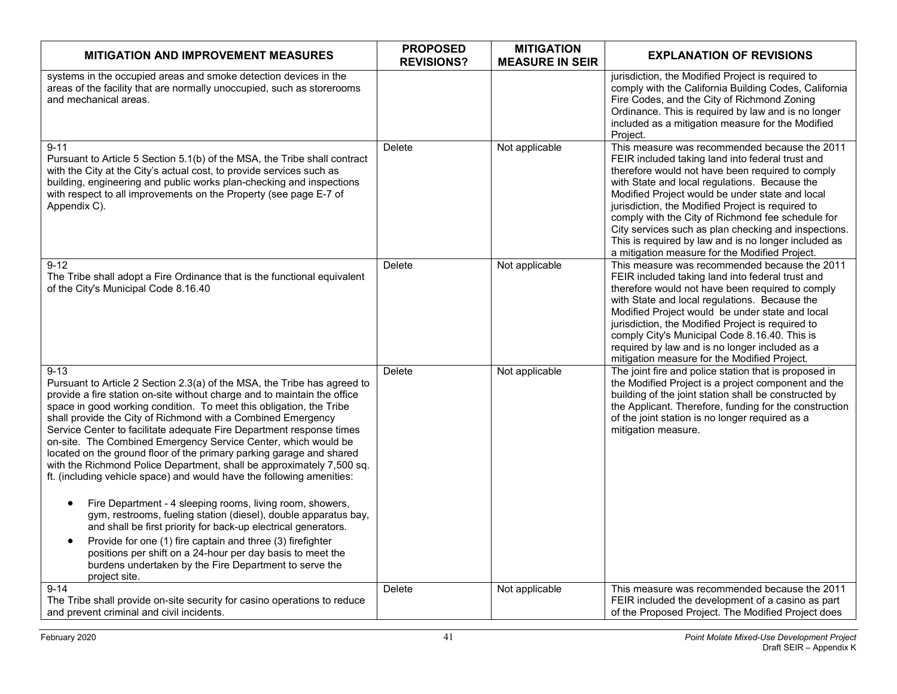| MITIGATION AND IMPROVEMENT MEASURES | PROPOSED REVISIONS? | MITIGATION MEASURE IN SEIR | EXPLANATION OF REVISIONS |
|---|---|---|---|
| systems in the occupied areas and smoke detection devices in the areas of the facility that are normally unoccupied, such as storerooms and mechanical areas. | | | jurisdiction, the Modified Project is required to comply with the California Building Codes, California Fire Codes, and the City of Richmond Zoning Ordinance. This is required by law and is no longer included as a mitigation measure for the Modified Project. |
| 9-11<br>Pursuant to Article 5 Section 5.1(b) of the MSA, the Tribe shall contract with the City at the City's actual cost, to provide services such as building, engineering and public works plan-checking and inspections with respect to all improvements on the Property (see page E-7 of Appendix C). | Delete | Not applicable | This measure was recommended because the 2011 FEIR included taking land into federal trust and therefore would not have been required to comply with State and local regulations. Because the Modified Project would be under state and local jurisdiction, the Modified Project is required to comply with the City of Richmond fee schedule for City services such as plan checking and inspections. This is required by law and is no longer included as a mitigation measure for the Modified Project. |
| 9-12<br>The Tribe shall adopt a Fire Ordinance that is the functional equivalent of the City's Municipal Code 8.16.40 | Delete | Not applicable | This measure was recommended because the 2011 FEIR included taking land into federal trust and therefore would not have been required to comply with State and local regulations. Because the Modified Project would be under state and local jurisdiction, the Modified Project is required to comply City's Municipal Code 8.16.40. This is required by law and is no longer included as a mitigation measure for the Modified Project. |
| 9-13<br>Pursuant to Article 2 Section 2.3(a) of the MSA, the Tribe has agreed to provide a fire station on-site without charge and to maintain the office space in good working condition. To meet this obligation, the Tribe shall provide the City of Richmond with a Combined Emergency Service Center to facilitate adequate Fire Department response times on-site. The Combined Emergency Service Center, which would be located on the ground floor of the primary parking garage and shared with the Richmond Police Department, shall be approximately 7,500 sq. ft. (including vehicle space) and would have the following amenities:<br>• Fire Department - 4 sleeping rooms, living room, showers, gym, restrooms, fueling station (diesel), double apparatus bay, and shall be first priority for back-up electrical generators.<br>• Provide for one (1) fire captain and three (3) firefighter positions per shift on a 24-hour per day basis to meet the burdens undertaken by the Fire Department to serve the project site. | Delete | Not applicable | The joint fire and police station that is proposed in the Modified Project is a project component and the building of the joint station shall be constructed by the Applicant. Therefore, funding for the construction of the joint station is no longer required as a mitigation measure. |
| 9-14<br>The Tribe shall provide on-site security for casino operations to reduce and prevent criminal and civil incidents. | Delete | Not applicable | This measure was recommended because the 2011 FEIR included the development of a casino as part of the Proposed Project. The Modified Project does |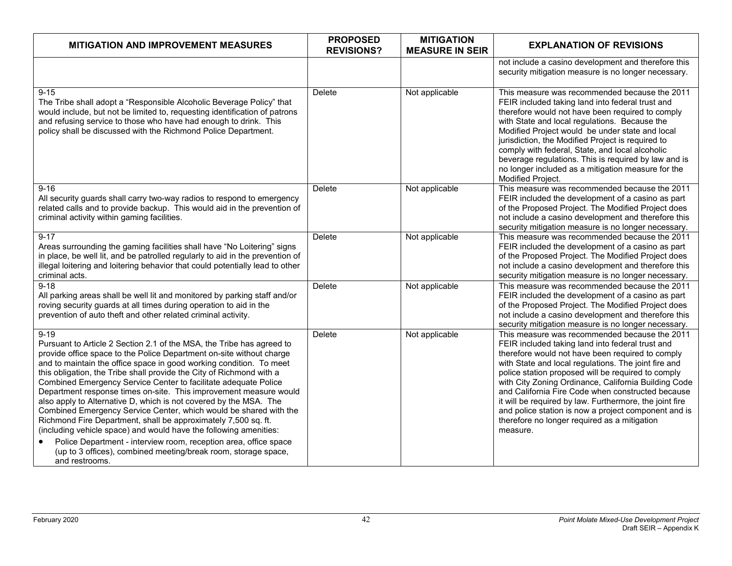| MITIGATION AND IMPROVEMENT MEASURES | PROPOSED REVISIONS? | MITIGATION MEASURE IN SEIR | EXPLANATION OF REVISIONS |
|---|---|---|---|
| | | | not include a casino development and therefore this security mitigation measure is no longer necessary. |
| 9-15<br>The Tribe shall adopt a "Responsible Alcoholic Beverage Policy" that would include, but not be limited to, requesting identification of patrons and refusing service to those who have had enough to drink. This policy shall be discussed with the Richmond Police Department. | Delete | Not applicable | This measure was recommended because the 2011 FEIR included taking land into federal trust and therefore would not have been required to comply with State and local regulations. Because the Modified Project would be under state and local jurisdiction, the Modified Project is required to comply with federal, State, and local alcoholic beverage regulations. This is required by law and is no longer included as a mitigation measure for the Modified Project. |
| 9-16<br>All security guards shall carry two-way radios to respond to emergency related calls and to provide backup. This would aid in the prevention of criminal activity within gaming facilities. | Delete | Not applicable | This measure was recommended because the 2011 FEIR included the development of a casino as part of the Proposed Project. The Modified Project does not include a casino development and therefore this security mitigation measure is no longer necessary. |
| 9-17<br>Areas surrounding the gaming facilities shall have "No Loitering" signs in place, be well lit, and be patrolled regularly to aid in the prevention of illegal loitering and loitering behavior that could potentially lead to other criminal acts. | Delete | Not applicable | This measure was recommended because the 2011 FEIR included the development of a casino as part of the Proposed Project. The Modified Project does not include a casino development and therefore this security mitigation measure is no longer necessary. |
| 9-18<br>All parking areas shall be well lit and monitored by parking staff and/or roving security guards at all times during operation to aid in the prevention of auto theft and other related criminal activity. | Delete | Not applicable | This measure was recommended because the 2011 FEIR included the development of a casino as part of the Proposed Project. The Modified Project does not include a casino development and therefore this security mitigation measure is no longer necessary. |
| 9-19<br>Pursuant to Article 2 Section 2.1 of the MSA, the Tribe has agreed to provide office space to the Police Department on-site without charge and to maintain the office space in good working condition. To meet this obligation, the Tribe shall provide the City of Richmond with a Combined Emergency Service Center to facilitate adequate Police Department response times on-site. This improvement measure would also apply to Alternative D, which is not covered by the MSA. The Combined Emergency Service Center, which would be shared with the Richmond Fire Department, shall be approximately 7,500 sq. ft. (including vehicle space) and would have the following amenities:<br>• Police Department - interview room, reception area, office space (up to 3 offices), combined meeting/break room, storage space, and restrooms. | Delete | Not applicable | This measure was recommended because the 2011 FEIR included taking land into federal trust and therefore would not have been required to comply with State and local regulations. The joint fire and police station proposed will be required to comply with City Zoning Ordinance, California Building Code and California Fire Code when constructed because it will be required by law. Furthermore, the joint fire and police station is now a project component and is therefore no longer required as a mitigation measure. |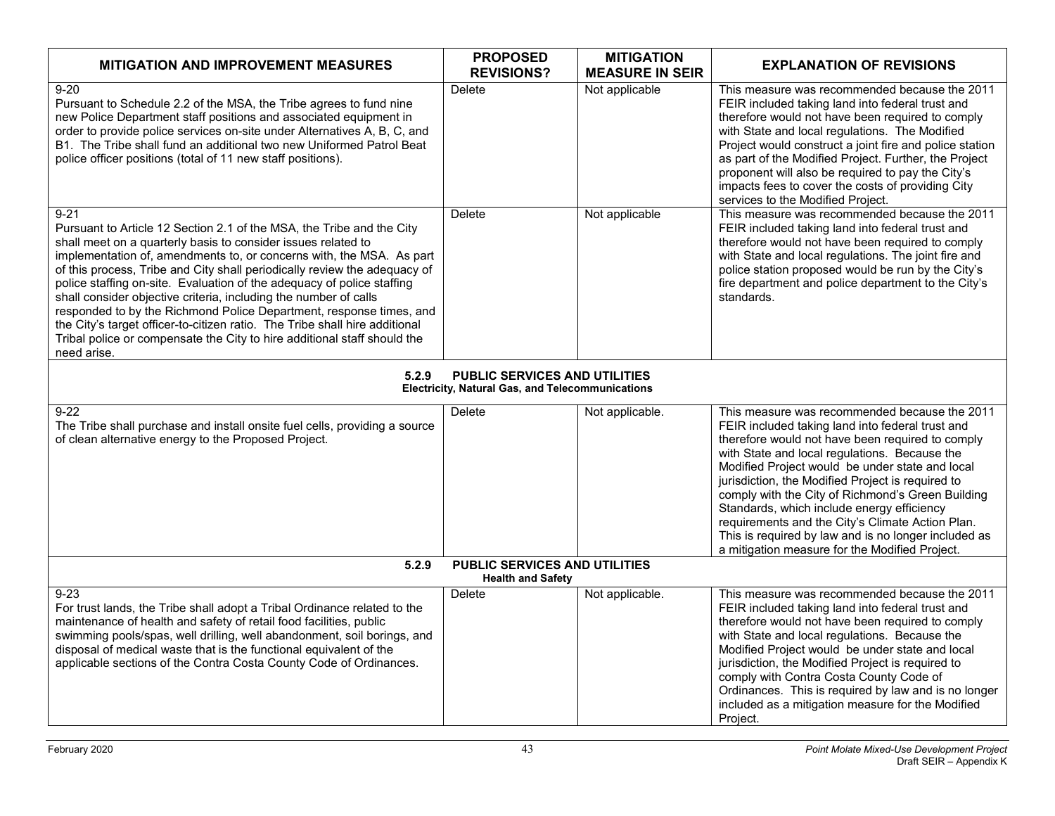| MITIGATION AND IMPROVEMENT MEASURES | PROPOSED REVISIONS? | MITIGATION MEASURE IN SEIR | EXPLANATION OF REVISIONS |
|---|---|---|---|
| 9-20<br>Pursuant to Schedule 2.2 of the MSA, the Tribe agrees to fund nine new Police Department staff positions and associated equipment in order to provide police services on-site under Alternatives A, B, C, and B1. The Tribe shall fund an additional two new Uniformed Patrol Beat police officer positions (total of 11 new staff positions). | Delete | Not applicable | This measure was recommended because the 2011 FEIR included taking land into federal trust and therefore would not have been required to comply with State and local regulations. The Modified Project would construct a joint fire and police station as part of the Modified Project. Further, the Project proponent will also be required to pay the City's impacts fees to cover the costs of providing City services to the Modified Project. |
| 9-21<br>Pursuant to Article 12 Section 2.1 of the MSA, the Tribe and the City shall meet on a quarterly basis to consider issues related to implementation of, amendments to, or concerns with, the MSA. As part of this process, Tribe and City shall periodically review the adequacy of police staffing on-site. Evaluation of the adequacy of police staffing shall consider objective criteria, including the number of calls responded to by the Richmond Police Department, response times, and the City's target officer-to-citizen ratio. The Tribe shall hire additional Tribal police or compensate the City to hire additional staff should the need arise. | Delete | Not applicable | This measure was recommended because the 2011 FEIR included taking land into federal trust and therefore would not have been required to comply with State and local regulations. The joint fire and police station proposed would be run by the City's fire department and police department to the City's standards. |
| **5.2.9 PUBLIC SERVICES AND UTILITIES**<br>**Electricity, Natural Gas, and Telecommunications** | | | |
| 9-22<br>The Tribe shall purchase and install onsite fuel cells, providing a source of clean alternative energy to the Proposed Project. | Delete | Not applicable. | This measure was recommended because the 2011 FEIR included taking land into federal trust and therefore would not have been required to comply with State and local regulations. Because the Modified Project would be under state and local jurisdiction, the Modified Project is required to comply with the City of Richmond's Green Building Standards, which include energy efficiency requirements and the City's Climate Action Plan. This is required by law and is no longer included as a mitigation measure for the Modified Project. |
| **5.2.9 PUBLIC SERVICES AND UTILITIES**<br>**Health and Safety** | | | |
| 9-23<br>For trust lands, the Tribe shall adopt a Tribal Ordinance related to the maintenance of health and safety of retail food facilities, public swimming pools/spas, well drilling, well abandonment, soil borings, and disposal of medical waste that is the functional equivalent of the applicable sections of the Contra Costa County Code of Ordinances. | Delete | Not applicable. | This measure was recommended because the 2011 FEIR included taking land into federal trust and therefore would not have been required to comply with State and local regulations. Because the Modified Project would be under state and local jurisdiction, the Modified Project is required to comply with Contra Costa County Code of Ordinances. This is required by law and is no longer included as a mitigation measure for the Modified Project. |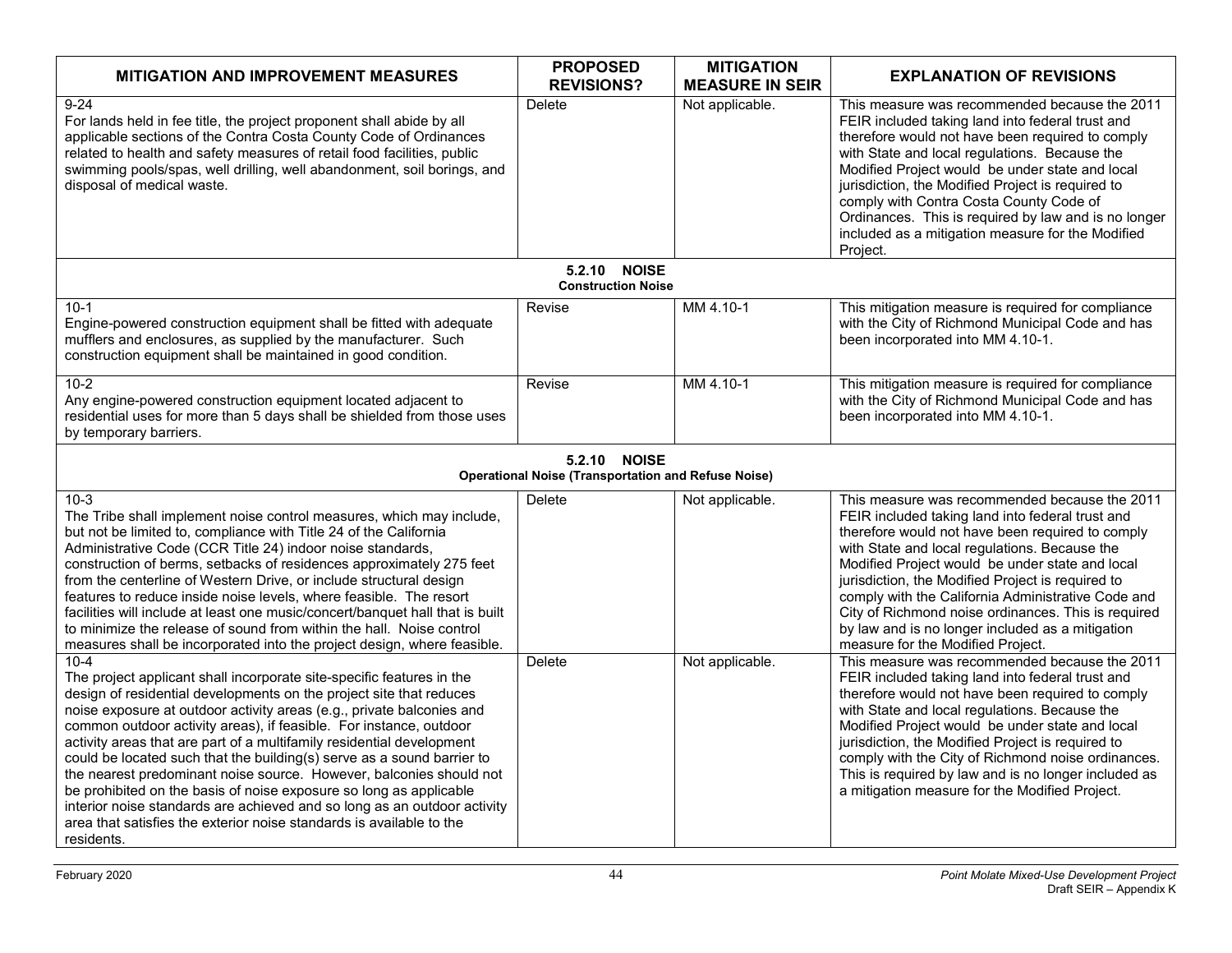| MITIGATION AND IMPROVEMENT MEASURES | PROPOSED REVISIONS? | MITIGATION MEASURE IN SEIR | EXPLANATION OF REVISIONS |
|---|---|---|---|
| 9-24<br>For lands held in fee title, the project proponent shall abide by all applicable sections of the Contra Costa County Code of Ordinances related to health and safety measures of retail food facilities, public swimming pools/spas, well drilling, well abandonment, soil borings, and disposal of medical waste. | Delete | Not applicable. | This measure was recommended because the 2011 FEIR included taking land into federal trust and therefore would not have been required to comply with State and local regulations. Because the Modified Project would be under state and local jurisdiction, the Modified Project is required to comply with Contra Costa County Code of Ordinances. This is required by law and is no longer included as a mitigation measure for the Modified Project. |
| **5.2.10 NOISE**<br>**Construction Noise** | | | |
| 10-1<br>Engine-powered construction equipment shall be fitted with adequate mufflers and enclosures, as supplied by the manufacturer. Such construction equipment shall be maintained in good condition. | Revise | MM 4.10-1 | This mitigation measure is required for compliance with the City of Richmond Municipal Code and has been incorporated into MM 4.10-1. |
| 10-2<br>Any engine-powered construction equipment located adjacent to residential uses for more than 5 days shall be shielded from those uses by temporary barriers. | Revise | MM 4.10-1 | This mitigation measure is required for compliance with the City of Richmond Municipal Code and has been incorporated into MM 4.10-1. |
| **5.2.10 NOISE**<br>**Operational Noise (Transportation and Refuse Noise)** | | | |
| 10-3<br>The Tribe shall implement noise control measures, which may include, but not be limited to, compliance with Title 24 of the California Administrative Code (CCR Title 24) indoor noise standards, construction of berms, setbacks of residences approximately 275 feet from the centerline of Western Drive, or include structural design features to reduce inside noise levels, where feasible. The resort facilities will include at least one music/concert/banquet hall that is built to minimize the release of sound from within the hall. Noise control measures shall be incorporated into the project design, where feasible. | Delete | Not applicable. | This measure was recommended because the 2011 FEIR included taking land into federal trust and therefore would not have been required to comply with State and local regulations. Because the Modified Project would be under state and local jurisdiction, the Modified Project is required to comply with the California Administrative Code and City of Richmond noise ordinances. This is required by law and is no longer included as a mitigation measure for the Modified Project. |
| 10-4<br>The project applicant shall incorporate site-specific features in the design of residential developments on the project site that reduces noise exposure at outdoor activity areas (e.g., private balconies and common outdoor activity areas), if feasible. For instance, outdoor activity areas that are part of a multifamily residential development could be located such that the building(s) serve as a sound barrier to the nearest predominant noise source. However, balconies should not be prohibited on the basis of noise exposure so long as applicable interior noise standards are achieved and so long as an outdoor activity area that satisfies the exterior noise standards is available to the residents. | Delete | Not applicable. | This measure was recommended because the 2011 FEIR included taking land into federal trust and therefore would not have been required to comply with State and local regulations. Because the Modified Project would be under state and local jurisdiction, the Modified Project is required to comply with the City of Richmond noise ordinances. This is required by law and is no longer included as a mitigation measure for the Modified Project. |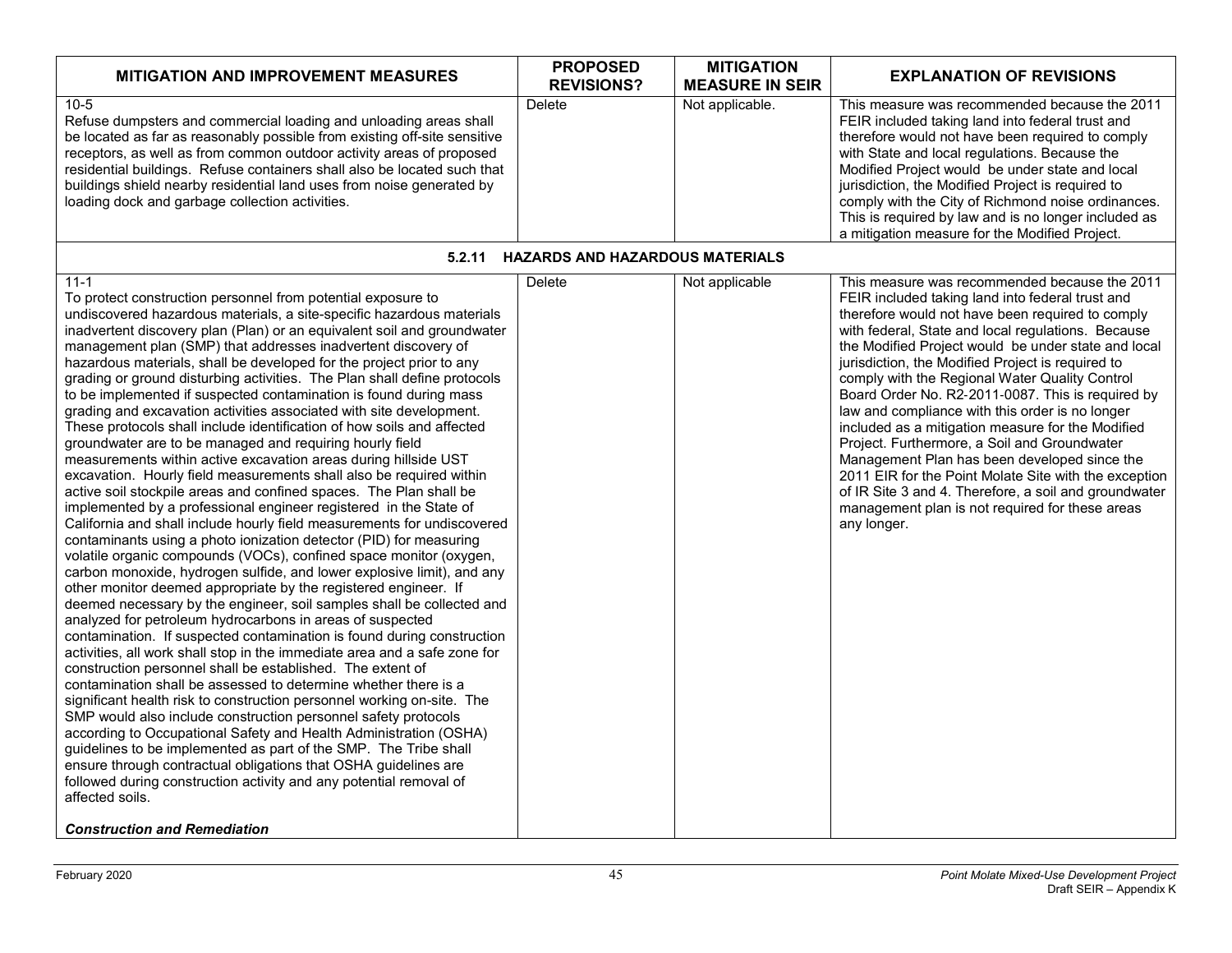| MITIGATION AND IMPROVEMENT MEASURES | PROPOSED REVISIONS? | MITIGATION MEASURE IN SEIR | EXPLANATION OF REVISIONS |
|---|---|---|---|
| 10-5<br>Refuse dumpsters and commercial loading and unloading areas shall be located as far as reasonably possible from existing off-site sensitive receptors, as well as from common outdoor activity areas of proposed residential buildings. Refuse containers shall also be located such that buildings shield nearby residential land uses from noise generated by loading dock and garbage collection activities. | Delete | Not applicable. | This measure was recommended because the 2011 FEIR included taking land into federal trust and therefore would not have been required to comply with State and local regulations. Because the Modified Project would be under state and local jurisdiction, the Modified Project is required to comply with the City of Richmond noise ordinances. This is required by law and is no longer included as a mitigation measure for the Modified Project. |
| **5.2.11 HAZARDS AND HAZARDOUS MATERIALS** | | | |
| 11-1<br>To protect construction personnel from potential exposure to undiscovered hazardous materials, a site-specific hazardous materials inadvertent discovery plan (Plan) or an equivalent soil and groundwater management plan (SMP) that addresses inadvertent discovery of hazardous materials, shall be developed for the project prior to any grading or ground disturbing activities. The Plan shall define protocols to be implemented if suspected contamination is found during mass grading and excavation activities associated with site development. These protocols shall include identification of how soils and affected groundwater are to be managed and requiring hourly field measurements within active excavation areas during hillside UST excavation. Hourly field measurements shall also be required within active soil stockpile areas and confined spaces. The Plan shall be implemented by a professional engineer registered in the State of California and shall include hourly field measurements for undiscovered contaminants using a photo ionization detector (PID) for measuring volatile organic compounds (VOCs), confined space monitor (oxygen, carbon monoxide, hydrogen sulfide, and lower explosive limit), and any other monitor deemed appropriate by the registered engineer. If deemed necessary by the engineer, soil samples shall be collected and analyzed for petroleum hydrocarbons in areas of suspected contamination. If suspected contamination is found during construction activities, all work shall stop in the immediate area and a safe zone for construction personnel shall be established. The extent of contamination shall be assessed to determine whether there is a significant health risk to construction personnel working on-site. The SMP would also include construction personnel safety protocols according to Occupational Safety and Health Administration (OSHA) guidelines to be implemented as part of the SMP. The Tribe shall ensure through contractual obligations that OSHA guidelines are followed during construction activity and any potential removal of affected soils.<br><br>***Construction and Remediation*** | Delete | Not applicable | This measure was recommended because the 2011 FEIR included taking land into federal trust and therefore would not have been required to comply with federal, State and local regulations. Because the Modified Project would be under state and local jurisdiction, the Modified Project is required to comply with the Regional Water Quality Control Board Order No. R2-2011-0087. This is required by law and compliance with this order is no longer included as a mitigation measure for the Modified Project. Furthermore, a Soil and Groundwater Management Plan has been developed since the 2011 EIR for the Point Molate Site with the exception of IR Site 3 and 4. Therefore, a soil and groundwater management plan is not required for these areas any longer. |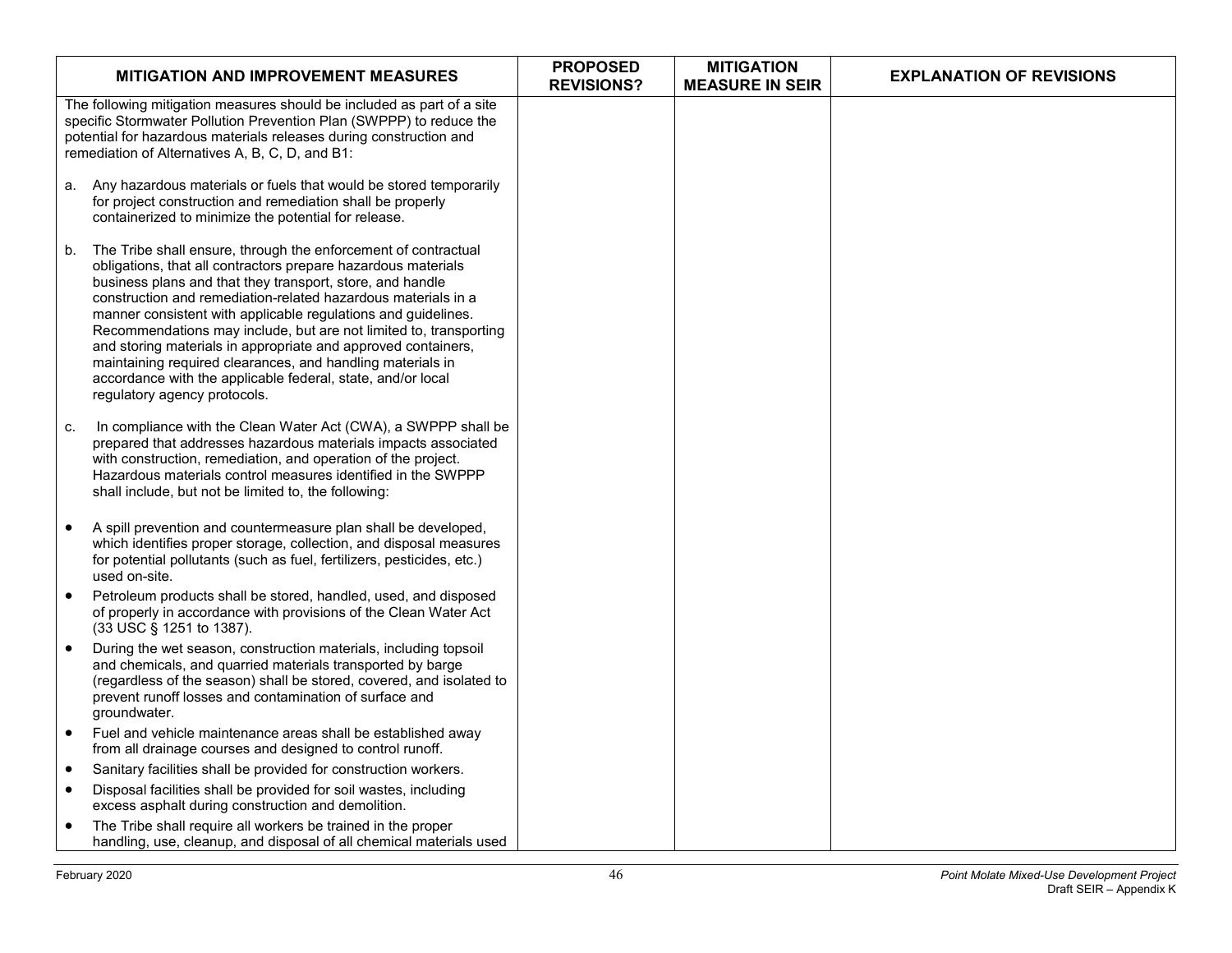| MITIGATION AND IMPROVEMENT MEASURES | PROPOSED REVISIONS? | MITIGATION MEASURE IN SEIR | EXPLANATION OF REVISIONS |
|---|---|---|---|
| The following mitigation measures should be included as part of a site specific Stormwater Pollution Prevention Plan (SWPPP) to reduce the potential for hazardous materials releases during construction and remediation of Alternatives A, B, C, D, and B1:<br><br>a. Any hazardous materials or fuels that would be stored temporarily for project construction and remediation shall be properly containerized to minimize the potential for release.<br><br>b. The Tribe shall ensure, through the enforcement of contractual obligations, that all contractors prepare hazardous materials business plans and that they transport, store, and handle construction and remediation-related hazardous materials in a manner consistent with applicable regulations and guidelines. Recommendations may include, but are not limited to, transporting and storing materials in appropriate and approved containers, maintaining required clearances, and handling materials in accordance with the applicable federal, state, and/or local regulatory agency protocols.<br><br>c. In compliance with the Clean Water Act (CWA), a SWPPP shall be prepared that addresses hazardous materials impacts associated with construction, remediation, and operation of the project. Hazardous materials control measures identified in the SWPPP shall include, but not be limited to, the following:<br><br>• A spill prevention and countermeasure plan shall be developed, which identifies proper storage, collection, and disposal measures for potential pollutants (such as fuel, fertilizers, pesticides, etc.) used on-site.<br>• Petroleum products shall be stored, handled, used, and disposed of properly in accordance with provisions of the Clean Water Act (33 USC § 1251 to 1387).<br>• During the wet season, construction materials, including topsoil and chemicals, and quarried materials transported by barge (regardless of the season) shall be stored, covered, and isolated to prevent runoff losses and contamination of surface and groundwater.<br>• Fuel and vehicle maintenance areas shall be established away from all drainage courses and designed to control runoff.<br>• Sanitary facilities shall be provided for construction workers.<br>• Disposal facilities shall be provided for soil wastes, including excess asphalt during construction and demolition.<br>• The Tribe shall require all workers be trained in the proper handling, use, cleanup, and disposal of all chemical materials used | | | |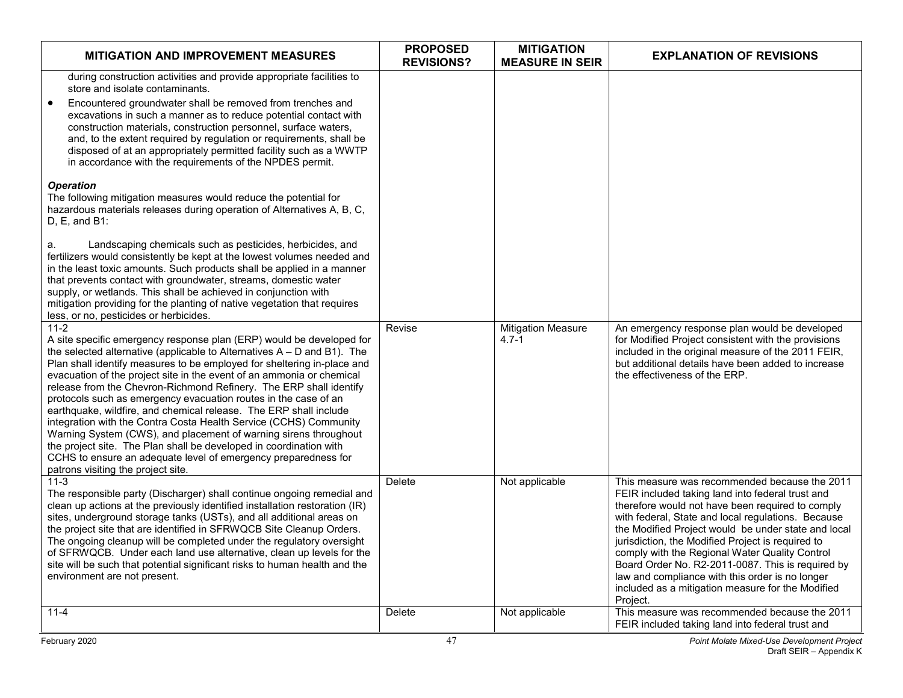| MITIGATION AND IMPROVEMENT MEASURES | PROPOSED REVISIONS? | MITIGATION MEASURE IN SEIR | EXPLANATION OF REVISIONS |
|---|---|---|---|
| during construction activities and provide appropriate facilities to store and isolate contaminants.<br>• Encountered groundwater shall be removed from trenches and excavations in such a manner as to reduce potential contact with construction materials, construction personnel, surface waters, and, to the extent required by regulation or requirements, shall be disposed of at an appropriately permitted facility such as a WWTP in accordance with the requirements of the NPDES permit.<br><br>***Operation***<br>The following mitigation measures would reduce the potential for hazardous materials releases during operation of Alternatives A, B, C, D, E, and B1:<br><br>a. Landscaping chemicals such as pesticides, herbicides, and fertilizers would consistently be kept at the lowest volumes needed and in the least toxic amounts. Such products shall be applied in a manner that prevents contact with groundwater, streams, domestic water supply, or wetlands. This shall be achieved in conjunction with mitigation providing for the planting of native vegetation that requires less, or no, pesticides or herbicides. | | | |
| 11-2<br>A site specific emergency response plan (ERP) would be developed for the selected alternative (applicable to Alternatives A – D and B1). The Plan shall identify measures to be employed for sheltering in-place and evacuation of the project site in the event of an ammonia or chemical release from the Chevron-Richmond Refinery. The ERP shall identify protocols such as emergency evacuation routes in the case of an earthquake, wildfire, and chemical release. The ERP shall include integration with the Contra Costa Health Service (CCHS) Community Warning System (CWS), and placement of warning sirens throughout the project site. The Plan shall be developed in coordination with CCHS to ensure an adequate level of emergency preparedness for patrons visiting the project site. | Revise | Mitigation Measure 4.7-1 | An emergency response plan would be developed for Modified Project consistent with the provisions included in the original measure of the 2011 FEIR, but additional details have been added to increase the effectiveness of the ERP. |
| 11-3<br>The responsible party (Discharger) shall continue ongoing remedial and clean up actions at the previously identified installation restoration (IR) sites, underground storage tanks (USTs), and all additional areas on the project site that are identified in SFRWQCB Site Cleanup Orders. The ongoing cleanup will be completed under the regulatory oversight of SFRWQCB. Under each land use alternative, clean up levels for the site will be such that potential significant risks to human health and the environment are not present. | Delete | Not applicable | This measure was recommended because the 2011 FEIR included taking land into federal trust and therefore would not have been required to comply with federal, State and local regulations. Because the Modified Project would be under state and local jurisdiction, the Modified Project is required to comply with the Regional Water Quality Control Board Order No. R2-2011-0087. This is required by law and compliance with this order is no longer included as a mitigation measure for the Modified Project. |
| 11-4 | Delete | Not applicable | This measure was recommended because the 2011 FEIR included taking land into federal trust and |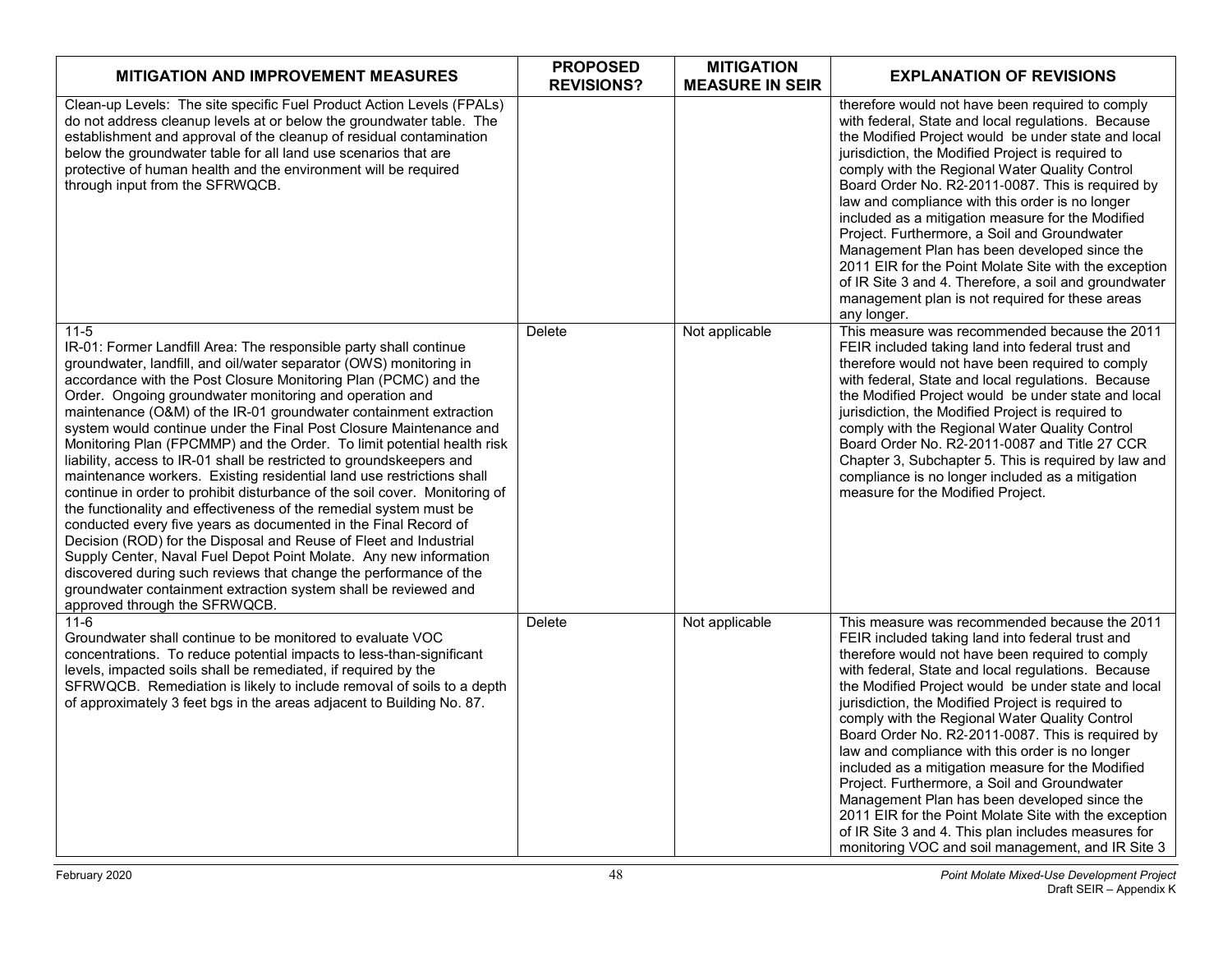| MITIGATION AND IMPROVEMENT MEASURES | PROPOSED REVISIONS? | MITIGATION MEASURE IN SEIR | EXPLANATION OF REVISIONS |
|---|---|---|---|
| Clean-up Levels: The site specific Fuel Product Action Levels (FPALs) do not address cleanup levels at or below the groundwater table. The establishment and approval of the cleanup of residual contamination below the groundwater table for all land use scenarios that are protective of human health and the environment will be required through input from the SFRWQCB. | | | therefore would not have been required to comply with federal, State and local regulations. Because the Modified Project would be under state and local jurisdiction, the Modified Project is required to comply with the Regional Water Quality Control Board Order No. R2-2011-0087. This is required by law and compliance with this order is no longer included as a mitigation measure for the Modified Project. Furthermore, a Soil and Groundwater Management Plan has been developed since the 2011 EIR for the Point Molate Site with the exception of IR Site 3 and 4. Therefore, a soil and groundwater management plan is not required for these areas any longer. |
| 11-5<br>IR-01: Former Landfill Area: The responsible party shall continue groundwater, landfill, and oil/water separator (OWS) monitoring in accordance with the Post Closure Monitoring Plan (PCMC) and the Order. Ongoing groundwater monitoring and operation and maintenance (O&M) of the IR-01 groundwater containment extraction system would continue under the Final Post Closure Maintenance and Monitoring Plan (FPCMMP) and the Order. To limit potential health risk liability, access to IR-01 shall be restricted to groundskeepers and maintenance workers. Existing residential land use restrictions shall continue in order to prohibit disturbance of the soil cover. Monitoring of the functionality and effectiveness of the remedial system must be conducted every five years as documented in the Final Record of Decision (ROD) for the Disposal and Reuse of Fleet and Industrial Supply Center, Naval Fuel Depot Point Molate. Any new information discovered during such reviews that change the performance of the groundwater containment extraction system shall be reviewed and approved through the SFRWQCB. | Delete | Not applicable | This measure was recommended because the 2011 FEIR included taking land into federal trust and therefore would not have been required to comply with federal, State and local regulations. Because the Modified Project would be under state and local jurisdiction, the Modified Project is required to comply with the Regional Water Quality Control Board Order No. R2-2011-0087 and Title 27 CCR Chapter 3, Subchapter 5. This is required by law and compliance is no longer included as a mitigation measure for the Modified Project. |
| 11-6<br>Groundwater shall continue to be monitored to evaluate VOC concentrations. To reduce potential impacts to less-than-significant levels, impacted soils shall be remediated, if required by the SFRWQCB. Remediation is likely to include removal of soils to a depth of approximately 3 feet bgs in the areas adjacent to Building No. 87. | Delete | Not applicable | This measure was recommended because the 2011 FEIR included taking land into federal trust and therefore would not have been required to comply with federal, State and local regulations. Because the Modified Project would be under state and local jurisdiction, the Modified Project is required to comply with the Regional Water Quality Control Board Order No. R2-2011-0087. This is required by law and compliance with this order is no longer included as a mitigation measure for the Modified Project. Furthermore, a Soil and Groundwater Management Plan has been developed since the 2011 EIR for the Point Molate Site with the exception of IR Site 3 and 4. This plan includes measures for monitoring VOC and soil management, and IR Site 3 |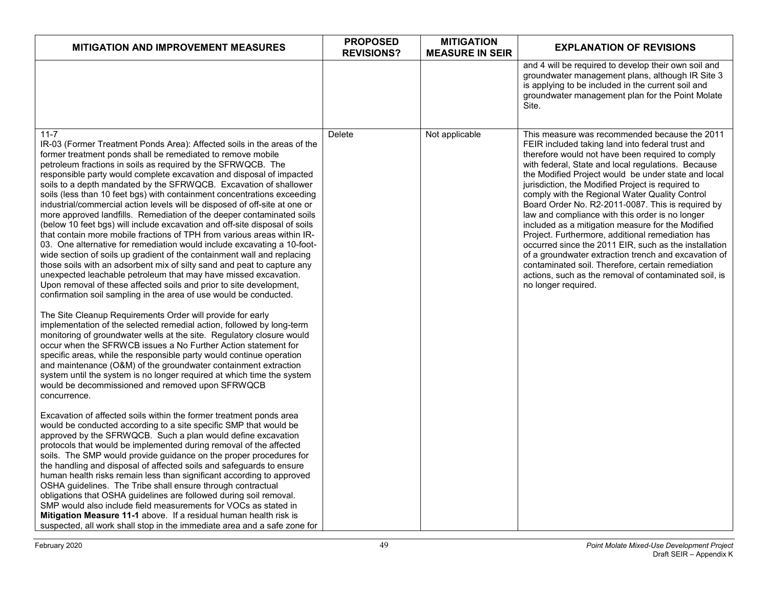| MITIGATION AND IMPROVEMENT MEASURES | PROPOSED REVISIONS? | MITIGATION MEASURE IN SEIR | EXPLANATION OF REVISIONS |
|---|---|---|---|
| | | | and 4 will be required to develop their own soil and groundwater management plans, although IR Site 3 is applying to be included in the current soil and groundwater management plan for the Point Molate Site. |
| 11-7<br>IR-03 (Former Treatment Ponds Area): Affected soils in the areas of the former treatment ponds shall be remediated to remove mobile petroleum fractions in soils as required by the SFRWQCB. The responsible party would complete excavation and disposal of impacted soils to a depth mandated by the SFRWQCB. Excavation of shallower soils (less than 10 feet bgs) with containment concentrations exceeding industrial/commercial action levels will be disposed of off-site at one or more approved landfills. Remediation of the deeper contaminated soils (below 10 feet bgs) will include excavation and off-site disposal of soils that contain more mobile fractions of TPH from various areas within IR-03. One alternative for remediation would include excavating a 10-foot-wide section of soils up gradient of the containment wall and replacing those soils with an adsorbent mix of silty sand and peat to capture any unexpected leachable petroleum that may have missed excavation. Upon removal of these affected soils and prior to site development, confirmation soil sampling in the area of use would be conducted.<br><br>The Site Cleanup Requirements Order will provide for early implementation of the selected remedial action, followed by long-term monitoring of groundwater wells at the site. Regulatory closure would occur when the SFRWCB issues a No Further Action statement for specific areas, while the responsible party would continue operation and maintenance (O&M) of the groundwater containment extraction system until the system is no longer required at which time the system would be decommissioned and removed upon SFRWQCB concurrence.<br><br>Excavation of affected soils within the former treatment ponds area would be conducted according to a site specific SMP that would be approved by the SFRWQCB. Such a plan would define excavation protocols that would be implemented during removal of the affected soils. The SMP would provide guidance on the proper procedures for the handling and disposal of affected soils and safeguards to ensure human health risks remain less than significant according to approved OSHA guidelines. The Tribe shall ensure through contractual obligations that OSHA guidelines are followed during soil removal. SMP would also include field measurements for VOCs as stated in **Mitigation Measure 11-1** above. If a residual human health risk is suspected, all work shall stop in the immediate area and a safe zone for | Delete | Not applicable | This measure was recommended because the 2011 FEIR included taking land into federal trust and therefore would not have been required to comply with federal, State and local regulations. Because the Modified Project would be under state and local jurisdiction, the Modified Project is required to comply with the Regional Water Quality Control Board Order No. R2-2011-0087. This is required by law and compliance with this order is no longer included as a mitigation measure for the Modified Project. Furthermore, additional remediation has occurred since the 2011 EIR, such as the installation of a groundwater extraction trench and excavation of contaminated soil. Therefore, certain remediation actions, such as the removal of contaminated soil, is no longer required. |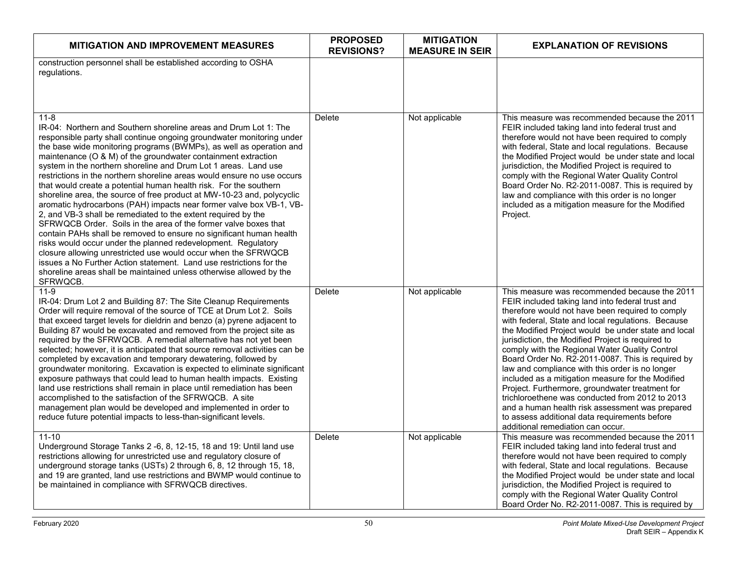| MITIGATION AND IMPROVEMENT MEASURES | PROPOSED REVISIONS? | MITIGATION MEASURE IN SEIR | EXPLANATION OF REVISIONS |
|---|---|---|---|
| construction personnel shall be established according to OSHA regulations. | | | |
| 11-8<br>IR-04: Northern and Southern shoreline areas and Drum Lot 1: The responsible party shall continue ongoing groundwater monitoring under the base wide monitoring programs (BWMPs), as well as operation and maintenance (O & M) of the groundwater containment extraction system in the northern shoreline and Drum Lot 1 areas. Land use restrictions in the northern shoreline areas would ensure no use occurs that would create a potential human health risk. For the southern shoreline area, the source of free product at MW-10-23 and, polycyclic aromatic hydrocarbons (PAH) impacts near former valve box VB-1, VB-2, and VB-3 shall be remediated to the extent required by the SFRWQCB Order. Soils in the area of the former valve boxes that contain PAHs shall be removed to ensure no significant human health risks would occur under the planned redevelopment. Regulatory closure allowing unrestricted use would occur when the SFRWQCB issues a No Further Action statement. Land use restrictions for the shoreline areas shall be maintained unless otherwise allowed by the SFRWQCB. | Delete | Not applicable | This measure was recommended because the 2011 FEIR included taking land into federal trust and therefore would not have been required to comply with federal, State and local regulations. Because the Modified Project would be under state and local jurisdiction, the Modified Project is required to comply with the Regional Water Quality Control Board Order No. R2-2011-0087. This is required by law and compliance with this order is no longer included as a mitigation measure for the Modified Project. |
| 11-9<br>IR-04: Drum Lot 2 and Building 87: The Site Cleanup Requirements Order will require removal of the source of TCE at Drum Lot 2. Soils that exceed target levels for dieldrin and benzo (a) pyrene adjacent to Building 87 would be excavated and removed from the project site as required by the SFRWQCB. A remedial alternative has not yet been selected; however, it is anticipated that source removal activities can be completed by excavation and temporary dewatering, followed by groundwater monitoring. Excavation is expected to eliminate significant exposure pathways that could lead to human health impacts. Existing land use restrictions shall remain in place until remediation has been accomplished to the satisfaction of the SFRWQCB. A site management plan would be developed and implemented in order to reduce future potential impacts to less-than-significant levels. | Delete | Not applicable | This measure was recommended because the 2011 FEIR included taking land into federal trust and therefore would not have been required to comply with federal, State and local regulations. Because the Modified Project would be under state and local jurisdiction, the Modified Project is required to comply with the Regional Water Quality Control Board Order No. R2-2011-0087. This is required by law and compliance with this order is no longer included as a mitigation measure for the Modified Project. Furthermore, groundwater treatment for trichloroethene was conducted from 2012 to 2013 and a human health risk assessment was prepared to assess additional data requirements before additional remediation can occur. |
| 11-10<br>Underground Storage Tanks 2 -6, 8, 12-15, 18 and 19: Until land use restrictions allowing for unrestricted use and regulatory closure of underground storage tanks (USTs) 2 through 6, 8, 12 through 15, 18, and 19 are granted, land use restrictions and BWMP would continue to be maintained in compliance with SFRWQCB directives. | Delete | Not applicable | This measure was recommended because the 2011 FEIR included taking land into federal trust and therefore would not have been required to comply with federal, State and local regulations. Because the Modified Project would be under state and local jurisdiction, the Modified Project is required to comply with the Regional Water Quality Control Board Order No. R2-2011-0087. This is required by |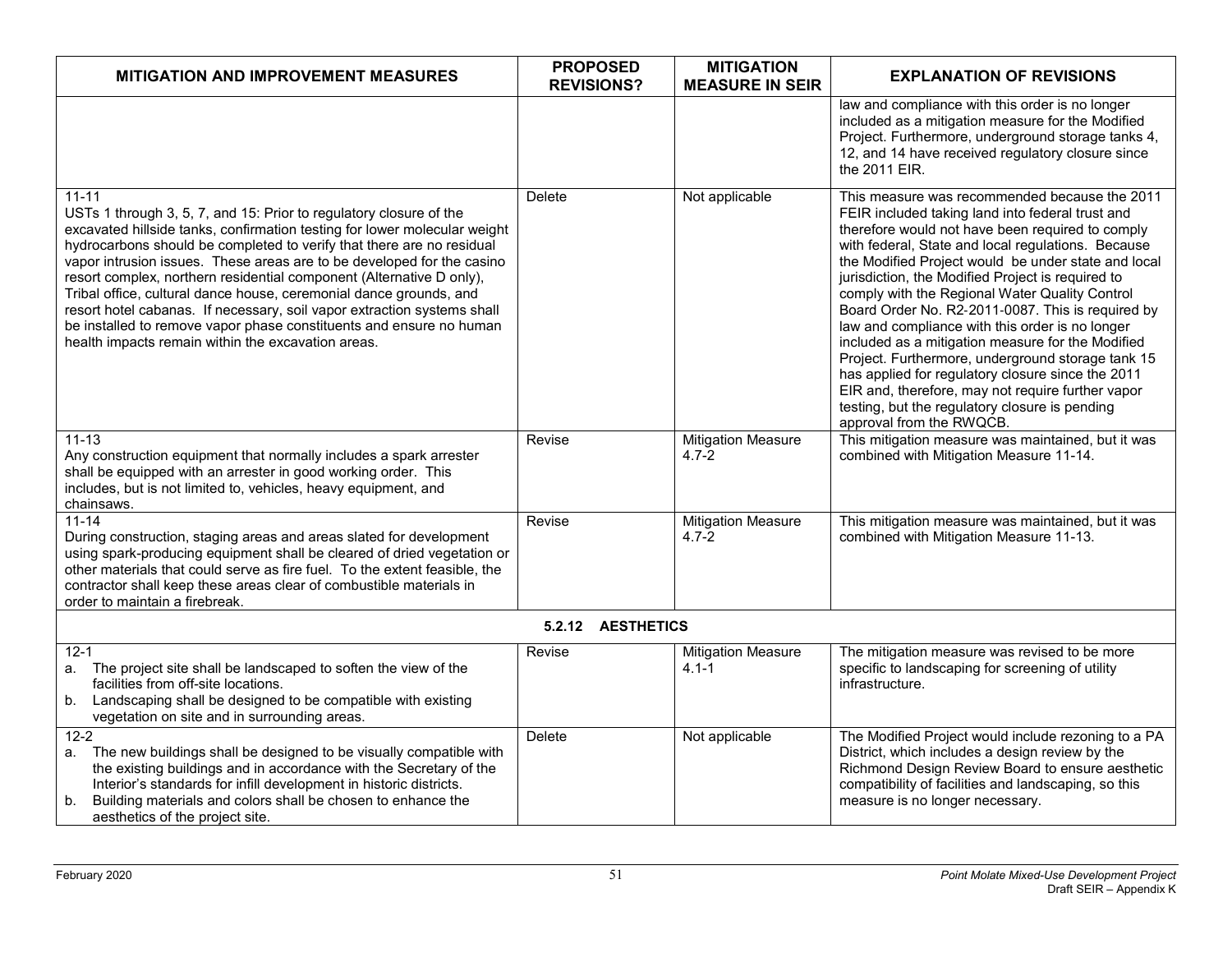| MITIGATION AND IMPROVEMENT MEASURES | PROPOSED REVISIONS? | MITIGATION MEASURE IN SEIR | EXPLANATION OF REVISIONS |
|---|---|---|---|
| | | | law and compliance with this order is no longer included as a mitigation measure for the Modified Project. Furthermore, underground storage tanks 4, 12, and 14 have received regulatory closure since the 2011 EIR. |
| 11-11<br>USTs 1 through 3, 5, 7, and 15: Prior to regulatory closure of the excavated hillside tanks, confirmation testing for lower molecular weight hydrocarbons should be completed to verify that there are no residual vapor intrusion issues. These areas are to be developed for the casino resort complex, northern residential component (Alternative D only), Tribal office, cultural dance house, ceremonial dance grounds, and resort hotel cabanas. If necessary, soil vapor extraction systems shall be installed to remove vapor phase constituents and ensure no human health impacts remain within the excavation areas. | Delete | Not applicable | This measure was recommended because the 2011 FEIR included taking land into federal trust and therefore would not have been required to comply with federal, State and local regulations. Because the Modified Project would be under state and local jurisdiction, the Modified Project is required to comply with the Regional Water Quality Control Board Order No. R2-2011-0087. This is required by law and compliance with this order is no longer included as a mitigation measure for the Modified Project. Furthermore, underground storage tank 15 has applied for regulatory closure since the 2011 EIR and, therefore, may not require further vapor testing, but the regulatory closure is pending approval from the RWQCB. |
| 11-13<br>Any construction equipment that normally includes a spark arrester shall be equipped with an arrester in good working order. This includes, but is not limited to, vehicles, heavy equipment, and chainsaws. | Revise | Mitigation Measure 4.7-2 | This mitigation measure was maintained, but it was combined with Mitigation Measure 11-14. |
| 11-14<br>During construction, staging areas and areas slated for development using spark-producing equipment shall be cleared of dried vegetation or other materials that could serve as fire fuel. To the extent feasible, the contractor shall keep these areas clear of combustible materials in order to maintain a firebreak. | Revise | Mitigation Measure 4.7-2 | This mitigation measure was maintained, but it was combined with Mitigation Measure 11-13. |
| **5.2.12 AESTHETICS** | | | |
| 12-1<br>a. The project site shall be landscaped to soften the view of the facilities from off-site locations.<br>b. Landscaping shall be designed to be compatible with existing vegetation on site and in surrounding areas. | Revise | Mitigation Measure 4.1-1 | The mitigation measure was revised to be more specific to landscaping for screening of utility infrastructure. |
| 12-2<br>a. The new buildings shall be designed to be visually compatible with the existing buildings and in accordance with the Secretary of the Interior's standards for infill development in historic districts.<br>b. Building materials and colors shall be chosen to enhance the aesthetics of the project site. | Delete | Not applicable | The Modified Project would include rezoning to a PA District, which includes a design review by the Richmond Design Review Board to ensure aesthetic compatibility of facilities and landscaping, so this measure is no longer necessary. |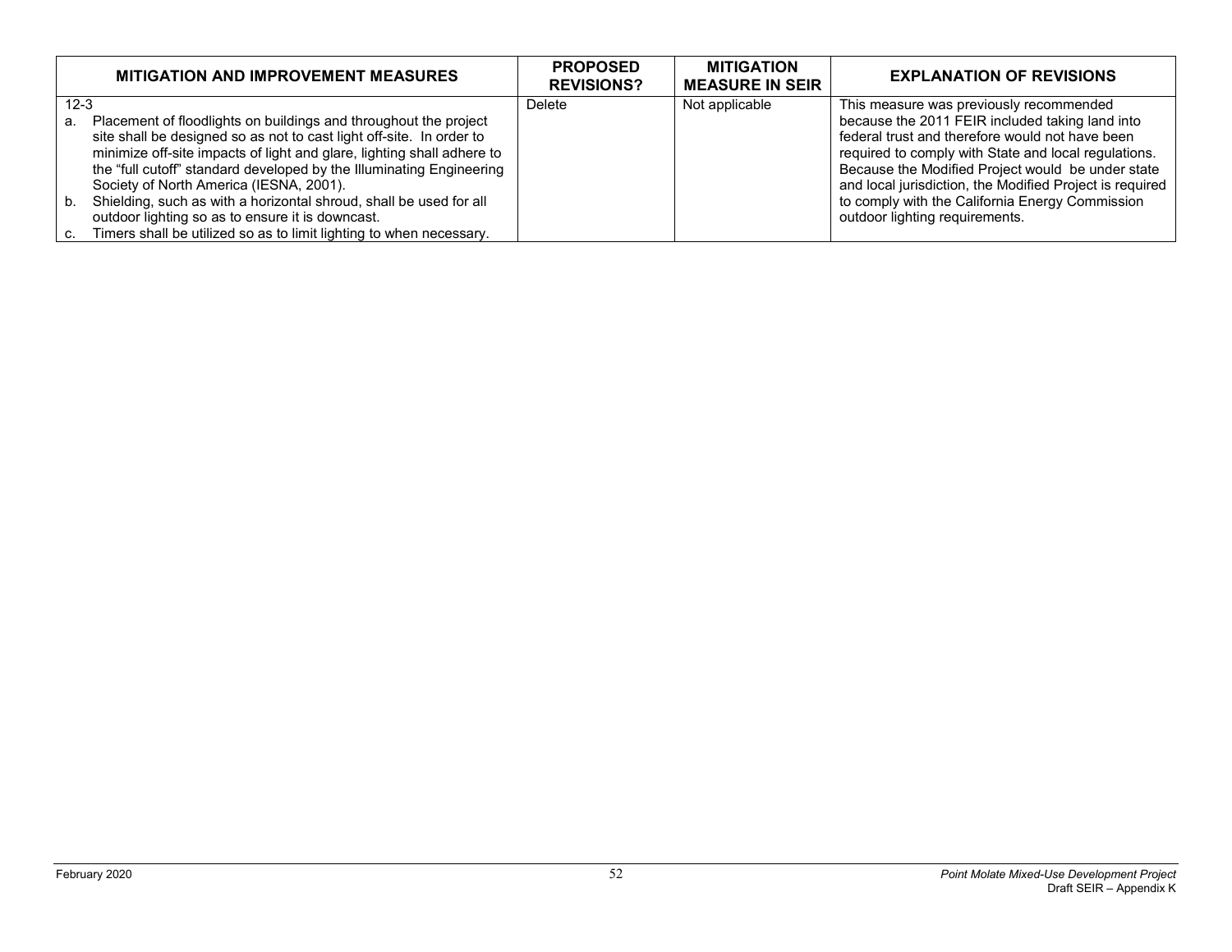| MITIGATION AND IMPROVEMENT MEASURES | PROPOSED REVISIONS? | MITIGATION MEASURE IN SEIR | EXPLANATION OF REVISIONS |
|---|---|---|---|
| 12-3<br>a. Placement of floodlights on buildings and throughout the project site shall be designed so as not to cast light off-site. In order to minimize off-site impacts of light and glare, lighting shall adhere to the "full cutoff" standard developed by the Illuminating Engineering Society of North America (IESNA, 2001).<br>b. Shielding, such as with a horizontal shroud, shall be used for all outdoor lighting so as to ensure it is downcast.<br>c. Timers shall be utilized so as to limit lighting to when necessary. | Delete | Not applicable | This measure was previously recommended because the 2011 FEIR included taking land into federal trust and therefore would not have been required to comply with State and local regulations. Because the Modified Project would be under state and local jurisdiction, the Modified Project is required to comply with the California Energy Commission outdoor lighting requirements. |